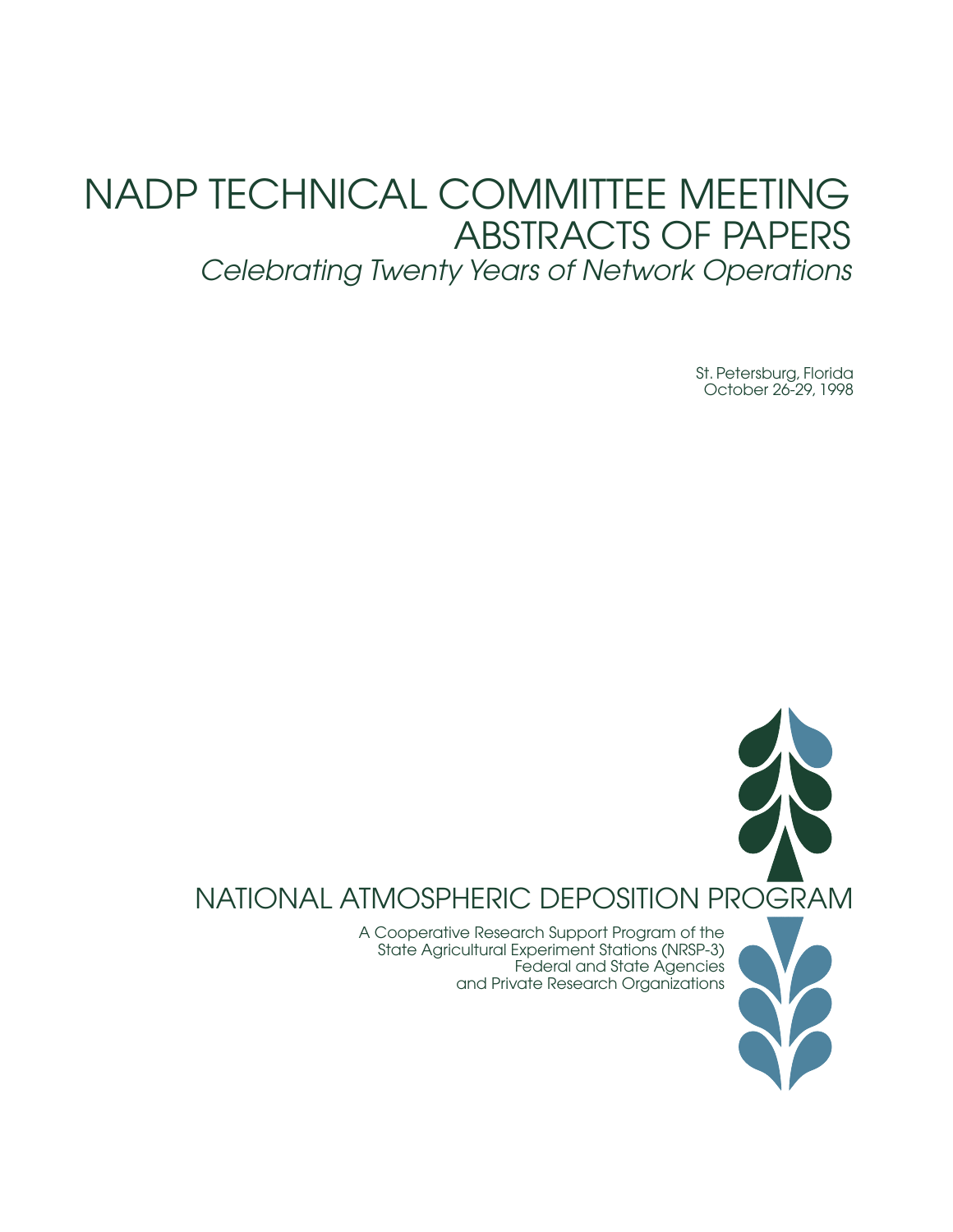# NADP TECHNICAL COMMITTEE MEETING
## ABSTRACTS OF PAPERS
*Celebrating Twenty Years of Network Operations*

St. Petersburg, Florida
October 26-29, 1998

## NATIONAL ATMOSPHERIC DEPOSITION PROGRAM

A Cooperative Research Support Program of the
State Agricultural Experiment Stations (NRSP-3)
Federal and State Agencies
and Private Research Organizations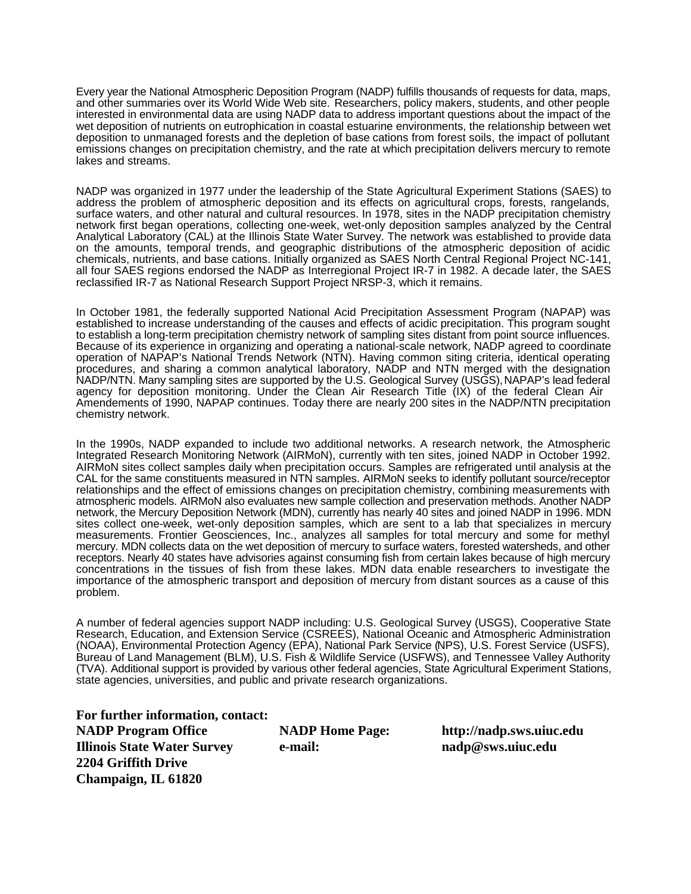Every year the National Atmospheric Deposition Program (NADP) fulfills thousands of requests for data, maps, and other summaries over its World Wide Web site. Researchers, policy makers, students, and other people interested in environmental data are using NADP data to address important questions about the impact of the wet deposition of nutrients on eutrophication in coastal estuarine environments, the relationship between wet deposition to unmanaged forests and the depletion of base cations from forest soils, the impact of pollutant emissions changes on precipitation chemistry, and the rate at which precipitation delivers mercury to remote lakes and streams.

NADP was organized in 1977 under the leadership of the State Agricultural Experiment Stations (SAES) to address the problem of atmospheric deposition and its effects on agricultural crops, forests, rangelands, surface waters, and other natural and cultural resources. In 1978, sites in the NADP precipitation chemistry network first began operations, collecting one-week, wet-only deposition samples analyzed by the Central Analytical Laboratory (CAL) at the Illinois State Water Survey. The network was established to provide data on the amounts, temporal trends, and geographic distributions of the atmospheric deposition of acidic chemicals, nutrients, and base cations. Initially organized as SAES North Central Regional Project NC-141, all four SAES regions endorsed the NADP as Interregional Project IR-7 in 1982. A decade later, the SAES reclassified IR-7 as National Research Support Project NRSP-3, which it remains.

In October 1981, the federally supported National Acid Precipitation Assessment Program (NAPAP) was established to increase understanding of the causes and effects of acidic precipitation. This program sought to establish a long-term precipitation chemistry network of sampling sites distant from point source influences. Because of its experience in organizing and operating a national-scale network, NADP agreed to coordinate operation of NAPAP's National Trends Network (NTN). Having common siting criteria, identical operating procedures, and sharing a common analytical laboratory, NADP and NTN merged with the designation NADP/NTN. Many sampling sites are supported by the U.S. Geological Survey (USGS), NAPAP's lead federal agency for deposition monitoring. Under the Clean Air Research Title (IX) of the federal Clean Air Amendements of 1990, NAPAP continues. Today there are nearly 200 sites in the NADP/NTN precipitation chemistry network.

In the 1990s, NADP expanded to include two additional networks. A research network, the Atmospheric Integrated Research Monitoring Network (AIRMoN), currently with ten sites, joined NADP in October 1992. AIRMoN sites collect samples daily when precipitation occurs. Samples are refrigerated until analysis at the CAL for the same constituents measured in NTN samples. AIRMoN seeks to identify pollutant source/receptor relationships and the effect of emissions changes on precipitation chemistry, combining measurements with atmospheric models. AIRMoN also evaluates new sample collection and preservation methods. Another NADP network, the Mercury Deposition Network (MDN), currently has nearly 40 sites and joined NADP in 1996. MDN sites collect one-week, wet-only deposition samples, which are sent to a lab that specializes in mercury measurements. Frontier Geosciences, Inc., analyzes all samples for total mercury and some for methyl mercury. MDN collects data on the wet deposition of mercury to surface waters, forested watersheds, and other receptors. Nearly 40 states have advisories against consuming fish from certain lakes because of high mercury concentrations in the tissues of fish from these lakes. MDN data enable researchers to investigate the importance of the atmospheric transport and deposition of mercury from distant sources as a cause of this problem.

A number of federal agencies support NADP including: U.S. Geological Survey (USGS), Cooperative State Research, Education, and Extension Service (CSREES), National Oceanic and Atmospheric Administration (NOAA), Environmental Protection Agency (EPA), National Park Service (NPS), U.S. Forest Service (USFS), Bureau of Land Management (BLM), U.S. Fish & Wildlife Service (USFWS), and Tennessee Valley Authority (TVA). Additional support is provided by various other federal agencies, State Agricultural Experiment Stations, state agencies, universities, and public and private research organizations.

**For further information, contact:**

**NADP Program Office**
**Illinois State Water Survey**
**2204 Griffith Drive**
**Champaign, IL 61820**

**NADP Home Page:** **http://nadp.sws.uiuc.edu**
**e-mail:** **nadp@sws.uiuc.edu**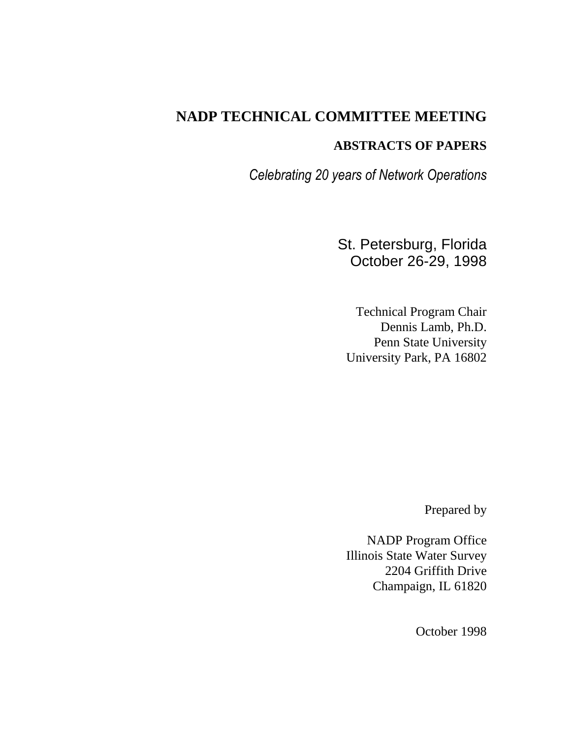# NADP TECHNICAL COMMITTEE MEETING

## ABSTRACTS OF PAPERS

*Celebrating 20 years of Network Operations*

St. Petersburg, Florida
October 26-29, 1998

Technical Program Chair
Dennis Lamb, Ph.D.
Penn State University
University Park, PA 16802

Prepared by

NADP Program Office
Illinois State Water Survey
2204 Griffith Drive
Champaign, IL 61820

October 1998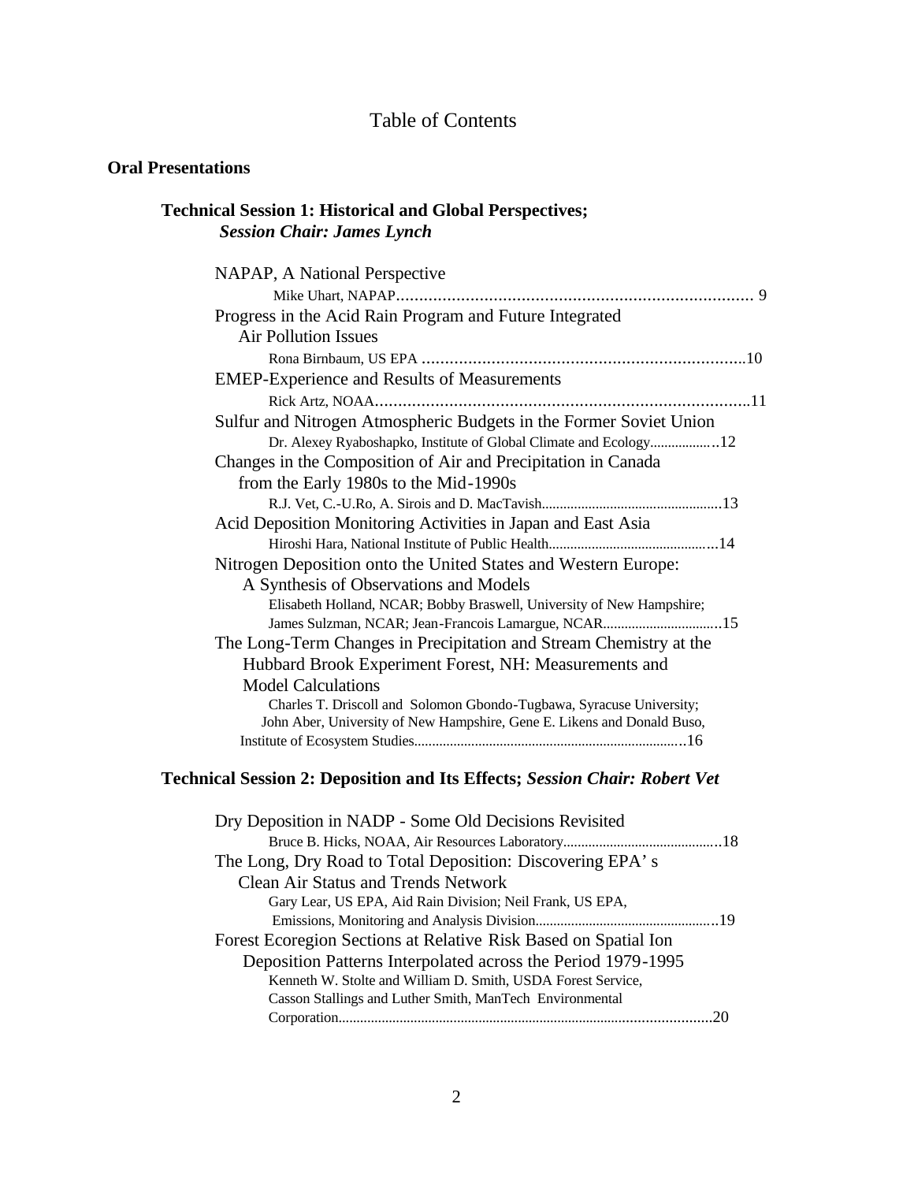# Table of Contents

## Oral Presentations

### Technical Session 1: Historical and Global Perspectives; *Session Chair: James Lynch*

NAPAP, A National Perspective
Mike Uhart, NAPAP............................................................................ 9

Progress in the Acid Rain Program and Future Integrated Air Pollution Issues
Rona Birnbaum, US EPA ......................................................................10

EMEP-Experience and Results of Measurements
Rick Artz, NOAA..................................................................................11

Sulfur and Nitrogen Atmospheric Budgets in the Former Soviet Union
Dr. Alexey Ryaboshapko, Institute of Global Climate and Ecology..................12

Changes in the Composition of Air and Precipitation in Canada from the Early 1980s to the Mid-1990s
R.J. Vet, C.-U.Ro, A. Sirois and D. MacTavish..................................................13

Acid Deposition Monitoring Activities in Japan and East Asia
Hiroshi Hara, National Institute of Public Health..............................................14

Nitrogen Deposition onto the United States and Western Europe: A Synthesis of Observations and Models
Elisabeth Holland, NCAR; Bobby Braswell, University of New Hampshire; James Sulzman, NCAR; Jean-Francois Lamargue, NCAR................................15

The Long-Term Changes in Precipitation and Stream Chemistry at the Hubbard Brook Experiment Forest, NH: Measurements and Model Calculations
Charles T. Driscoll and Solomon Gbondo-Tugbawa, Syracuse University; John Aber, University of New Hampshire, Gene E. Likens and Donald Buso, Institute of Ecosystem Studies...........................................................................16

### Technical Session 2: Deposition and Its Effects; *Session Chair: Robert Vet*

Dry Deposition in NADP - Some Old Decisions Revisited
Bruce B. Hicks, NOAA, Air Resources Laboratory...........................................18

The Long, Dry Road to Total Deposition: Discovering EPA' s Clean Air Status and Trends Network
Gary Lear, US EPA, Aid Rain Division; Neil Frank, US EPA, Emissions, Monitoring and Analysis Division..................................................19

Forest Ecoregion Sections at Relative Risk Based on Spatial Ion Deposition Patterns Interpolated across the Period 1979-1995
Kenneth W. Stolte and William D. Smith, USDA Forest Service, Casson Stallings and Luther Smith, ManTech Environmental Corporation.....................................................................................................20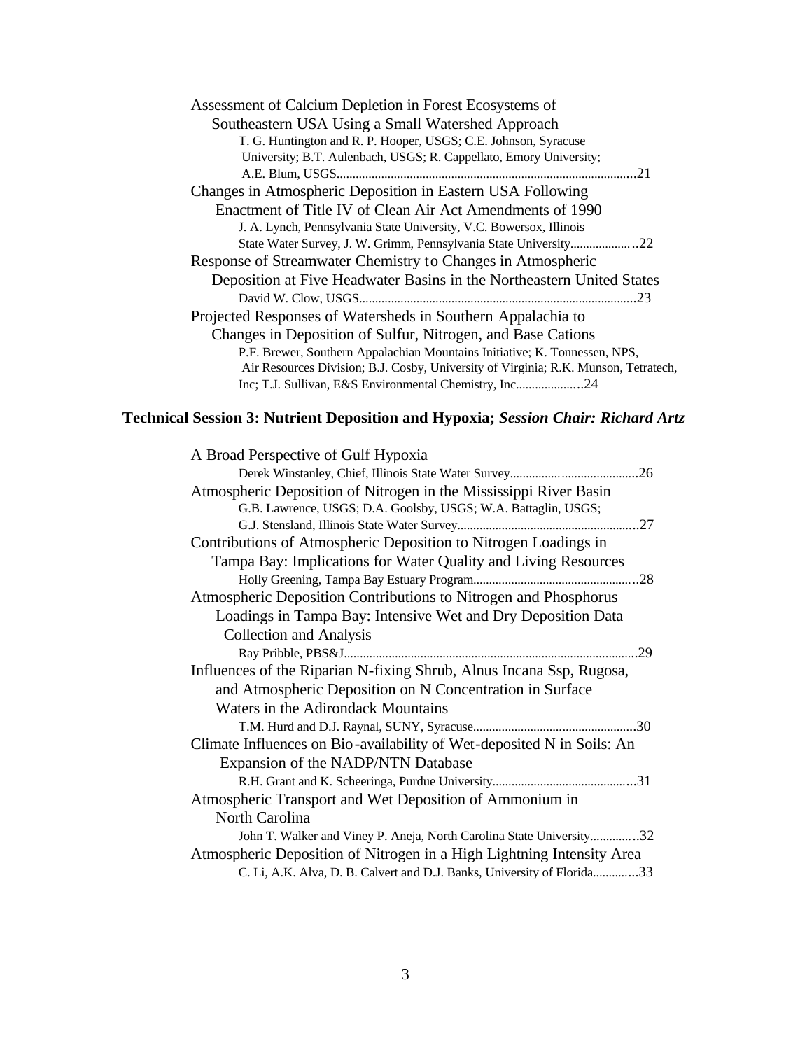Assessment of Calcium Depletion in Forest Ecosystems of Southeastern USA Using a Small Watershed Approach
T. G. Huntington and R. P. Hooper, USGS; C.E. Johnson, Syracuse University; B.T. Aulenbach, USGS; R. Cappellato, Emory University; A.E. Blum, USGS.............................................................................................21

Changes in Atmospheric Deposition in Eastern USA Following Enactment of Title IV of Clean Air Act Amendments of 1990
J. A. Lynch, Pennsylvania State University, V.C. Bowersox, Illinois State Water Survey, J. W. Grimm, Pennsylvania State University....................22

Response of Streamwater Chemistry to Changes in Atmospheric Deposition at Five Headwater Basins in the Northeastern United States
David W. Clow, USGS.......................................................................................23

Projected Responses of Watersheds in Southern Appalachia to Changes in Deposition of Sulfur, Nitrogen, and Base Cations
P.F. Brewer, Southern Appalachian Mountains Initiative; K. Tonnessen, NPS, Air Resources Division; B.J. Cosby, University of Virginia; R.K. Munson, Tetratech, Inc; T.J. Sullivan, E&S Environmental Chemistry, Inc.....................24

## Technical Session 3: Nutrient Deposition and Hypoxia; *Session Chair: Richard Artz*

A Broad Perspective of Gulf Hypoxia
Derek Winstanley, Chief, Illinois State Water Survey........................................26

Atmospheric Deposition of Nitrogen in the Mississippi River Basin
G.B. Lawrence, USGS; D.A. Goolsby, USGS; W.A. Battaglin, USGS; G.J. Stensland, Illinois State Water Survey.........................................................27

Contributions of Atmospheric Deposition to Nitrogen Loadings in Tampa Bay: Implications for Water Quality and Living Resources
Holly Greening, Tampa Bay Estuary Program...................................................28

Atmospheric Deposition Contributions to Nitrogen and Phosphorus Loadings in Tampa Bay: Intensive Wet and Dry Deposition Data Collection and Analysis
Ray Pribble, PBS&J............................................................................................29

Influences of the Riparian N-fixing Shrub, Alnus Incana Ssp, Rugosa, and Atmospheric Deposition on N Concentration in Surface Waters in the Adirondack Mountains
T.M. Hurd and D.J. Raynal, SUNY, Syracuse...................................................30

Climate Influences on Bio-availability of Wet-deposited N in Soils: An Expansion of the NADP/NTN Database
R.H. Grant and K. Scheeringa, Purdue University.............................................31

Atmospheric Transport and Wet Deposition of Ammonium in North Carolina
John T. Walker and Viney P. Aneja, North Carolina State University..............32

Atmospheric Deposition of Nitrogen in a High Lightning Intensity Area
C. Li, A.K. Alva, D. B. Calvert and D.J. Banks, University of Florida..............33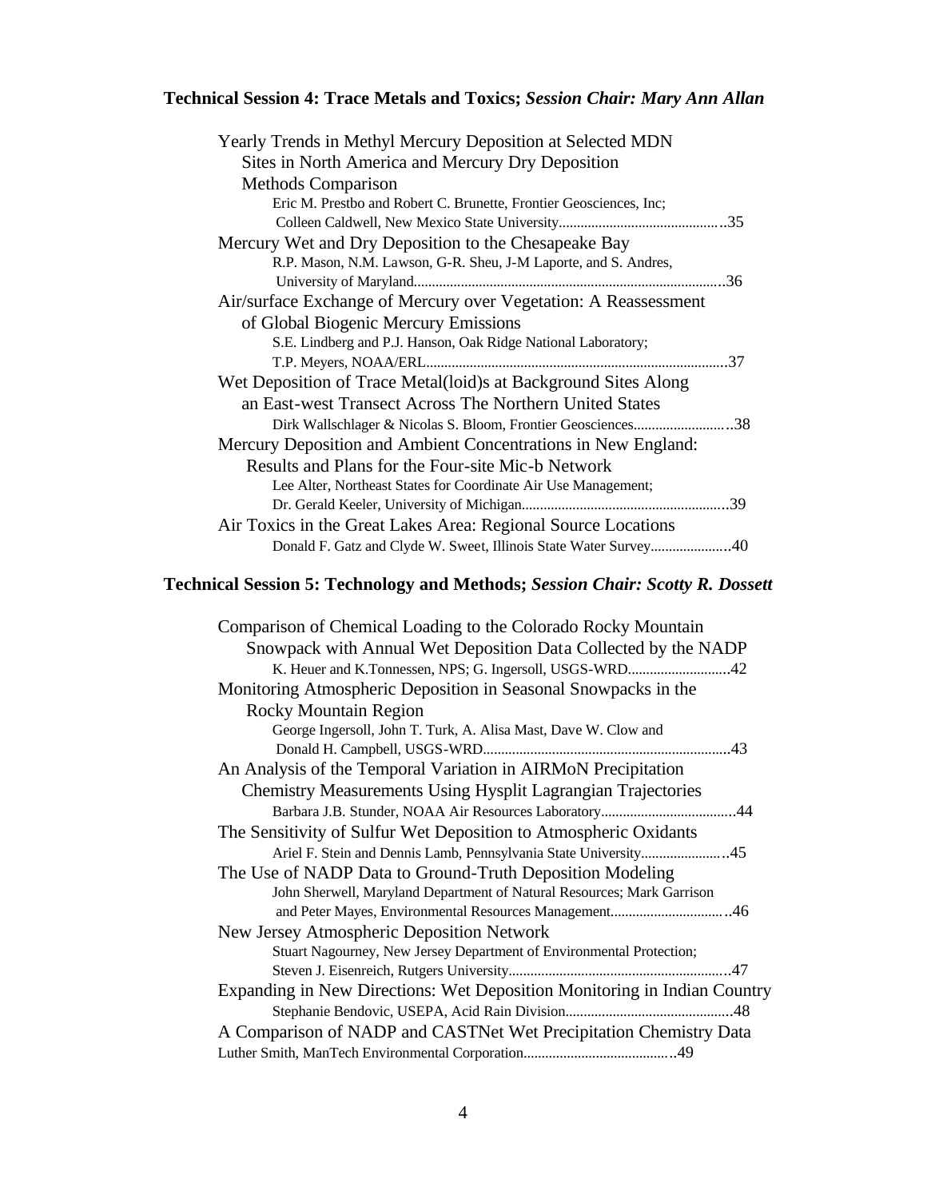## Technical Session 4: Trace Metals and Toxics; *Session Chair: Mary Ann Allan*

Yearly Trends in Methyl Mercury Deposition at Selected MDN Sites in North America and Mercury Dry Deposition Methods Comparison
Eric M. Prestbo and Robert C. Brunette, Frontier Geosciences, Inc; Colleen Caldwell, New Mexico State University..........................................35

Mercury Wet and Dry Deposition to the Chesapeake Bay
R.P. Mason, N.M. Lawson, G-R. Sheu, J-M Laporte, and S. Andres, University of Maryland..................................................................................36

Air/surface Exchange of Mercury over Vegetation: A Reassessment of Global Biogenic Mercury Emissions
S.E. Lindberg and P.J. Hanson, Oak Ridge National Laboratory; T.P. Meyers, NOAA/ERL................................................................................37

Wet Deposition of Trace Metal(loid)s at Background Sites Along an East-west Transect Across The Northern United States
Dirk Wallschlager & Nicolas S. Bloom, Frontier Geosciences..........................38

Mercury Deposition and Ambient Concentrations in New England: Results and Plans for the Four-site Mic-b Network
Lee Alter, Northeast States for Coordinate Air Use Management; Dr. Gerald Keeler, University of Michigan.......................................................39

Air Toxics in the Great Lakes Area: Regional Source Locations
Donald F. Gatz and Clyde W. Sweet, Illinois State Water Survey.....................40

## Technical Session 5: Technology and Methods; *Session Chair: Scotty R. Dossett*

Comparison of Chemical Loading to the Colorado Rocky Mountain Snowpack with Annual Wet Deposition Data Collected by the NADP
K. Heuer and K.Tonnessen, NPS; G. Ingersoll, USGS-WRD...........................42

Monitoring Atmospheric Deposition in Seasonal Snowpacks in the Rocky Mountain Region
George Ingersoll, John T. Turk, A. Alisa Mast, Dave W. Clow and Donald H. Campbell, USGS-WRD..................................................................43

An Analysis of the Temporal Variation in AIRMoN Precipitation Chemistry Measurements Using Hysplit Lagrangian Trajectories
Barbara J.B. Stunder, NOAA Air Resources Laboratory....................................44

The Sensitivity of Sulfur Wet Deposition to Atmospheric Oxidants
Ariel F. Stein and Dennis Lamb, Pennsylvania State University.......................45

The Use of NADP Data to Ground-Truth Deposition Modeling
John Sherwell, Maryland Department of Natural Resources; Mark Garrison and Peter Mayes, Environmental Resources Management...............................46

New Jersey Atmospheric Deposition Network
Stuart Nagourney, New Jersey Department of Environmental Protection; Steven J. Eisenreich, Rutgers University............................................................47

Expanding in New Directions: Wet Deposition Monitoring in Indian Country
Stephanie Bendovic, USEPA, Acid Rain Division.............................................48

A Comparison of NADP and CASTNet Wet Precipitation Chemistry Data
Luther Smith, ManTech Environmental Corporation.........................................49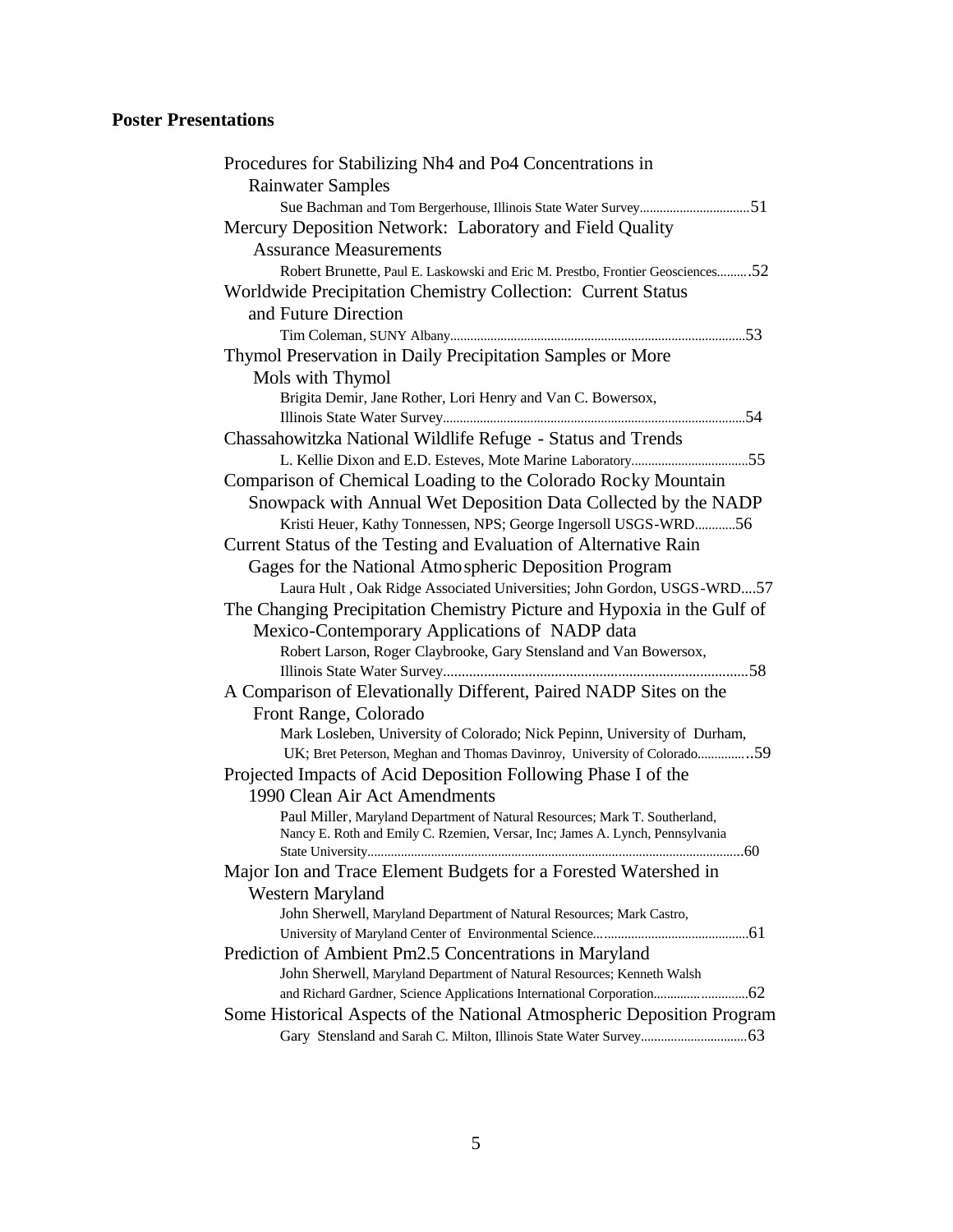## Poster Presentations

Procedures for Stabilizing Nh4 and Po4 Concentrations in Rainwater Samples
Sue Bachman and Tom Bergerhouse, Illinois State Water Survey................................51

Mercury Deposition Network: Laboratory and Field Quality Assurance Measurements
Robert Brunette, Paul E. Laskowski and Eric M. Prestbo, Frontier Geosciences..........52

Worldwide Precipitation Chemistry Collection: Current Status and Future Direction
Tim Coleman, SUNY Albany.......................................................................................53

Thymol Preservation in Daily Precipitation Samples or More Mols with Thymol
Brigita Demir, Jane Rother, Lori Henry and Van C. Bowersox, Illinois State Water Survey.........................................................................................54

Chassahowitzka National Wildlife Refuge - Status and Trends
L. Kellie Dixon and E.D. Esteves, Mote Marine Laboratory..................................55

Comparison of Chemical Loading to the Colorado Rocky Mountain Snowpack with Annual Wet Deposition Data Collected by the NADP
Kristi Heuer, Kathy Tonnessen, NPS; George Ingersoll USGS-WRD............56

Current Status of the Testing and Evaluation of Alternative Rain Gages for the National Atmospheric Deposition Program
Laura Hult , Oak Ridge Associated Universities; John Gordon, USGS-WRD....57

The Changing Precipitation Chemistry Picture and Hypoxia in the Gulf of Mexico-Contemporary Applications of NADP data
Robert Larson, Roger Claybrooke, Gary Stensland and Van Bowersox, Illinois State Water Survey..................................................................................58

A Comparison of Elevationally Different, Paired NADP Sites on the Front Range, Colorado
Mark Losleben, University of Colorado; Nick Pepinn, University of Durham, UK; Bret Peterson, Meghan and Thomas Davinroy, University of Colorado..............59

Projected Impacts of Acid Deposition Following Phase I of the 1990 Clean Air Act Amendments
Paul Miller, Maryland Department of Natural Resources; Mark T. Southerland, Nancy E. Roth and Emily C. Rzemien, Versar, Inc; James A. Lynch, Pennsylvania State University.............................................................................................................60

Major Ion and Trace Element Budgets for a Forested Watershed in Western Maryland
John Sherwell, Maryland Department of Natural Resources; Mark Castro, University of Maryland Center of Environmental Science...........................................61

Prediction of Ambient Pm2.5 Concentrations in Maryland
John Sherwell, Maryland Department of Natural Resources; Kenneth Walsh and Richard Gardner, Science Applications International Corporation.............................62

Some Historical Aspects of the National Atmospheric Deposition Program
Gary Stensland and Sarah C. Milton, Illinois State Water Survey...............................63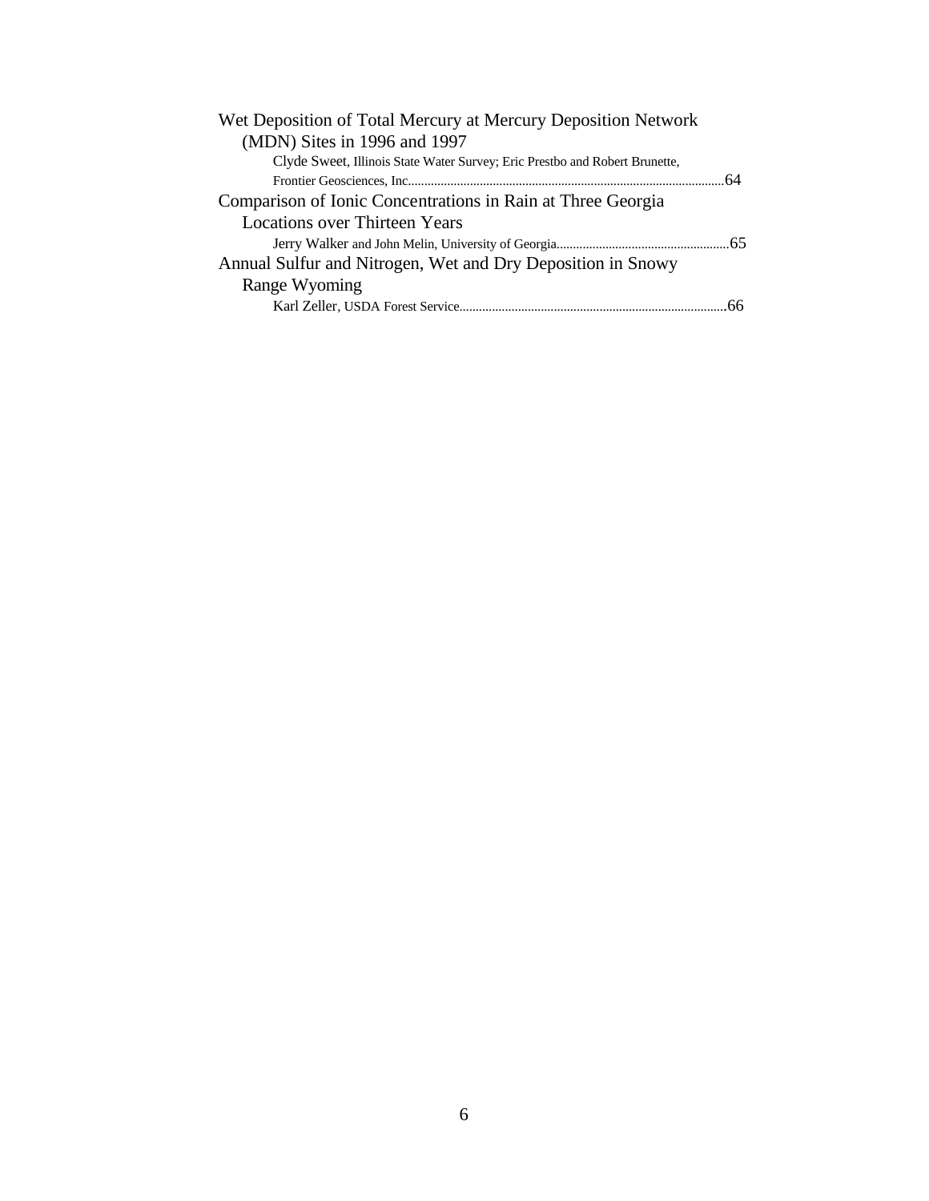Wet Deposition of Total Mercury at Mercury Deposition Network (MDN) Sites in 1996 and 1997

Clyde Sweet, Illinois State Water Survey; Eric Prestbo and Robert Brunette, Frontier Geosciences, Inc. ....... 64

Comparison of Ionic Concentrations in Rain at Three Georgia Locations over Thirteen Years

Jerry Walker and John Melin, University of Georgia ....... 65

Annual Sulfur and Nitrogen, Wet and Dry Deposition in Snowy Range Wyoming

Karl Zeller, USDA Forest Service ....... 66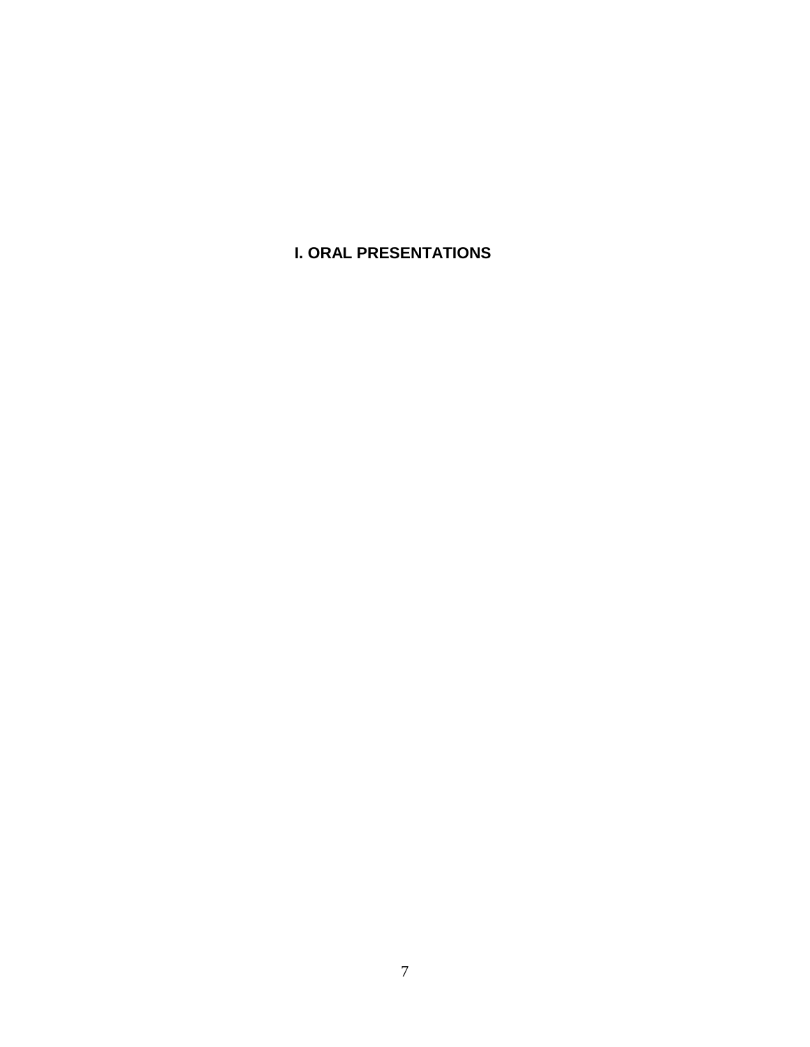# I. ORAL PRESENTATIONS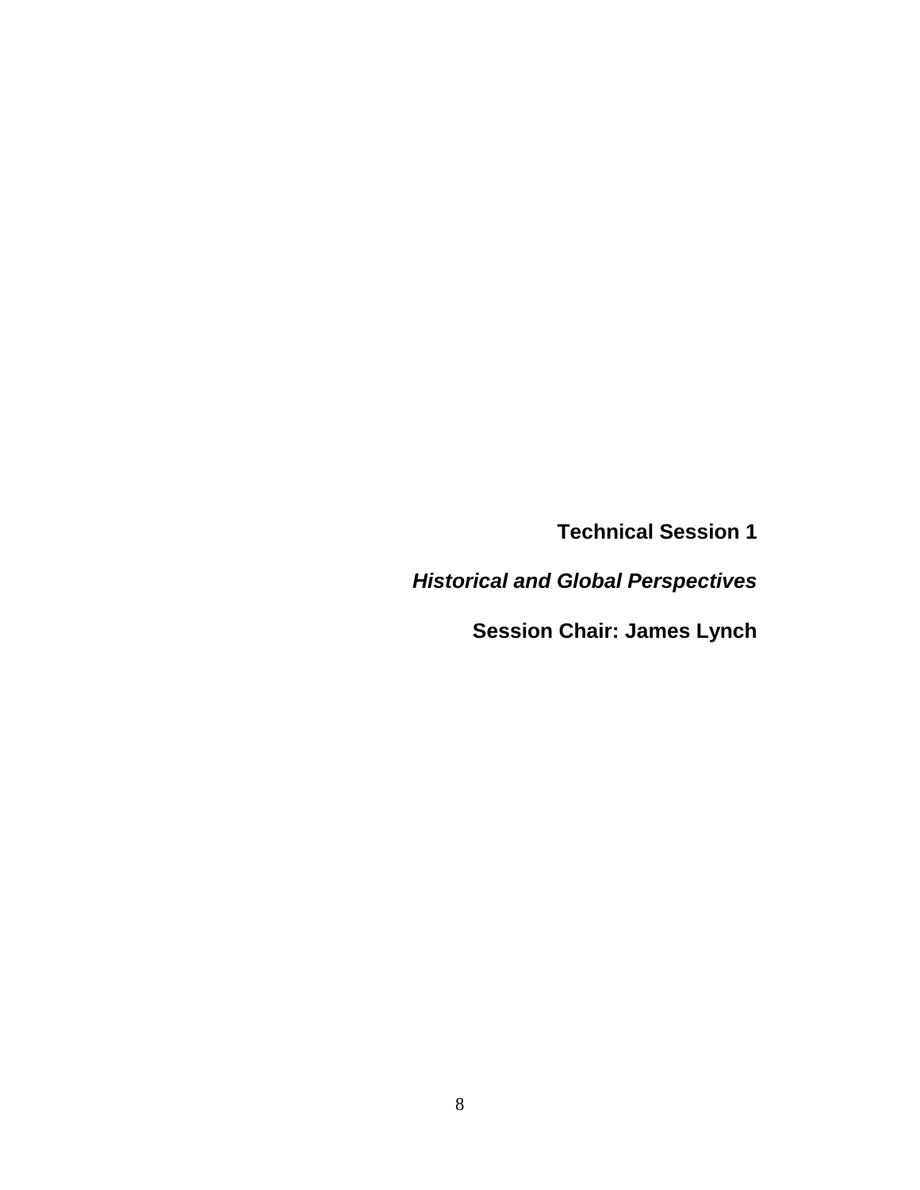# Technical Session 1

## *Historical and Global Perspectives*

**Session Chair: James Lynch**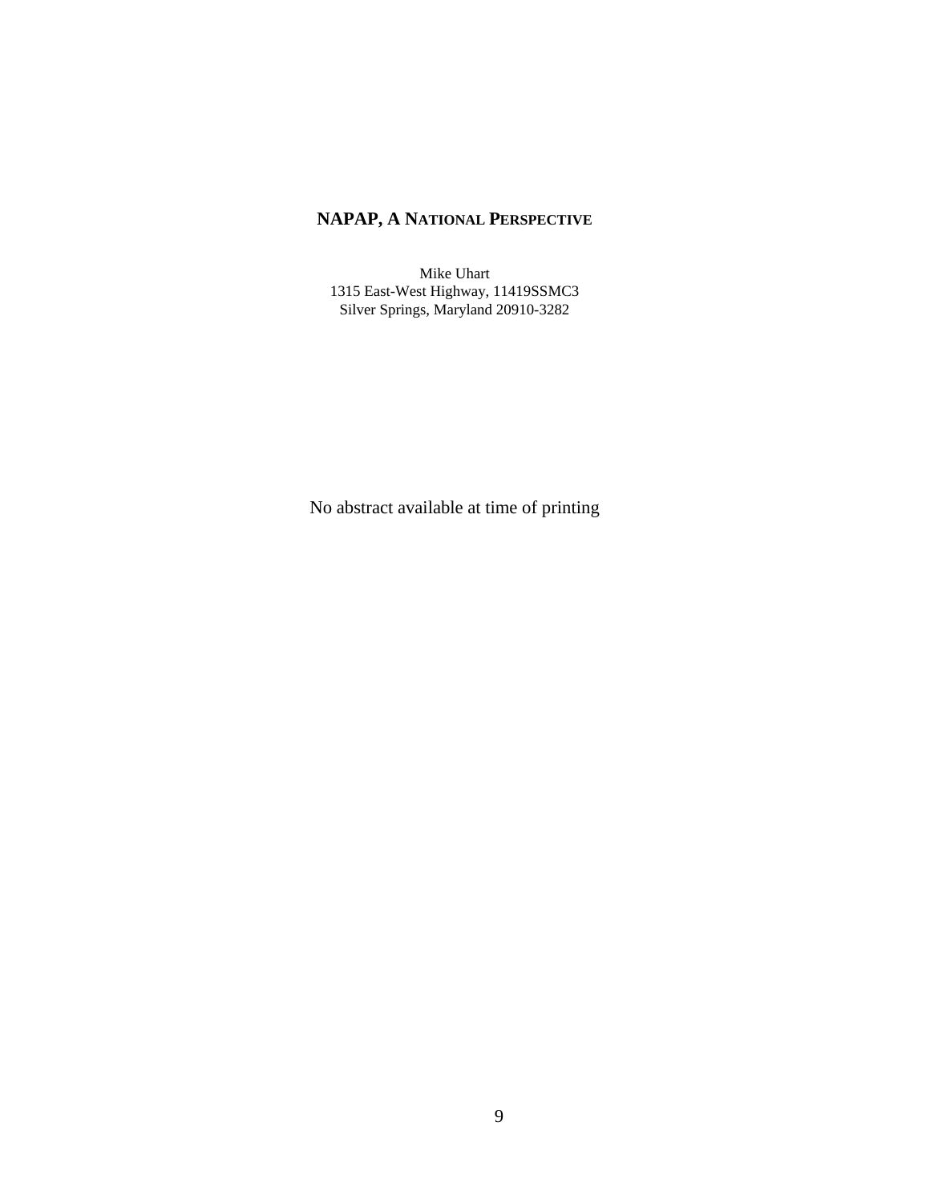## NAPAP, A NATIONAL PERSPECTIVE

Mike Uhart
1315 East-West Highway, 11419SSMC3
Silver Springs, Maryland 20910-3282

No abstract available at time of printing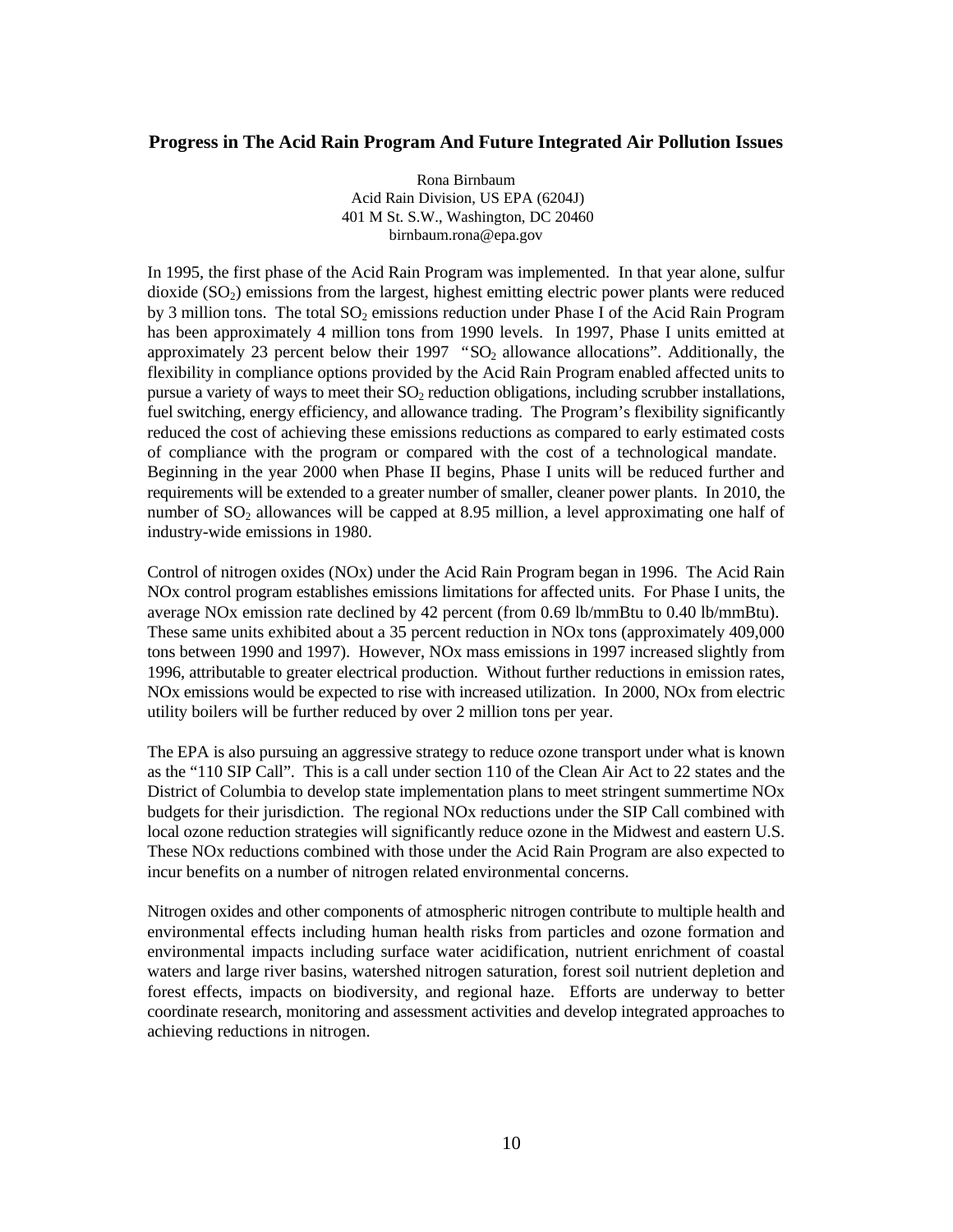## Progress in The Acid Rain Program And Future Integrated Air Pollution Issues

Rona Birnbaum
Acid Rain Division, US EPA (6204J)
401 M St. S.W., Washington, DC 20460
birnbaum.rona@epa.gov

In 1995, the first phase of the Acid Rain Program was implemented. In that year alone, sulfur dioxide ($SO_2$) emissions from the largest, highest emitting electric power plants were reduced by 3 million tons. The total $SO_2$ emissions reduction under Phase I of the Acid Rain Program has been approximately 4 million tons from 1990 levels. In 1997, Phase I units emitted at approximately 23 percent below their 1997 "$SO_2$ allowance allocations". Additionally, the flexibility in compliance options provided by the Acid Rain Program enabled affected units to pursue a variety of ways to meet their $SO_2$ reduction obligations, including scrubber installations, fuel switching, energy efficiency, and allowance trading. The Program's flexibility significantly reduced the cost of achieving these emissions reductions as compared to early estimated costs of compliance with the program or compared with the cost of a technological mandate. Beginning in the year 2000 when Phase II begins, Phase I units will be reduced further and requirements will be extended to a greater number of smaller, cleaner power plants. In 2010, the number of $SO_2$ allowances will be capped at 8.95 million, a level approximating one half of industry-wide emissions in 1980.

Control of nitrogen oxides (NOx) under the Acid Rain Program began in 1996. The Acid Rain NOx control program establishes emissions limitations for affected units. For Phase I units, the average NOx emission rate declined by 42 percent (from 0.69 lb/mmBtu to 0.40 lb/mmBtu). These same units exhibited about a 35 percent reduction in NOx tons (approximately 409,000 tons between 1990 and 1997). However, NOx mass emissions in 1997 increased slightly from 1996, attributable to greater electrical production. Without further reductions in emission rates, NOx emissions would be expected to rise with increased utilization. In 2000, NOx from electric utility boilers will be further reduced by over 2 million tons per year.

The EPA is also pursuing an aggressive strategy to reduce ozone transport under what is known as the "110 SIP Call". This is a call under section 110 of the Clean Air Act to 22 states and the District of Columbia to develop state implementation plans to meet stringent summertime NOx budgets for their jurisdiction. The regional NOx reductions under the SIP Call combined with local ozone reduction strategies will significantly reduce ozone in the Midwest and eastern U.S. These NOx reductions combined with those under the Acid Rain Program are also expected to incur benefits on a number of nitrogen related environmental concerns.

Nitrogen oxides and other components of atmospheric nitrogen contribute to multiple health and environmental effects including human health risks from particles and ozone formation and environmental impacts including surface water acidification, nutrient enrichment of coastal waters and large river basins, watershed nitrogen saturation, forest soil nutrient depletion and forest effects, impacts on biodiversity, and regional haze. Efforts are underway to better coordinate research, monitoring and assessment activities and develop integrated approaches to achieving reductions in nitrogen.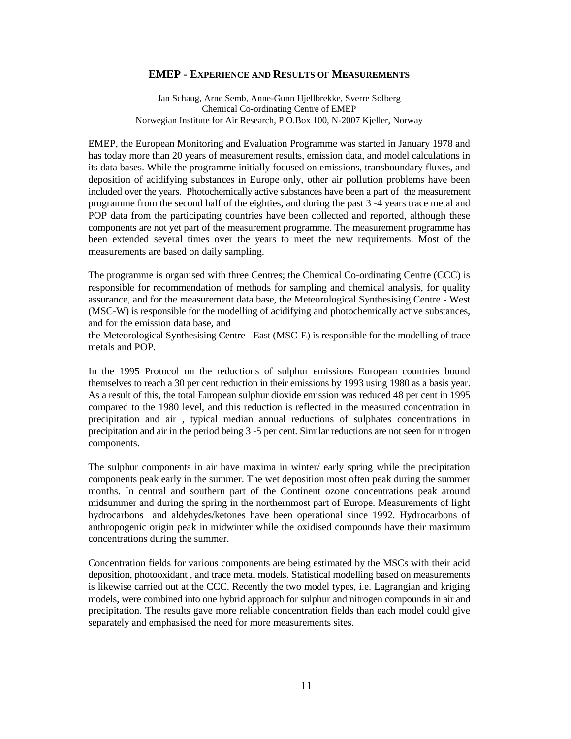## EMEP - EXPERIENCE AND RESULTS OF MEASUREMENTS

Jan Schaug, Arne Semb, Anne-Gunn Hjellbrekke, Sverre Solberg
Chemical Co-ordinating Centre of EMEP
Norwegian Institute for Air Research, P.O.Box 100, N-2007 Kjeller, Norway

EMEP, the European Monitoring and Evaluation Programme was started in January 1978 and has today more than 20 years of measurement results, emission data, and model calculations in its data bases. While the programme initially focused on emissions, transboundary fluxes, and deposition of acidifying substances in Europe only, other air pollution problems have been included over the years. Photochemically active substances have been a part of the measurement programme from the second half of the eighties, and during the past 3 -4 years trace metal and POP data from the participating countries have been collected and reported, although these components are not yet part of the measurement programme. The measurement programme has been extended several times over the years to meet the new requirements. Most of the measurements are based on daily sampling.

The programme is organised with three Centres; the Chemical Co-ordinating Centre (CCC) is responsible for recommendation of methods for sampling and chemical analysis, for quality assurance, and for the measurement data base, the Meteorological Synthesising Centre - West (MSC-W) is responsible for the modelling of acidifying and photochemically active substances, and for the emission data base, and
the Meteorological Synthesising Centre - East (MSC-E) is responsible for the modelling of trace metals and POP.

In the 1995 Protocol on the reductions of sulphur emissions European countries bound themselves to reach a 30 per cent reduction in their emissions by 1993 using 1980 as a basis year. As a result of this, the total European sulphur dioxide emission was reduced 48 per cent in 1995 compared to the 1980 level, and this reduction is reflected in the measured concentration in precipitation and air , typical median annual reductions of sulphates concentrations in precipitation and air in the period being 3 -5 per cent. Similar reductions are not seen for nitrogen components.

The sulphur components in air have maxima in winter/ early spring while the precipitation components peak early in the summer. The wet deposition most often peak during the summer months. In central and southern part of the Continent ozone concentrations peak around midsummer and during the spring in the northernmost part of Europe. Measurements of light hydrocarbons and aldehydes/ketones have been operational since 1992. Hydrocarbons of anthropogenic origin peak in midwinter while the oxidised compounds have their maximum concentrations during the summer.

Concentration fields for various components are being estimated by the MSCs with their acid deposition, photooxidant , and trace metal models. Statistical modelling based on measurements is likewise carried out at the CCC. Recently the two model types, i.e. Lagrangian and kriging models, were combined into one hybrid approach for sulphur and nitrogen compounds in air and precipitation. The results gave more reliable concentration fields than each model could give separately and emphasised the need for more measurements sites.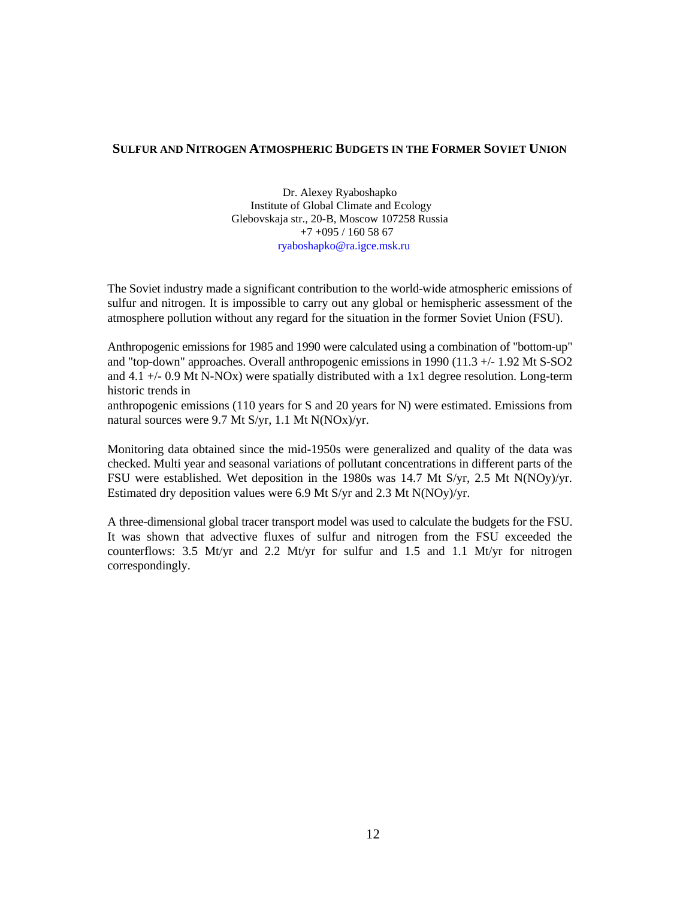## SULFUR AND NITROGEN ATMOSPHERIC BUDGETS IN THE FORMER SOVIET UNION

Dr. Alexey Ryaboshapko
Institute of Global Climate and Ecology
Glebovskaja str., 20-B, Moscow 107258 Russia
+7 +095 / 160 58 67
ryaboshapko@ra.igce.msk.ru

The Soviet industry made a significant contribution to the world-wide atmospheric emissions of sulfur and nitrogen. It is impossible to carry out any global or hemispheric assessment of the atmosphere pollution without any regard for the situation in the former Soviet Union (FSU).

Anthropogenic emissions for 1985 and 1990 were calculated using a combination of "bottom-up" and "top-down" approaches. Overall anthropogenic emissions in 1990 (11.3 +/- 1.92 Mt S-$SO_2$ and 4.1 +/- 0.9 Mt N-$NO_x$) were spatially distributed with a 1x1 degree resolution. Long-term historic trends in anthropogenic emissions (110 years for S and 20 years for N) were estimated. Emissions from natural sources were 9.7 Mt S/yr, 1.1 Mt N($NO_x$)/yr.

Monitoring data obtained since the mid-1950s were generalized and quality of the data was checked. Multi year and seasonal variations of pollutant concentrations in different parts of the FSU were established. Wet deposition in the 1980s was 14.7 Mt S/yr, 2.5 Mt N($NO_y$)/yr. Estimated dry deposition values were 6.9 Mt S/yr and 2.3 Mt N($NO_y$)/yr.

A three-dimensional global tracer transport model was used to calculate the budgets for the FSU. It was shown that advective fluxes of sulfur and nitrogen from the FSU exceeded the counterflows: 3.5 Mt/yr and 2.2 Mt/yr for sulfur and 1.5 and 1.1 Mt/yr for nitrogen correspondingly.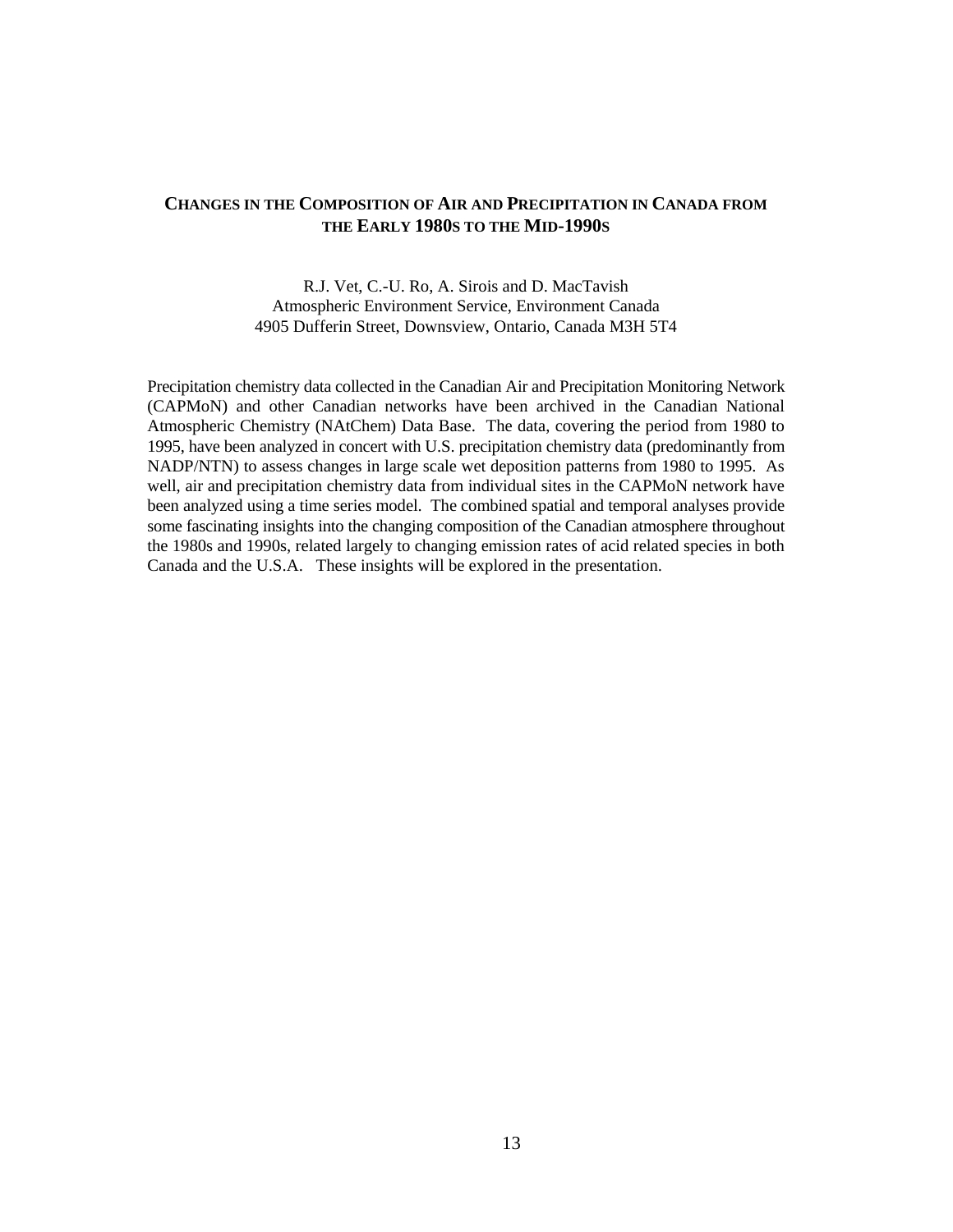## CHANGES IN THE COMPOSITION OF AIR AND PRECIPITATION IN CANADA FROM THE EARLY 1980S TO THE MID-1990S

R.J. Vet, C.-U. Ro, A. Sirois and D. MacTavish
Atmospheric Environment Service, Environment Canada
4905 Dufferin Street, Downsview, Ontario, Canada M3H 5T4

Precipitation chemistry data collected in the Canadian Air and Precipitation Monitoring Network (CAPMoN) and other Canadian networks have been archived in the Canadian National Atmospheric Chemistry (NAtChem) Data Base. The data, covering the period from 1980 to 1995, have been analyzed in concert with U.S. precipitation chemistry data (predominantly from NADP/NTN) to assess changes in large scale wet deposition patterns from 1980 to 1995. As well, air and precipitation chemistry data from individual sites in the CAPMoN network have been analyzed using a time series model. The combined spatial and temporal analyses provide some fascinating insights into the changing composition of the Canadian atmosphere throughout the 1980s and 1990s, related largely to changing emission rates of acid related species in both Canada and the U.S.A. These insights will be explored in the presentation.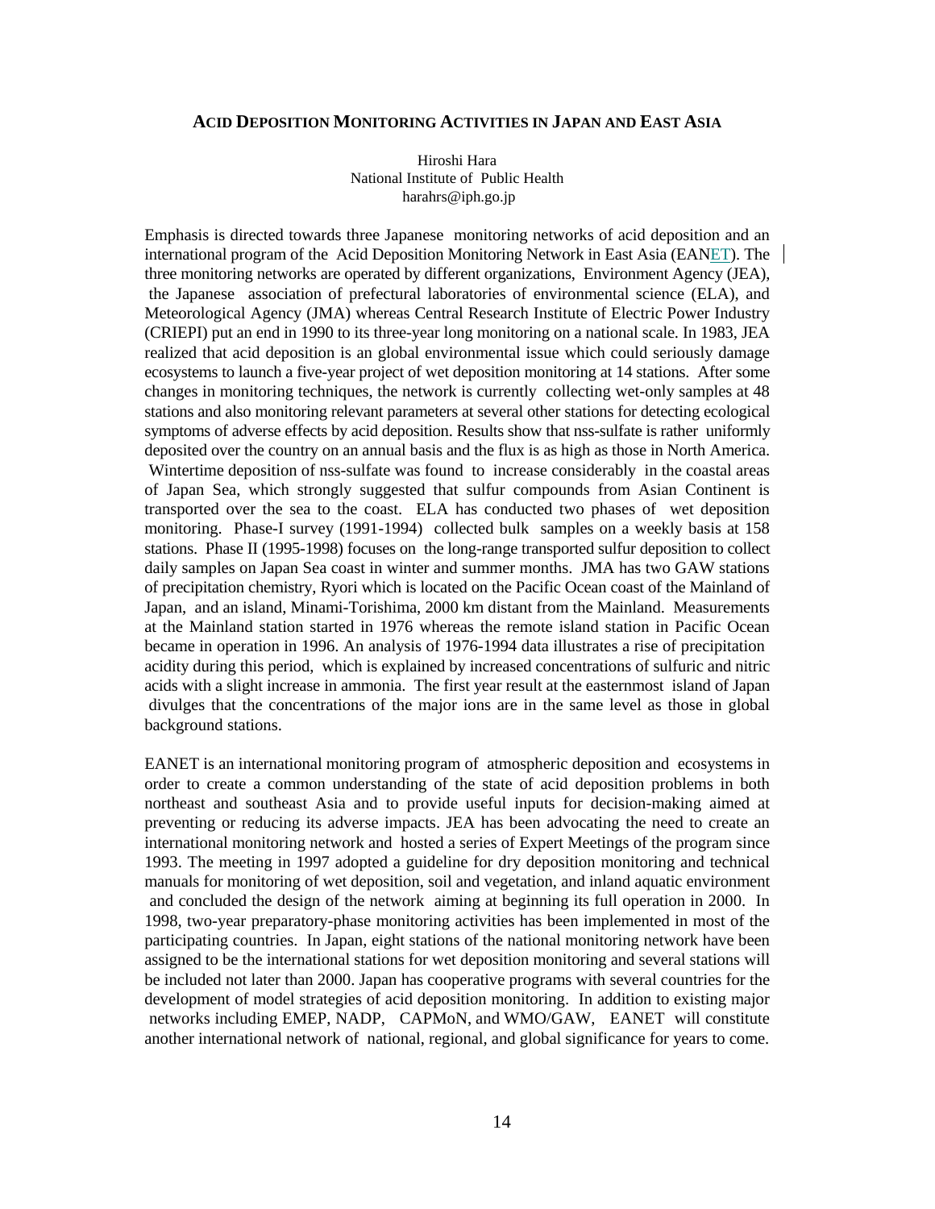## ACID DEPOSITION MONITORING ACTIVITIES IN JAPAN AND EAST ASIA

Hiroshi Hara  
National Institute of Public Health  
harahrs@iph.go.jp

Emphasis is directed towards three Japanese monitoring networks of acid deposition and an international program of the Acid Deposition Monitoring Network in East Asia (EANET). The three monitoring networks are operated by different organizations, Environment Agency (JEA), the Japanese association of prefectural laboratories of environmental science (ELA), and Meteorological Agency (JMA) whereas Central Research Institute of Electric Power Industry (CRIEPI) put an end in 1990 to its three-year long monitoring on a national scale. In 1983, JEA realized that acid deposition is an global environmental issue which could seriously damage ecosystems to launch a five-year project of wet deposition monitoring at 14 stations. After some changes in monitoring techniques, the network is currently collecting wet-only samples at 48 stations and also monitoring relevant parameters at several other stations for detecting ecological symptoms of adverse effects by acid deposition. Results show that nss-sulfate is rather uniformly deposited over the country on an annual basis and the flux is as high as those in North America. Wintertime deposition of nss-sulfate was found to increase considerably in the coastal areas of Japan Sea, which strongly suggested that sulfur compounds from Asian Continent is transported over the sea to the coast. ELA has conducted two phases of wet deposition monitoring. Phase-I survey (1991-1994) collected bulk samples on a weekly basis at 158 stations. Phase II (1995-1998) focuses on the long-range transported sulfur deposition to collect daily samples on Japan Sea coast in winter and summer months. JMA has two GAW stations of precipitation chemistry, Ryori which is located on the Pacific Ocean coast of the Mainland of Japan, and an island, Minami-Torishima, 2000 km distant from the Mainland. Measurements at the Mainland station started in 1976 whereas the remote island station in Pacific Ocean became in operation in 1996. An analysis of 1976-1994 data illustrates a rise of precipitation acidity during this period, which is explained by increased concentrations of sulfuric and nitric acids with a slight increase in ammonia. The first year result at the easternmost island of Japan divulges that the concentrations of the major ions are in the same level as those in global background stations.

EANET is an international monitoring program of atmospheric deposition and ecosystems in order to create a common understanding of the state of acid deposition problems in both northeast and southeast Asia and to provide useful inputs for decision-making aimed at preventing or reducing its adverse impacts. JEA has been advocating the need to create an international monitoring network and hosted a series of Expert Meetings of the program since 1993. The meeting in 1997 adopted a guideline for dry deposition monitoring and technical manuals for monitoring of wet deposition, soil and vegetation, and inland aquatic environment and concluded the design of the network aiming at beginning its full operation in 2000. In 1998, two-year preparatory-phase monitoring activities has been implemented in most of the participating countries. In Japan, eight stations of the national monitoring network have been assigned to be the international stations for wet deposition monitoring and several stations will be included not later than 2000. Japan has cooperative programs with several countries for the development of model strategies of acid deposition monitoring. In addition to existing major networks including EMEP, NADP, CAPMoN, and WMO/GAW, EANET will constitute another international network of national, regional, and global significance for years to come.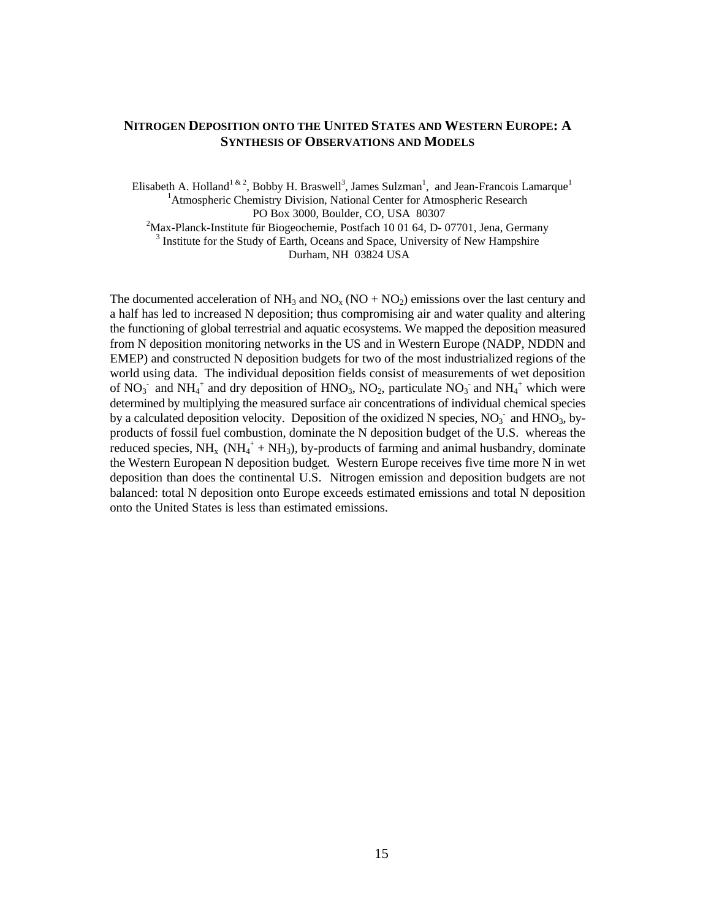## NITROGEN DEPOSITION ONTO THE UNITED STATES AND WESTERN EUROPE: A SYNTHESIS OF OBSERVATIONS AND MODELS

Elisabeth A. Holland[1 & 2], Bobby H. Braswell[3], James Sulzman[1], and Jean-Francois Lamarque[1]

[1]Atmospheric Chemistry Division, National Center for Atmospheric Research
PO Box 3000, Boulder, CO, USA 80307

[2]Max-Planck-Institute für Biogeochemie, Postfach 10 01 64, D- 07701, Jena, Germany

[3] Institute for the Study of Earth, Oceans and Space, University of New Hampshire
Durham, NH 03824 USA

The documented acceleration of $NH_3$ and $NO_x$ ($NO + NO_2$) emissions over the last century and a half has led to increased N deposition; thus compromising air and water quality and altering the functioning of global terrestrial and aquatic ecosystems. We mapped the deposition measured from N deposition monitoring networks in the US and in Western Europe (NADP, NDDN and EMEP) and constructed N deposition budgets for two of the most industrialized regions of the world using data. The individual deposition fields consist of measurements of wet deposition of $NO_3^-$ and $NH_4^+$ and dry deposition of $HNO_3$, $NO_2$, particulate $NO_3^-$ and $NH_4^+$ which were determined by multiplying the measured surface air concentrations of individual chemical species by a calculated deposition velocity. Deposition of the oxidized N species, $NO_3^-$ and $HNO_3$, by-products of fossil fuel combustion, dominate the N deposition budget of the U.S. whereas the reduced species, $NH_x$ ($NH_4^+ + NH_3$), by-products of farming and animal husbandry, dominate the Western European N deposition budget. Western Europe receives five time more N in wet deposition than does the continental U.S. Nitrogen emission and deposition budgets are not balanced: total N deposition onto Europe exceeds estimated emissions and total N deposition onto the United States is less than estimated emissions.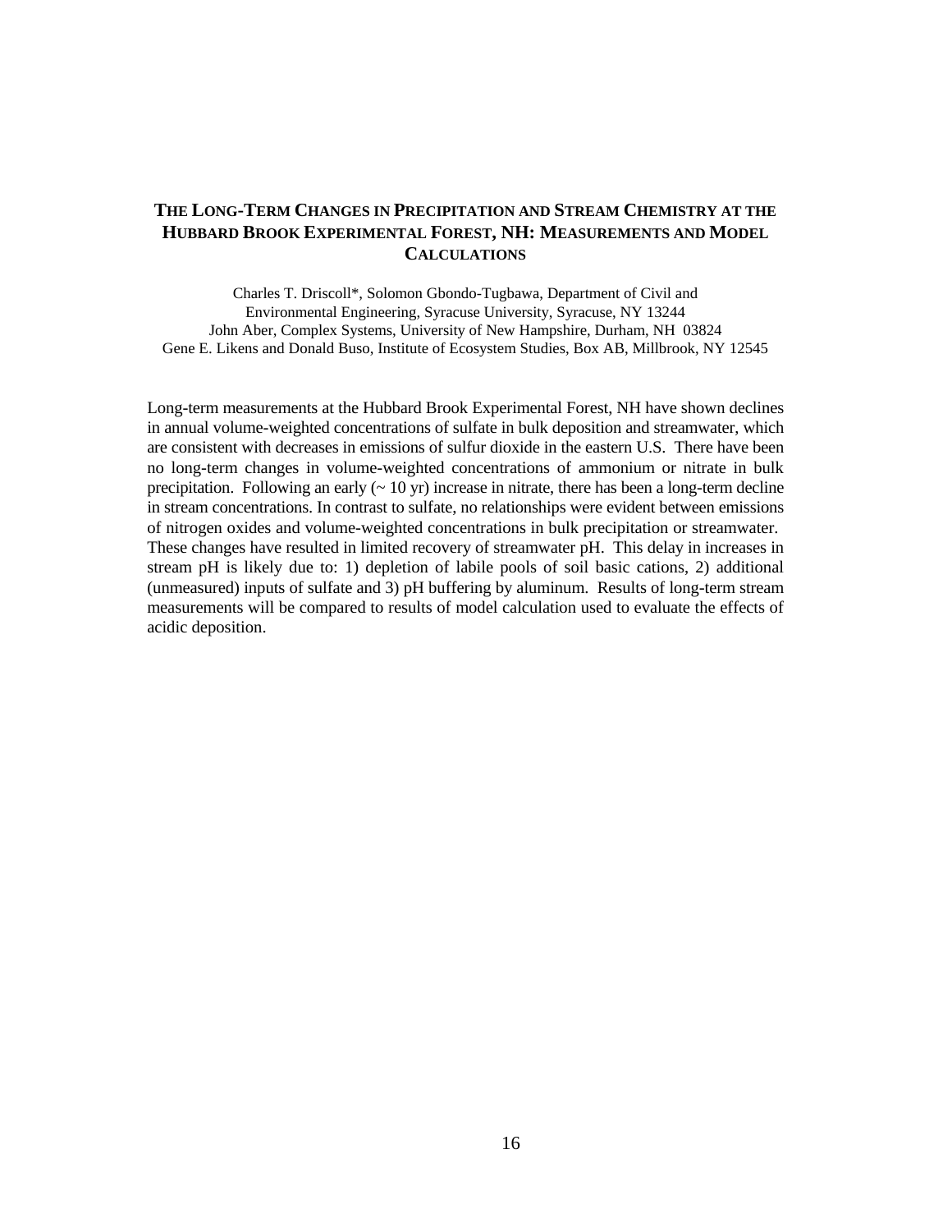## The Long-Term Changes in Precipitation and Stream Chemistry at the Hubbard Brook Experimental Forest, NH: Measurements and Model Calculations

Charles T. Driscoll*, Solomon Gbondo-Tugbawa, Department of Civil and Environmental Engineering, Syracuse University, Syracuse, NY 13244
John Aber, Complex Systems, University of New Hampshire, Durham, NH 03824
Gene E. Likens and Donald Buso, Institute of Ecosystem Studies, Box AB, Millbrook, NY 12545

Long-term measurements at the Hubbard Brook Experimental Forest, NH have shown declines in annual volume-weighted concentrations of sulfate in bulk deposition and streamwater, which are consistent with decreases in emissions of sulfur dioxide in the eastern U.S. There have been no long-term changes in volume-weighted concentrations of ammonium or nitrate in bulk precipitation. Following an early (~ 10 yr) increase in nitrate, there has been a long-term decline in stream concentrations. In contrast to sulfate, no relationships were evident between emissions of nitrogen oxides and volume-weighted concentrations in bulk precipitation or streamwater. These changes have resulted in limited recovery of streamwater pH. This delay in increases in stream pH is likely due to: 1) depletion of labile pools of soil basic cations, 2) additional (unmeasured) inputs of sulfate and 3) pH buffering by aluminum. Results of long-term stream measurements will be compared to results of model calculation used to evaluate the effects of acidic deposition.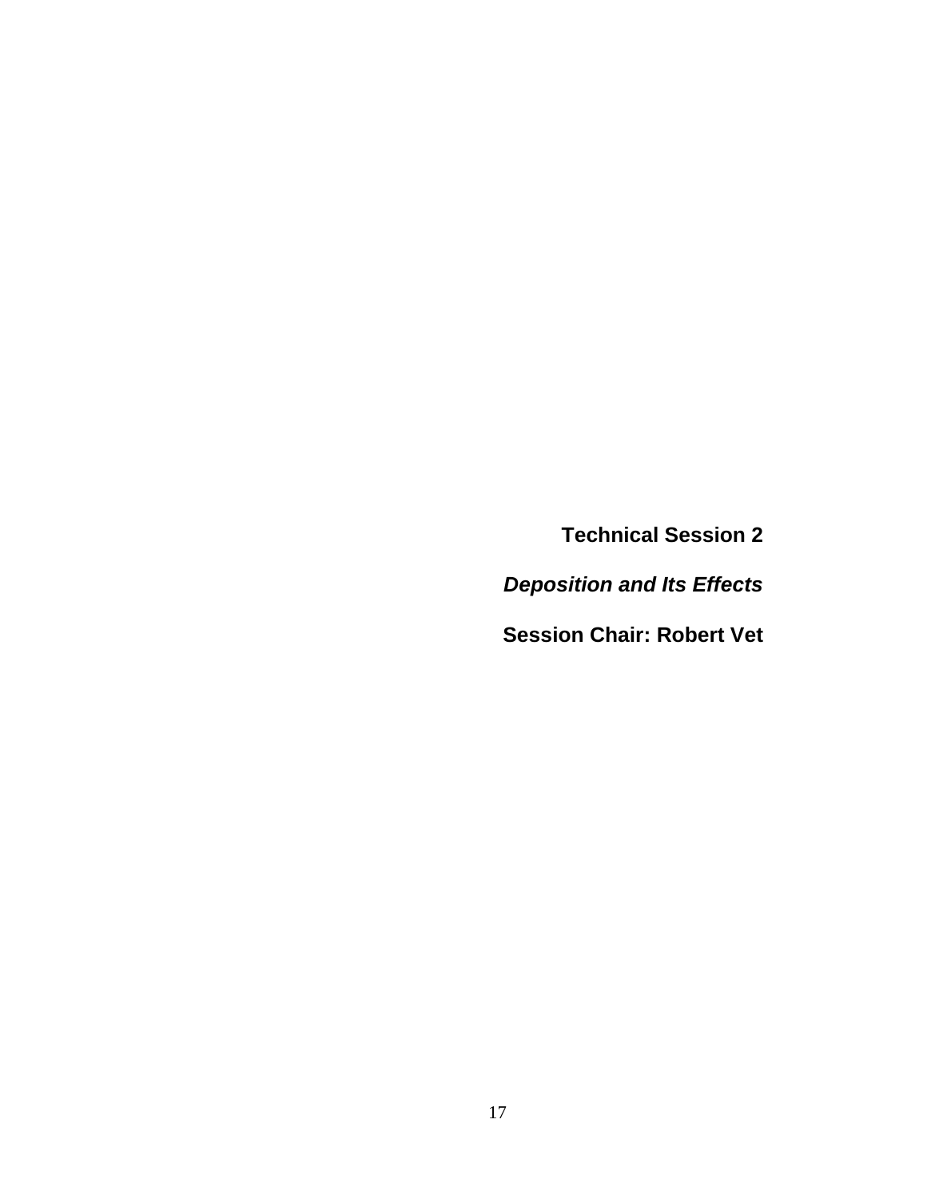# Technical Session 2

## *Deposition and Its Effects*

**Session Chair: Robert Vet**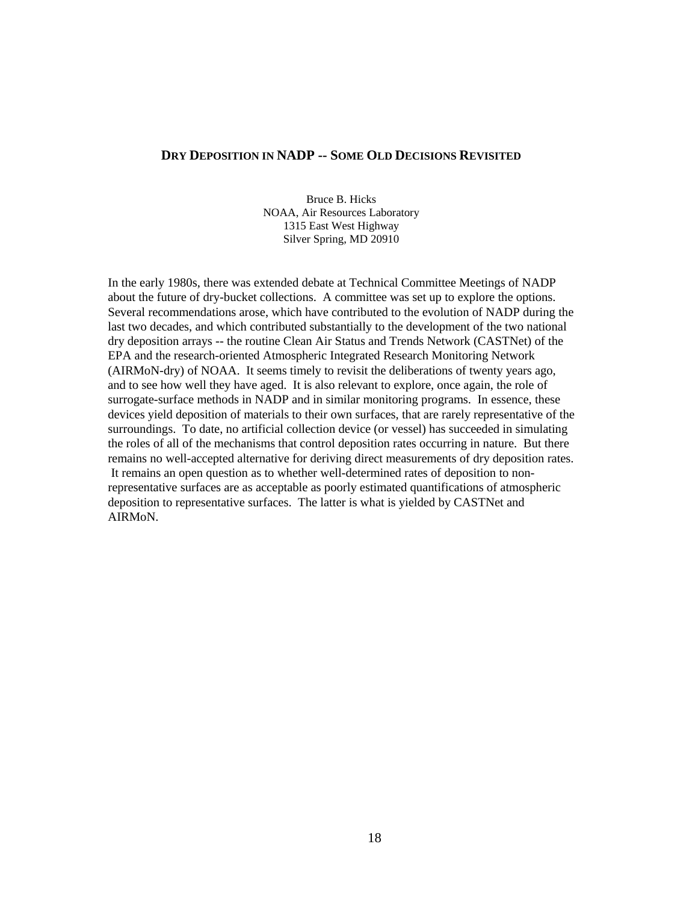## Dry Deposition in NADP -- Some Old Decisions Revisited

Bruce B. Hicks
NOAA, Air Resources Laboratory
1315 East West Highway
Silver Spring, MD 20910

In the early 1980s, there was extended debate at Technical Committee Meetings of NADP about the future of dry-bucket collections. A committee was set up to explore the options. Several recommendations arose, which have contributed to the evolution of NADP during the last two decades, and which contributed substantially to the development of the two national dry deposition arrays -- the routine Clean Air Status and Trends Network (CASTNet) of the EPA and the research-oriented Atmospheric Integrated Research Monitoring Network (AIRMoN-dry) of NOAA. It seems timely to revisit the deliberations of twenty years ago, and to see how well they have aged. It is also relevant to explore, once again, the role of surrogate-surface methods in NADP and in similar monitoring programs. In essence, these devices yield deposition of materials to their own surfaces, that are rarely representative of the surroundings. To date, no artificial collection device (or vessel) has succeeded in simulating the roles of all of the mechanisms that control deposition rates occurring in nature. But there remains no well-accepted alternative for deriving direct measurements of dry deposition rates. It remains an open question as to whether well-determined rates of deposition to non-representative surfaces are as acceptable as poorly estimated quantifications of atmospheric deposition to representative surfaces. The latter is what is yielded by CASTNet and AIRMoN.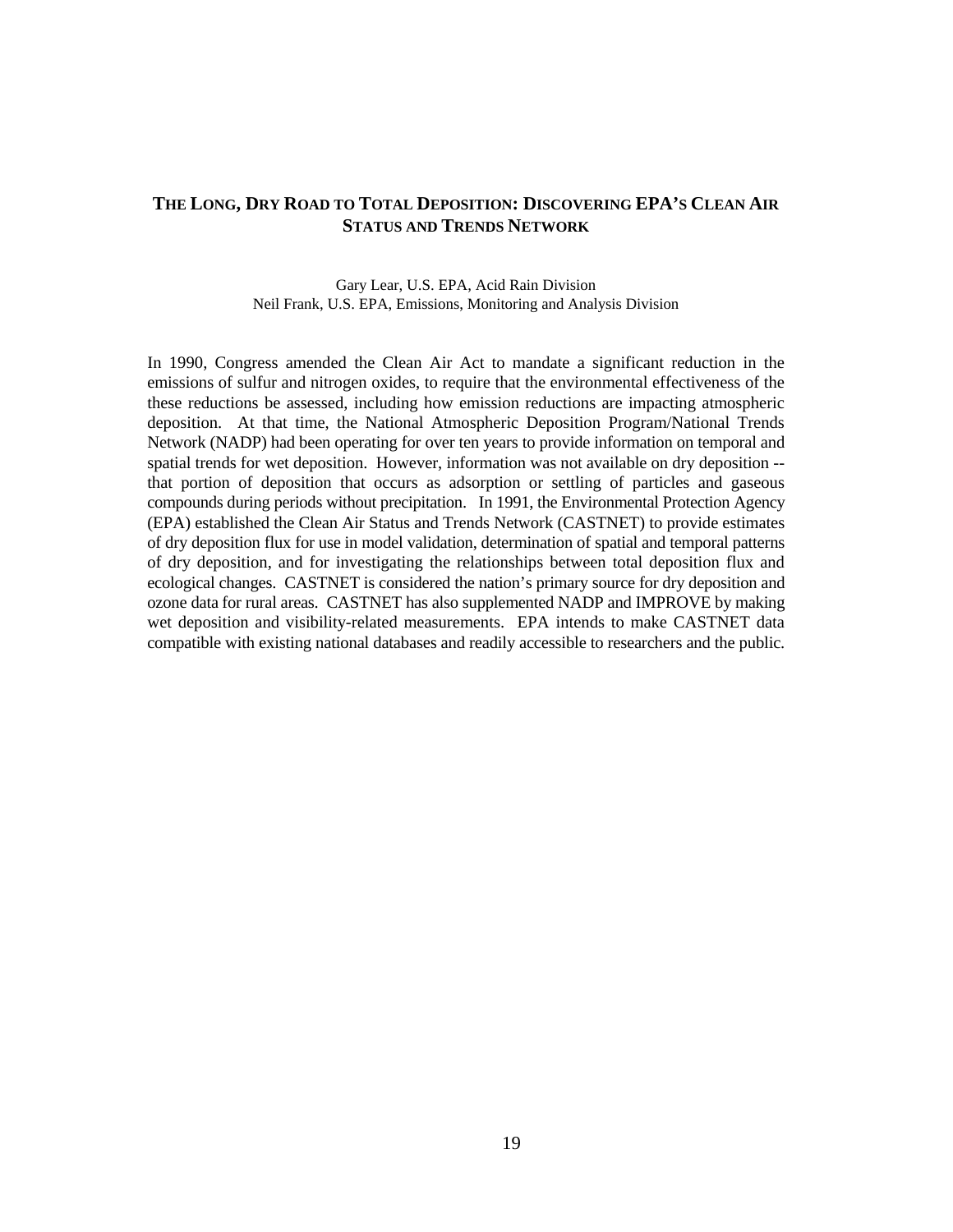## THE LONG, DRY ROAD TO TOTAL DEPOSITION: DISCOVERING EPA'S CLEAN AIR STATUS AND TRENDS NETWORK

Gary Lear, U.S. EPA, Acid Rain Division
Neil Frank, U.S. EPA, Emissions, Monitoring and Analysis Division

In 1990, Congress amended the Clean Air Act to mandate a significant reduction in the emissions of sulfur and nitrogen oxides, to require that the environmental effectiveness of the these reductions be assessed, including how emission reductions are impacting atmospheric deposition. At that time, the National Atmospheric Deposition Program/National Trends Network (NADP) had been operating for over ten years to provide information on temporal and spatial trends for wet deposition. However, information was not available on dry deposition -- that portion of deposition that occurs as adsorption or settling of particles and gaseous compounds during periods without precipitation. In 1991, the Environmental Protection Agency (EPA) established the Clean Air Status and Trends Network (CASTNET) to provide estimates of dry deposition flux for use in model validation, determination of spatial and temporal patterns of dry deposition, and for investigating the relationships between total deposition flux and ecological changes. CASTNET is considered the nation's primary source for dry deposition and ozone data for rural areas. CASTNET has also supplemented NADP and IMPROVE by making wet deposition and visibility-related measurements. EPA intends to make CASTNET data compatible with existing national databases and readily accessible to researchers and the public.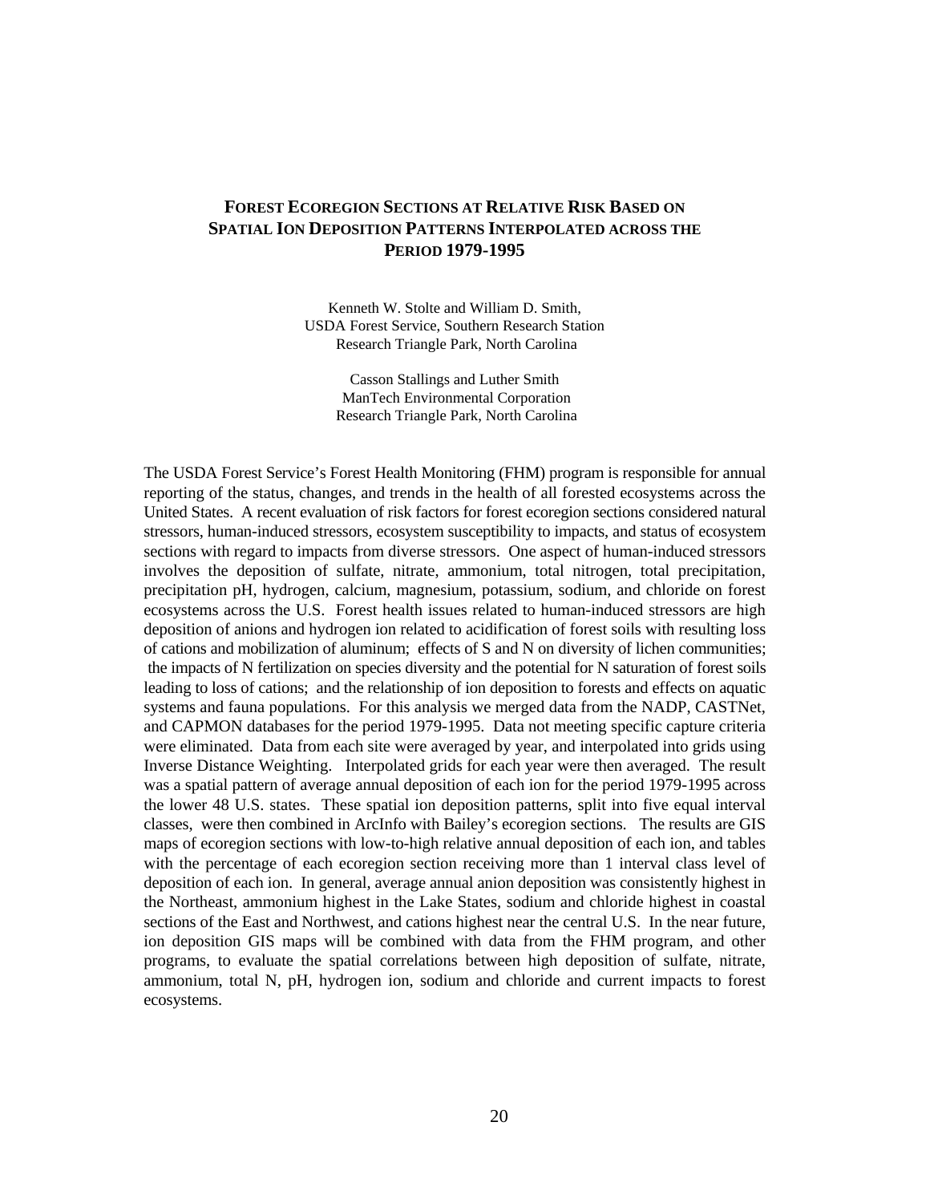## Forest Ecoregion Sections at Relative Risk Based on Spatial Ion Deposition Patterns Interpolated across the Period 1979-1995

Kenneth W. Stolte and William D. Smith,
USDA Forest Service, Southern Research Station
Research Triangle Park, North Carolina

Casson Stallings and Luther Smith
ManTech Environmental Corporation
Research Triangle Park, North Carolina

The USDA Forest Service's Forest Health Monitoring (FHM) program is responsible for annual reporting of the status, changes, and trends in the health of all forested ecosystems across the United States. A recent evaluation of risk factors for forest ecoregion sections considered natural stressors, human-induced stressors, ecosystem susceptibility to impacts, and status of ecosystem sections with regard to impacts from diverse stressors. One aspect of human-induced stressors involves the deposition of sulfate, nitrate, ammonium, total nitrogen, total precipitation, precipitation pH, hydrogen, calcium, magnesium, potassium, sodium, and chloride on forest ecosystems across the U.S. Forest health issues related to human-induced stressors are high deposition of anions and hydrogen ion related to acidification of forest soils with resulting loss of cations and mobilization of aluminum; effects of S and N on diversity of lichen communities; the impacts of N fertilization on species diversity and the potential for N saturation of forest soils leading to loss of cations; and the relationship of ion deposition to forests and effects on aquatic systems and fauna populations. For this analysis we merged data from the NADP, CASTNet, and CAPMON databases for the period 1979-1995. Data not meeting specific capture criteria were eliminated. Data from each site were averaged by year, and interpolated into grids using Inverse Distance Weighting. Interpolated grids for each year were then averaged. The result was a spatial pattern of average annual deposition of each ion for the period 1979-1995 across the lower 48 U.S. states. These spatial ion deposition patterns, split into five equal interval classes, were then combined in ArcInfo with Bailey's ecoregion sections. The results are GIS maps of ecoregion sections with low-to-high relative annual deposition of each ion, and tables with the percentage of each ecoregion section receiving more than 1 interval class level of deposition of each ion. In general, average annual anion deposition was consistently highest in the Northeast, ammonium highest in the Lake States, sodium and chloride highest in coastal sections of the East and Northwest, and cations highest near the central U.S. In the near future, ion deposition GIS maps will be combined with data from the FHM program, and other programs, to evaluate the spatial correlations between high deposition of sulfate, nitrate, ammonium, total N, pH, hydrogen ion, sodium and chloride and current impacts to forest ecosystems.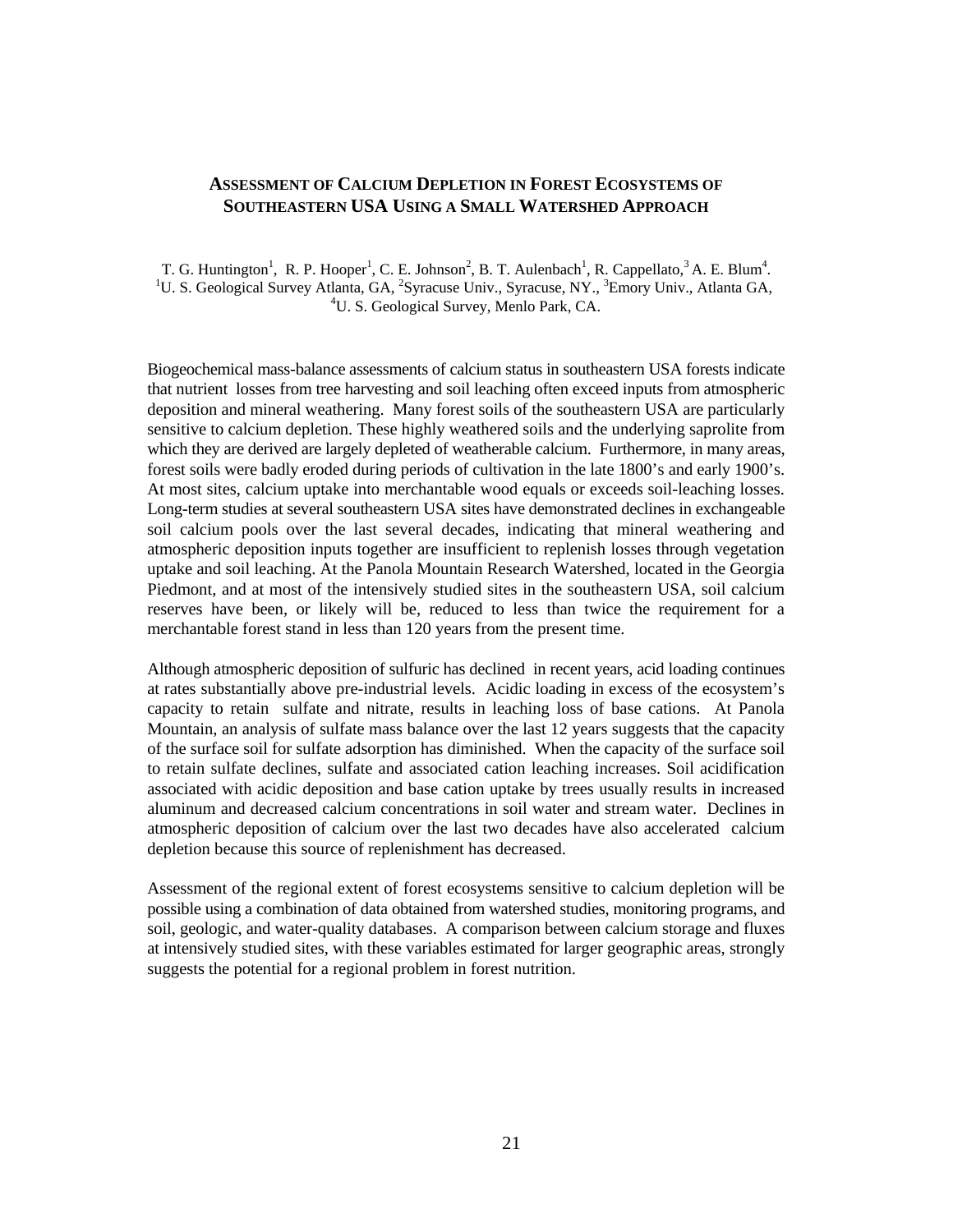## Assessment of Calcium Depletion in Forest Ecosystems of Southeastern USA Using a Small Watershed Approach

T. G. Huntington[1], R. P. Hooper[1], C. E. Johnson[2], B. T. Aulenbach[1], R. Cappellato,[3] A. E. Blum[4].
[1]U. S. Geological Survey Atlanta, GA, [2]Syracuse Univ., Syracuse, NY., [3]Emory Univ., Atlanta GA,
[4]U. S. Geological Survey, Menlo Park, CA.

Biogeochemical mass-balance assessments of calcium status in southeastern USA forests indicate that nutrient losses from tree harvesting and soil leaching often exceed inputs from atmospheric deposition and mineral weathering. Many forest soils of the southeastern USA are particularly sensitive to calcium depletion. These highly weathered soils and the underlying saprolite from which they are derived are largely depleted of weatherable calcium. Furthermore, in many areas, forest soils were badly eroded during periods of cultivation in the late 1800's and early 1900's. At most sites, calcium uptake into merchantable wood equals or exceeds soil-leaching losses. Long-term studies at several southeastern USA sites have demonstrated declines in exchangeable soil calcium pools over the last several decades, indicating that mineral weathering and atmospheric deposition inputs together are insufficient to replenish losses through vegetation uptake and soil leaching. At the Panola Mountain Research Watershed, located in the Georgia Piedmont, and at most of the intensively studied sites in the southeastern USA, soil calcium reserves have been, or likely will be, reduced to less than twice the requirement for a merchantable forest stand in less than 120 years from the present time.

Although atmospheric deposition of sulfuric has declined in recent years, acid loading continues at rates substantially above pre-industrial levels. Acidic loading in excess of the ecosystem's capacity to retain sulfate and nitrate, results in leaching loss of base cations. At Panola Mountain, an analysis of sulfate mass balance over the last 12 years suggests that the capacity of the surface soil for sulfate adsorption has diminished. When the capacity of the surface soil to retain sulfate declines, sulfate and associated cation leaching increases. Soil acidification associated with acidic deposition and base cation uptake by trees usually results in increased aluminum and decreased calcium concentrations in soil water and stream water. Declines in atmospheric deposition of calcium over the last two decades have also accelerated calcium depletion because this source of replenishment has decreased.

Assessment of the regional extent of forest ecosystems sensitive to calcium depletion will be possible using a combination of data obtained from watershed studies, monitoring programs, and soil, geologic, and water-quality databases. A comparison between calcium storage and fluxes at intensively studied sites, with these variables estimated for larger geographic areas, strongly suggests the potential for a regional problem in forest nutrition.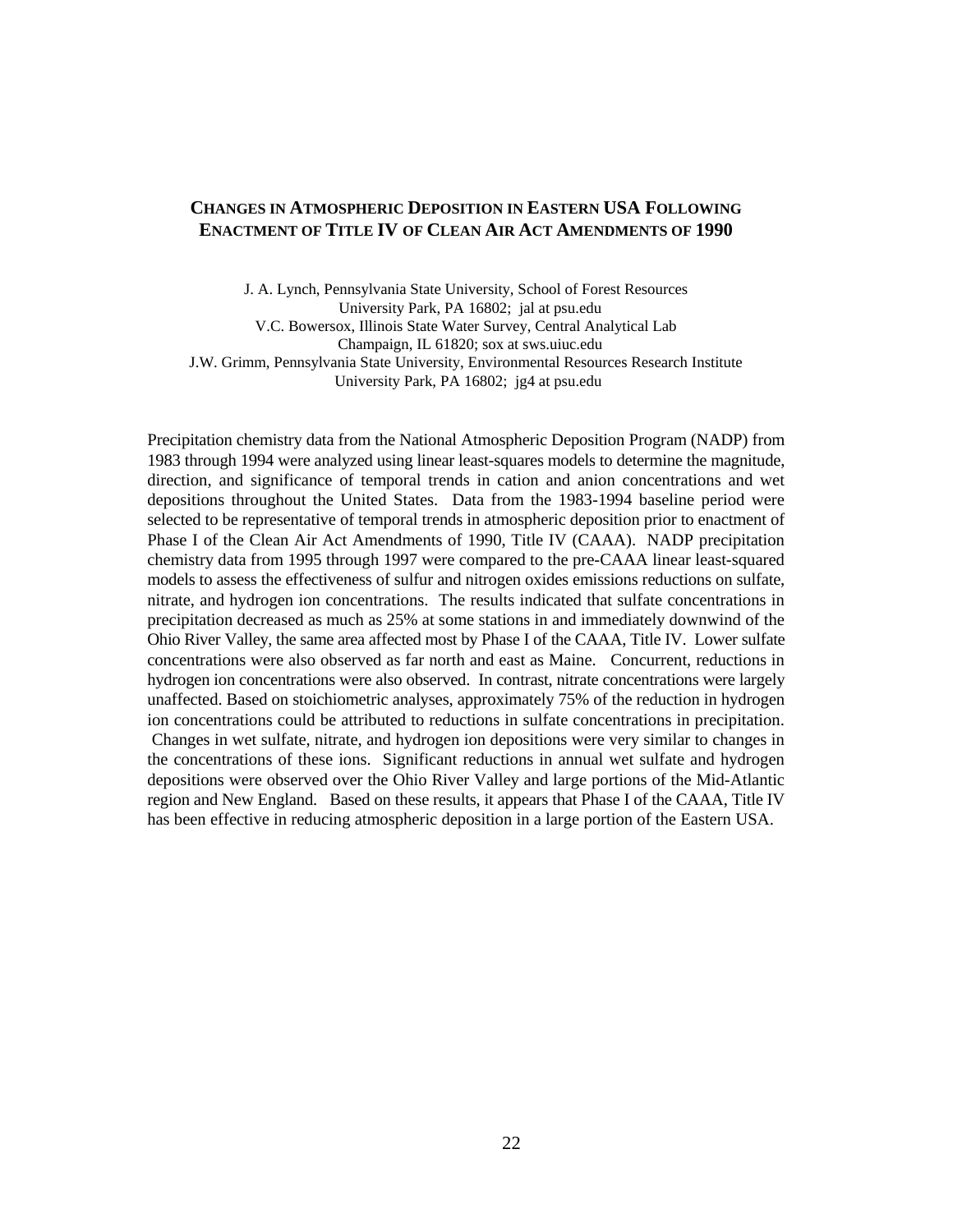## CHANGES IN ATMOSPHERIC DEPOSITION IN EASTERN USA FOLLOWING ENACTMENT OF TITLE IV OF CLEAN AIR ACT AMENDMENTS OF 1990

J. A. Lynch, Pennsylvania State University, School of Forest Resources
University Park, PA 16802; jal at psu.edu
V.C. Bowersox, Illinois State Water Survey, Central Analytical Lab
Champaign, IL 61820; sox at sws.uiuc.edu
J.W. Grimm, Pennsylvania State University, Environmental Resources Research Institute
University Park, PA 16802; jg4 at psu.edu

Precipitation chemistry data from the National Atmospheric Deposition Program (NADP) from 1983 through 1994 were analyzed using linear least-squares models to determine the magnitude, direction, and significance of temporal trends in cation and anion concentrations and wet depositions throughout the United States. Data from the 1983-1994 baseline period were selected to be representative of temporal trends in atmospheric deposition prior to enactment of Phase I of the Clean Air Act Amendments of 1990, Title IV (CAAA). NADP precipitation chemistry data from 1995 through 1997 were compared to the pre-CAAA linear least-squared models to assess the effectiveness of sulfur and nitrogen oxides emissions reductions on sulfate, nitrate, and hydrogen ion concentrations. The results indicated that sulfate concentrations in precipitation decreased as much as 25% at some stations in and immediately downwind of the Ohio River Valley, the same area affected most by Phase I of the CAAA, Title IV. Lower sulfate concentrations were also observed as far north and east as Maine. Concurrent, reductions in hydrogen ion concentrations were also observed. In contrast, nitrate concentrations were largely unaffected. Based on stoichiometric analyses, approximately 75% of the reduction in hydrogen ion concentrations could be attributed to reductions in sulfate concentrations in precipitation. Changes in wet sulfate, nitrate, and hydrogen ion depositions were very similar to changes in the concentrations of these ions. Significant reductions in annual wet sulfate and hydrogen depositions were observed over the Ohio River Valley and large portions of the Mid-Atlantic region and New England. Based on these results, it appears that Phase I of the CAAA, Title IV has been effective in reducing atmospheric deposition in a large portion of the Eastern USA.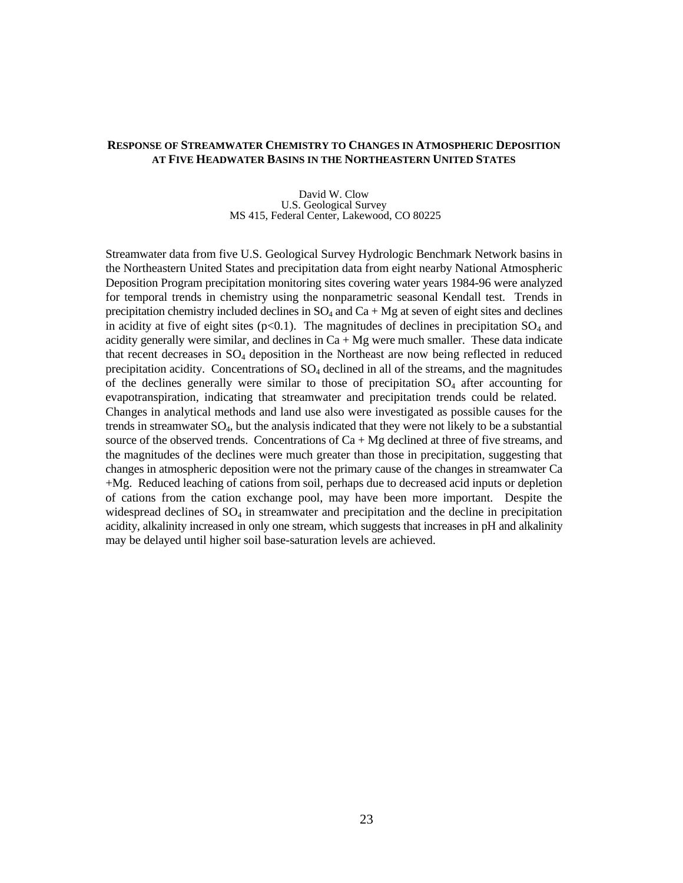## RESPONSE OF STREAMWATER CHEMISTRY TO CHANGES IN ATMOSPHERIC DEPOSITION AT FIVE HEADWATER BASINS IN THE NORTHEASTERN UNITED STATES

David W. Clow
U.S. Geological Survey
MS 415, Federal Center, Lakewood, CO 80225

Streamwater data from five U.S. Geological Survey Hydrologic Benchmark Network basins in the Northeastern United States and precipitation data from eight nearby National Atmospheric Deposition Program precipitation monitoring sites covering water years 1984-96 were analyzed for temporal trends in chemistry using the nonparametric seasonal Kendall test. Trends in precipitation chemistry included declines in $SO_4$ and Ca + Mg at seven of eight sites and declines in acidity at five of eight sites ($p<0.1$). The magnitudes of declines in precipitation $SO_4$ and acidity generally were similar, and declines in Ca + Mg were much smaller. These data indicate that recent decreases in $SO_4$ deposition in the Northeast are now being reflected in reduced precipitation acidity. Concentrations of $SO_4$ declined in all of the streams, and the magnitudes of the declines generally were similar to those of precipitation $SO_4$ after accounting for evapotranspiration, indicating that streamwater and precipitation trends could be related. Changes in analytical methods and land use also were investigated as possible causes for the trends in streamwater $SO_4$, but the analysis indicated that they were not likely to be a substantial source of the observed trends. Concentrations of Ca + Mg declined at three of five streams, and the magnitudes of the declines were much greater than those in precipitation, suggesting that changes in atmospheric deposition were not the primary cause of the changes in streamwater Ca +Mg. Reduced leaching of cations from soil, perhaps due to decreased acid inputs or depletion of cations from the cation exchange pool, may have been more important. Despite the widespread declines of $SO_4$ in streamwater and precipitation and the decline in precipitation acidity, alkalinity increased in only one stream, which suggests that increases in pH and alkalinity may be delayed until higher soil base-saturation levels are achieved.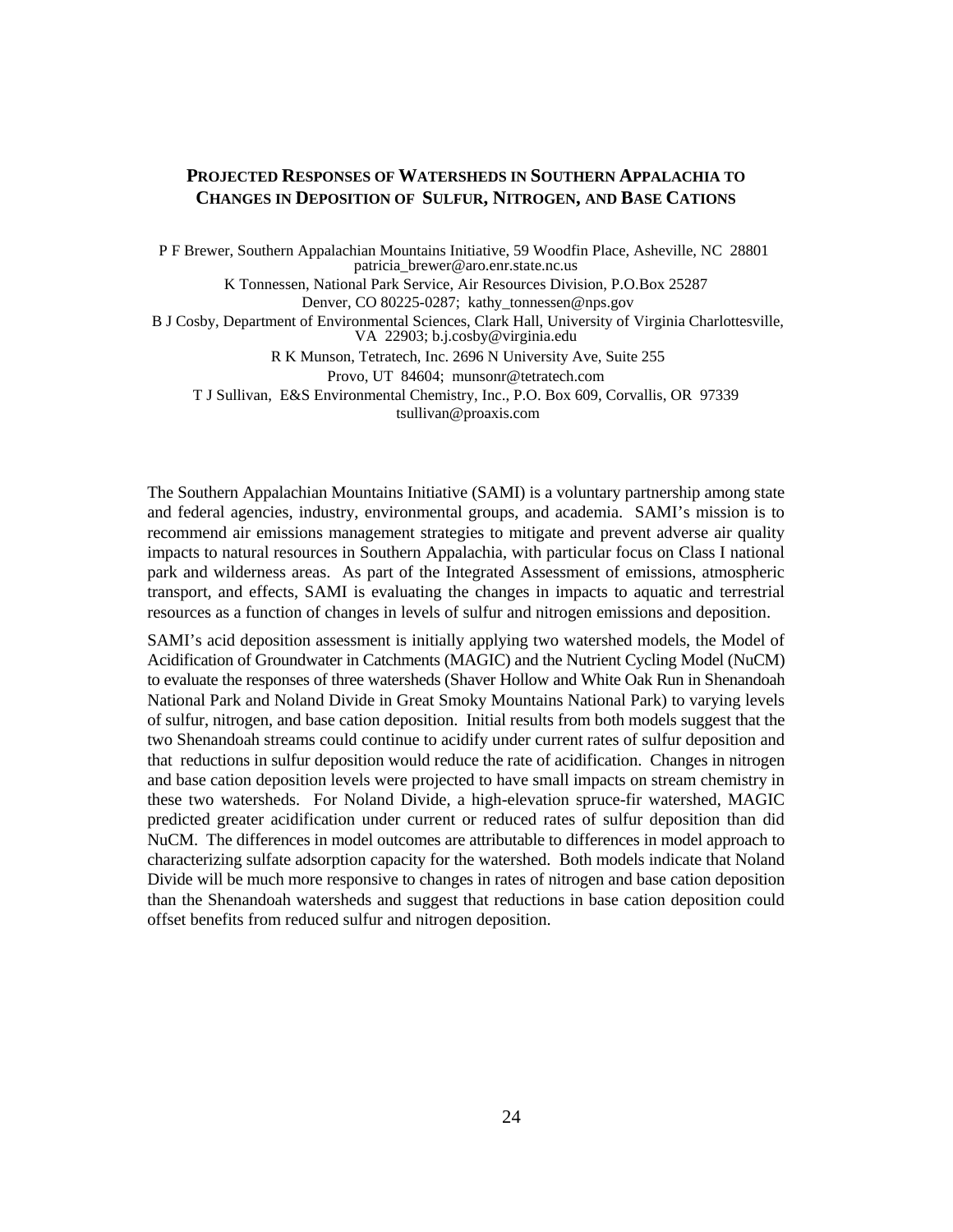## PROJECTED RESPONSES OF WATERSHEDS IN SOUTHERN APPALACHIA TO CHANGES IN DEPOSITION OF SULFUR, NITROGEN, AND BASE CATIONS

P F Brewer, Southern Appalachian Mountains Initiative, 59 Woodfin Place, Asheville, NC 28801
patricia_brewer@aro.enr.state.nc.us

K Tonnessen, National Park Service, Air Resources Division, P.O.Box 25287
Denver, CO 80225-0287; kathy_tonnessen@nps.gov

B J Cosby, Department of Environmental Sciences, Clark Hall, University of Virginia Charlottesville, VA 22903; b.j.cosby@virginia.edu

R K Munson, Tetratech, Inc. 2696 N University Ave, Suite 255
Provo, UT 84604; munsonr@tetratech.com

T J Sullivan, E&S Environmental Chemistry, Inc., P.O. Box 609, Corvallis, OR 97339
tsullivan@proaxis.com

The Southern Appalachian Mountains Initiative (SAMI) is a voluntary partnership among state and federal agencies, industry, environmental groups, and academia. SAMI's mission is to recommend air emissions management strategies to mitigate and prevent adverse air quality impacts to natural resources in Southern Appalachia, with particular focus on Class I national park and wilderness areas. As part of the Integrated Assessment of emissions, atmospheric transport, and effects, SAMI is evaluating the changes in impacts to aquatic and terrestrial resources as a function of changes in levels of sulfur and nitrogen emissions and deposition.

SAMI's acid deposition assessment is initially applying two watershed models, the Model of Acidification of Groundwater in Catchments (MAGIC) and the Nutrient Cycling Model (NuCM) to evaluate the responses of three watersheds (Shaver Hollow and White Oak Run in Shenandoah National Park and Noland Divide in Great Smoky Mountains National Park) to varying levels of sulfur, nitrogen, and base cation deposition. Initial results from both models suggest that the two Shenandoah streams could continue to acidify under current rates of sulfur deposition and that reductions in sulfur deposition would reduce the rate of acidification. Changes in nitrogen and base cation deposition levels were projected to have small impacts on stream chemistry in these two watersheds. For Noland Divide, a high-elevation spruce-fir watershed, MAGIC predicted greater acidification under current or reduced rates of sulfur deposition than did NuCM. The differences in model outcomes are attributable to differences in model approach to characterizing sulfate adsorption capacity for the watershed. Both models indicate that Noland Divide will be much more responsive to changes in rates of nitrogen and base cation deposition than the Shenandoah watersheds and suggest that reductions in base cation deposition could offset benefits from reduced sulfur and nitrogen deposition.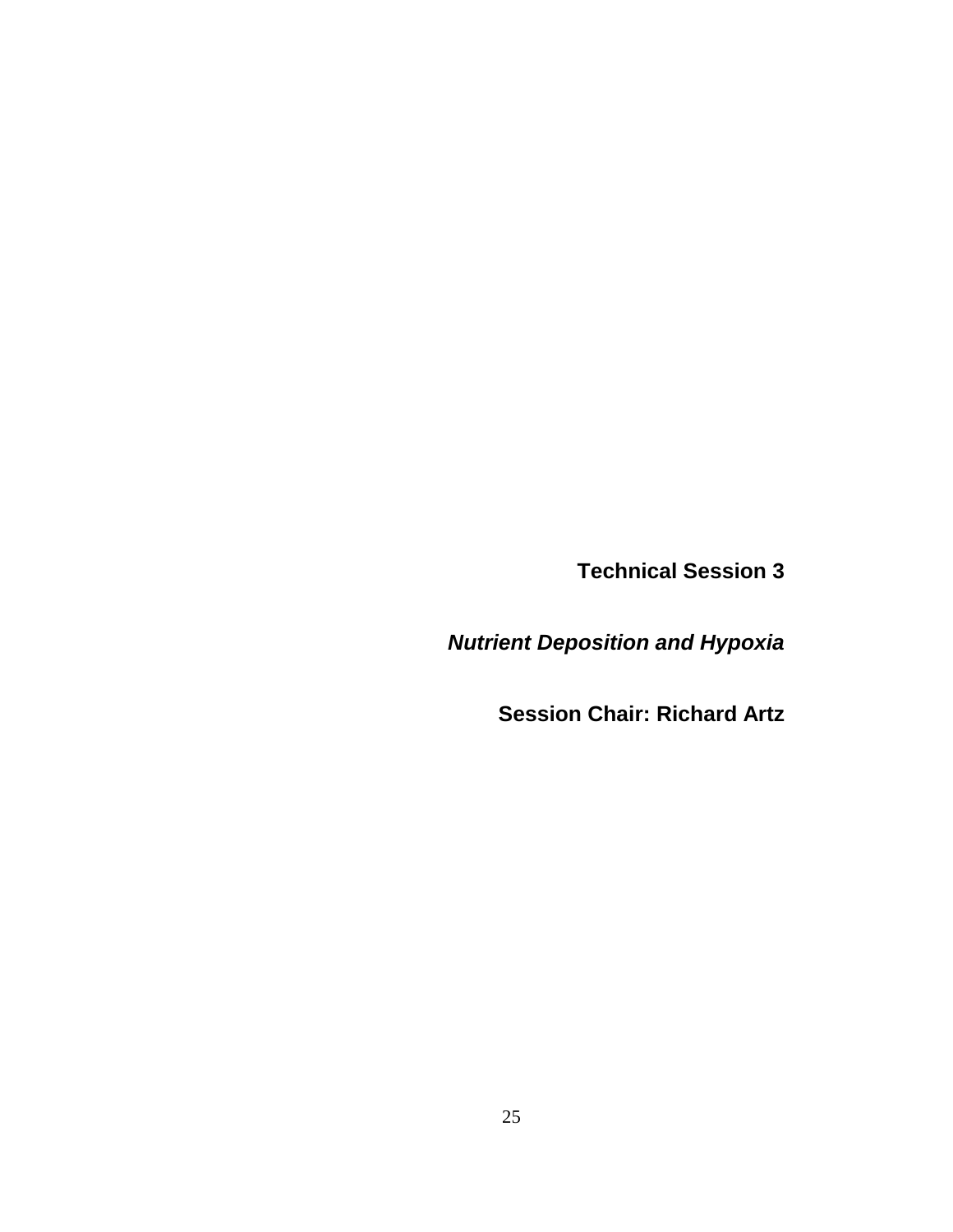# Technical Session 3

## *Nutrient Deposition and Hypoxia*

**Session Chair: Richard Artz**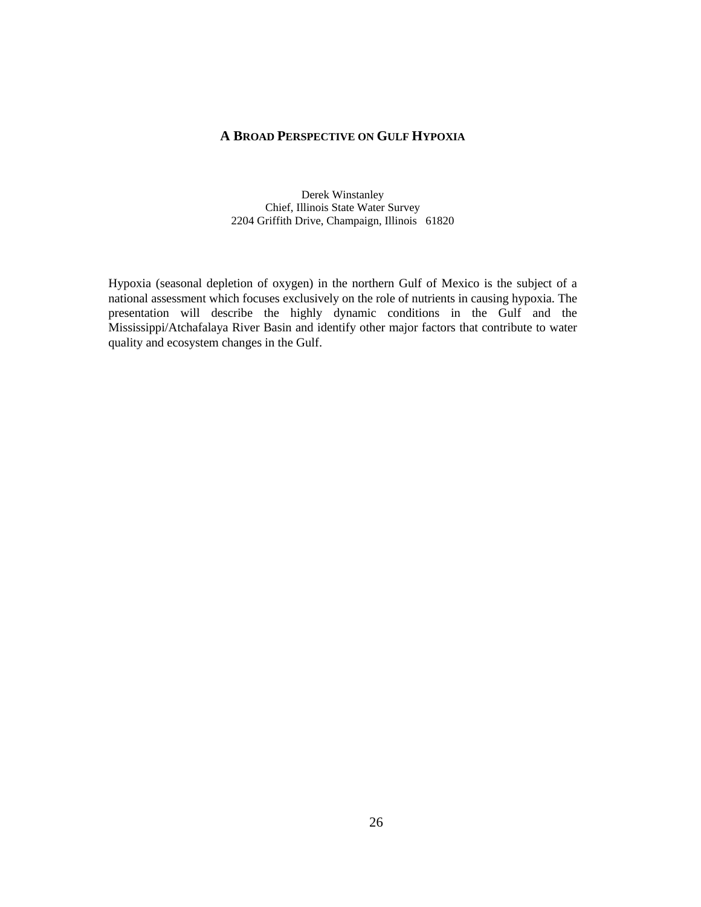# A Broad Perspective on Gulf Hypoxia

Derek Winstanley
Chief, Illinois State Water Survey
2204 Griffith Drive, Champaign, Illinois 61820

Hypoxia (seasonal depletion of oxygen) in the northern Gulf of Mexico is the subject of a national assessment which focuses exclusively on the role of nutrients in causing hypoxia. The presentation will describe the highly dynamic conditions in the Gulf and the Mississippi/Atchafalaya River Basin and identify other major factors that contribute to water quality and ecosystem changes in the Gulf.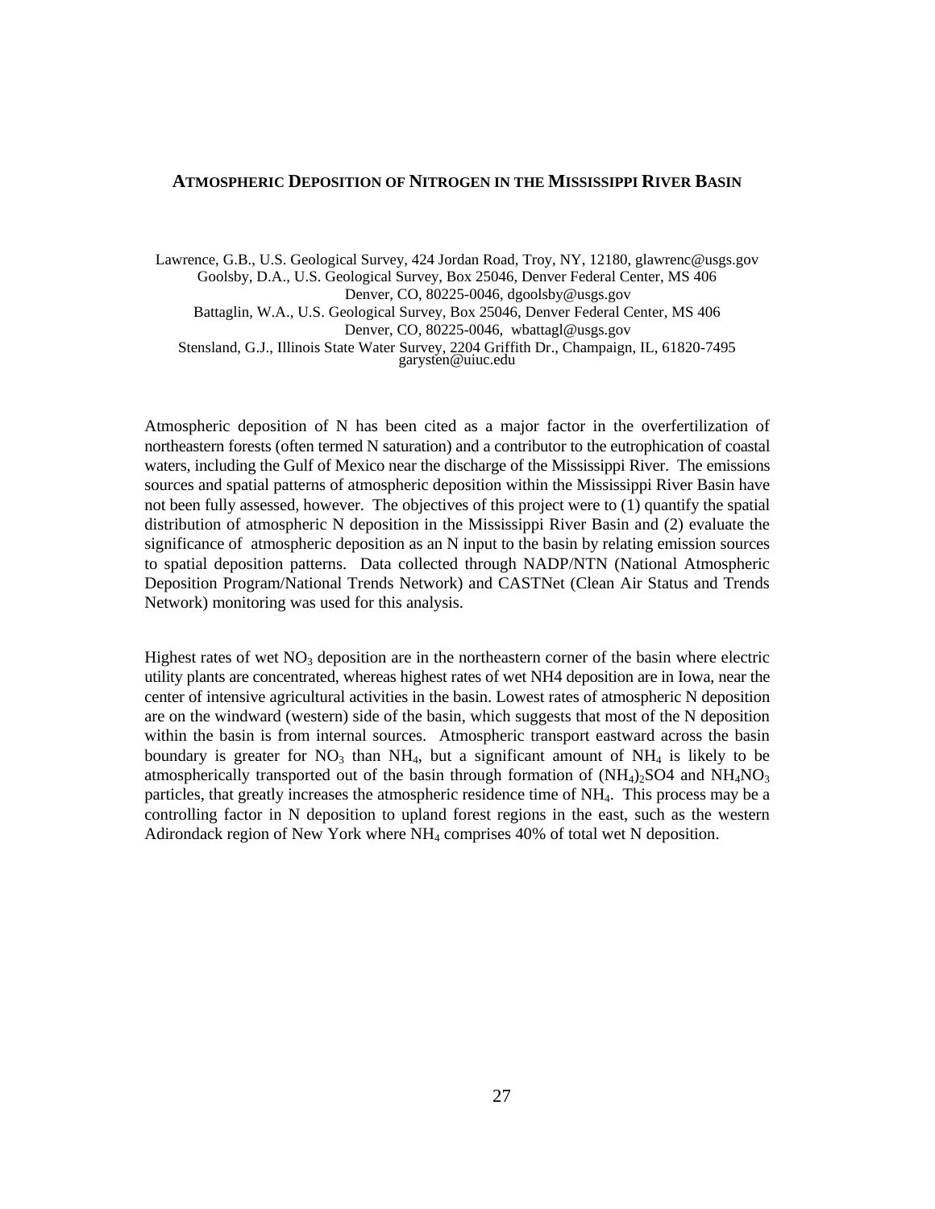## ATMOSPHERIC DEPOSITION OF NITROGEN IN THE MISSISSIPPI RIVER BASIN

Lawrence, G.B., U.S. Geological Survey, 424 Jordan Road, Troy, NY, 12180, glawrenc@usgs.gov
Goolsby, D.A., U.S. Geological Survey, Box 25046, Denver Federal Center, MS 406
Denver, CO, 80225-0046, dgoolsby@usgs.gov
Battaglin, W.A., U.S. Geological Survey, Box 25046, Denver Federal Center, MS 406
Denver, CO, 80225-0046, wbattagl@usgs.gov
Stensland, G.J., Illinois State Water Survey, 2204 Griffith Dr., Champaign, IL, 61820-7495
garysten@uiuc.edu

Atmospheric deposition of N has been cited as a major factor in the overfertilization of northeastern forests (often termed N saturation) and a contributor to the eutrophication of coastal waters, including the Gulf of Mexico near the discharge of the Mississippi River. The emissions sources and spatial patterns of atmospheric deposition within the Mississippi River Basin have not been fully assessed, however. The objectives of this project were to (1) quantify the spatial distribution of atmospheric N deposition in the Mississippi River Basin and (2) evaluate the significance of atmospheric deposition as an N input to the basin by relating emission sources to spatial deposition patterns. Data collected through NADP/NTN (National Atmospheric Deposition Program/National Trends Network) and CASTNet (Clean Air Status and Trends Network) monitoring was used for this analysis.

Highest rates of wet $NO_3$ deposition are in the northeastern corner of the basin where electric utility plants are concentrated, whereas highest rates of wet NH4 deposition are in Iowa, near the center of intensive agricultural activities in the basin. Lowest rates of atmospheric N deposition are on the windward (western) side of the basin, which suggests that most of the N deposition within the basin is from internal sources. Atmospheric transport eastward across the basin boundary is greater for $NO_3$ than $NH_4$, but a significant amount of $NH_4$ is likely to be atmospherically transported out of the basin through formation of $(NH_4)_2$SO4 and $NH_4NO_3$ particles, that greatly increases the atmospheric residence time of $NH_4$. This process may be a controlling factor in N deposition to upland forest regions in the east, such as the western Adirondack region of New York where $NH_4$ comprises 40% of total wet N deposition.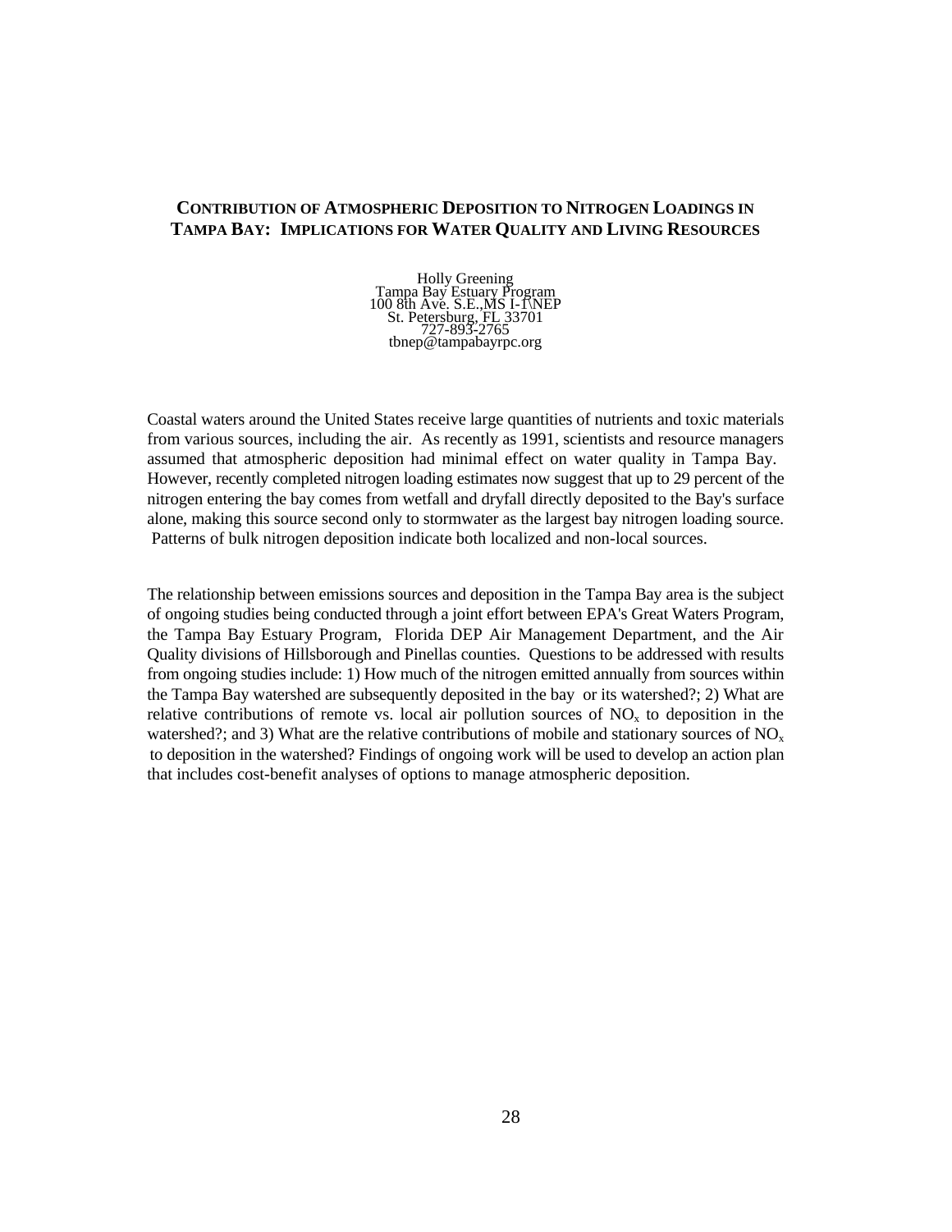## Contribution of Atmospheric Deposition to Nitrogen Loadings in Tampa Bay: Implications for Water Quality and Living Resources

Holly Greening
Tampa Bay Estuary Program
100 8th Ave. S.E.,MS I-1\NEP
St. Petersburg, FL 33701
727-893-2765
tbnep@tampabayrpc.org

Coastal waters around the United States receive large quantities of nutrients and toxic materials from various sources, including the air. As recently as 1991, scientists and resource managers assumed that atmospheric deposition had minimal effect on water quality in Tampa Bay. However, recently completed nitrogen loading estimates now suggest that up to 29 percent of the nitrogen entering the bay comes from wetfall and dryfall directly deposited to the Bay's surface alone, making this source second only to stormwater as the largest bay nitrogen loading source. Patterns of bulk nitrogen deposition indicate both localized and non-local sources.

The relationship between emissions sources and deposition in the Tampa Bay area is the subject of ongoing studies being conducted through a joint effort between EPA's Great Waters Program, the Tampa Bay Estuary Program, Florida DEP Air Management Department, and the Air Quality divisions of Hillsborough and Pinellas counties. Questions to be addressed with results from ongoing studies include: 1) How much of the nitrogen emitted annually from sources within the Tampa Bay watershed are subsequently deposited in the bay or its watershed?; 2) What are relative contributions of remote vs. local air pollution sources of $NO_x$ to deposition in the watershed?; and 3) What are the relative contributions of mobile and stationary sources of $NO_x$ to deposition in the watershed? Findings of ongoing work will be used to develop an action plan that includes cost-benefit analyses of options to manage atmospheric deposition.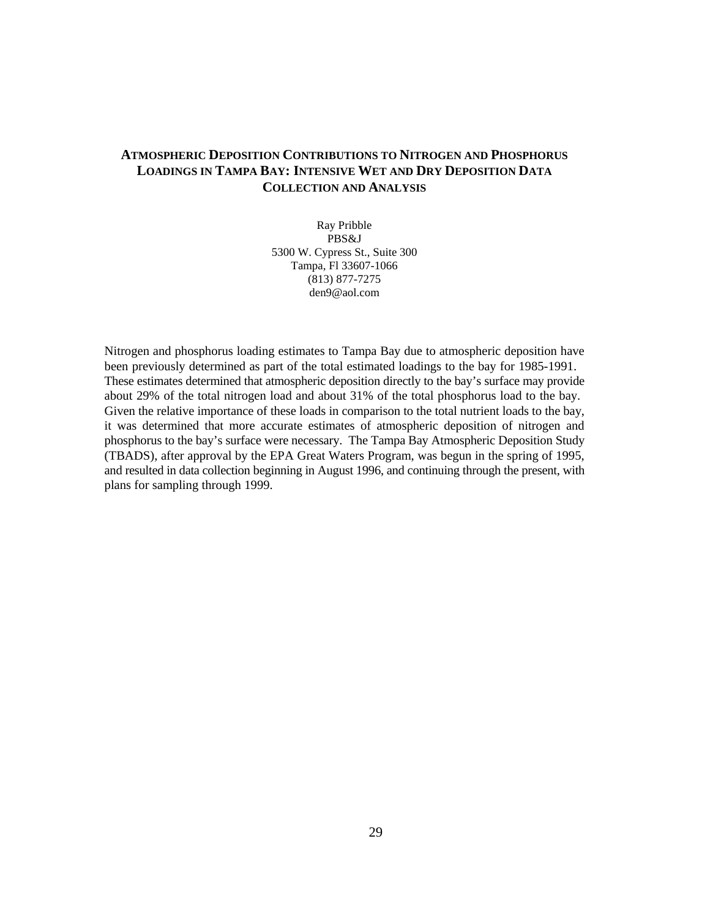## Atmospheric Deposition Contributions to Nitrogen and Phosphorus Loadings in Tampa Bay: Intensive Wet and Dry Deposition Data Collection and Analysis

Ray Pribble
PBS&J
5300 W. Cypress St., Suite 300
Tampa, Fl 33607-1066
(813) 877-7275
den9@aol.com

Nitrogen and phosphorus loading estimates to Tampa Bay due to atmospheric deposition have been previously determined as part of the total estimated loadings to the bay for 1985-1991. These estimates determined that atmospheric deposition directly to the bay's surface may provide about 29% of the total nitrogen load and about 31% of the total phosphorus load to the bay. Given the relative importance of these loads in comparison to the total nutrient loads to the bay, it was determined that more accurate estimates of atmospheric deposition of nitrogen and phosphorus to the bay's surface were necessary. The Tampa Bay Atmospheric Deposition Study (TBADS), after approval by the EPA Great Waters Program, was begun in the spring of 1995, and resulted in data collection beginning in August 1996, and continuing through the present, with plans for sampling through 1999.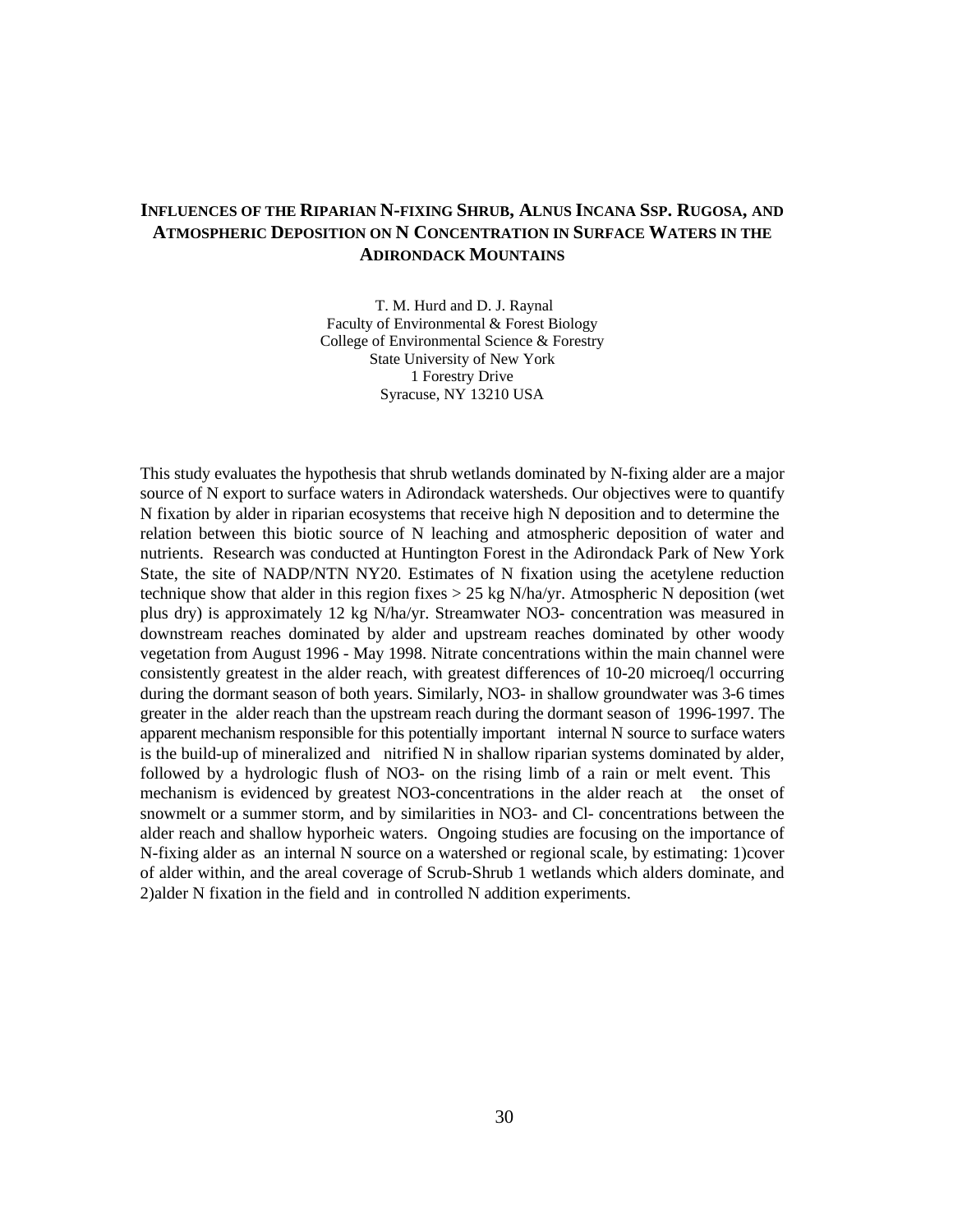## INFLUENCES OF THE RIPARIAN N-FIXING SHRUB, *ALNUS INCANA* SSP. *RUGOSA*, AND ATMOSPHERIC DEPOSITION ON N CONCENTRATION IN SURFACE WATERS IN THE ADIRONDACK MOUNTAINS

T. M. Hurd and D. J. Raynal  
Faculty of Environmental & Forest Biology  
College of Environmental Science & Forestry  
State University of New York  
1 Forestry Drive  
Syracuse, NY 13210 USA

This study evaluates the hypothesis that shrub wetlands dominated by N-fixing alder are a major source of N export to surface waters in Adirondack watersheds. Our objectives were to quantify N fixation by alder in riparian ecosystems that receive high N deposition and to determine the relation between this biotic source of N leaching and atmospheric deposition of water and nutrients. Research was conducted at Huntington Forest in the Adirondack Park of New York State, the site of NADP/NTN NY20. Estimates of N fixation using the acetylene reduction technique show that alder in this region fixes > 25 kg N/ha/yr. Atmospheric N deposition (wet plus dry) is approximately 12 kg N/ha/yr. Streamwater $NO_3^-$ concentration was measured in downstream reaches dominated by alder and upstream reaches dominated by other woody vegetation from August 1996 - May 1998. Nitrate concentrations within the main channel were consistently greatest in the alder reach, with greatest differences of 10-20 microeq/l occurring during the dormant season of both years. Similarly, $NO_3^-$ in shallow groundwater was 3-6 times greater in the alder reach than the upstream reach during the dormant season of 1996-1997. The apparent mechanism responsible for this potentially important internal N source to surface waters is the build-up of mineralized and nitrified N in shallow riparian systems dominated by alder, followed by a hydrologic flush of $NO_3^-$ on the rising limb of a rain or melt event. This mechanism is evidenced by greatest $NO_3^-$ concentrations in the alder reach at the onset of snowmelt or a summer storm, and by similarities in $NO_3^-$ and $Cl^-$ concentrations between the alder reach and shallow hyporheic waters. Ongoing studies are focusing on the importance of N-fixing alder as an internal N source on a watershed or regional scale, by estimating: 1)cover of alder within, and the areal coverage of Scrub-Shrub 1 wetlands which alders dominate, and 2)alder N fixation in the field and in controlled N addition experiments.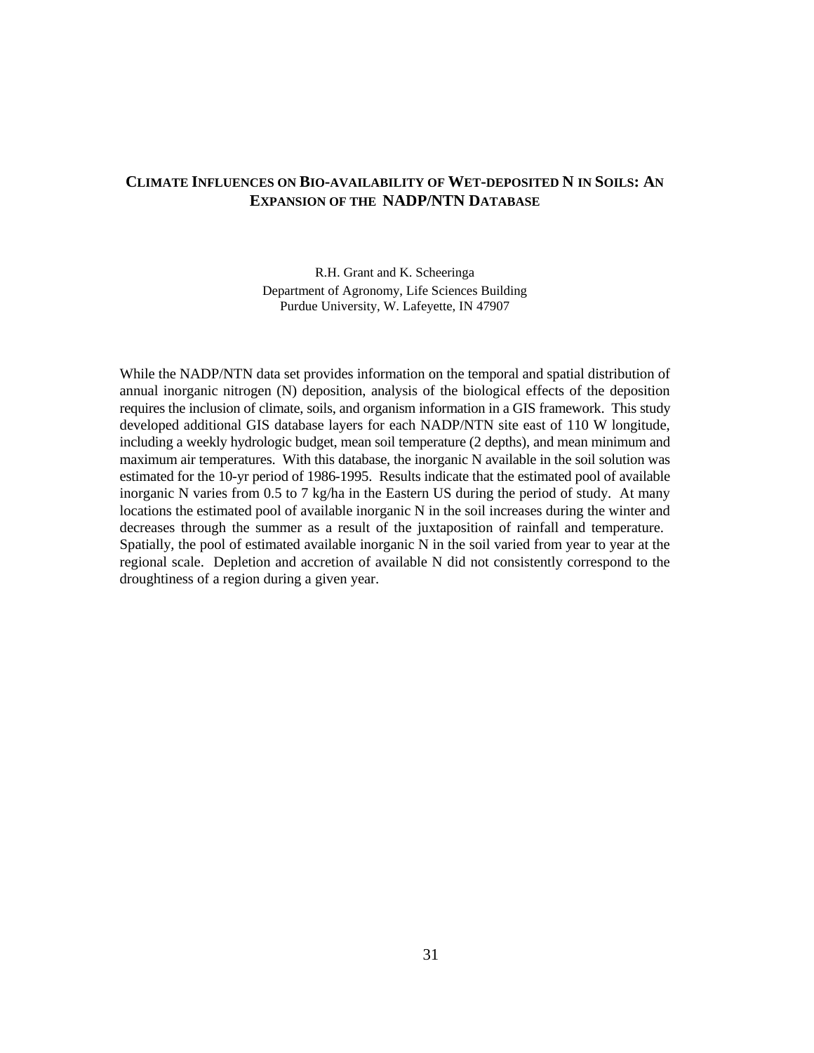# CLIMATE INFLUENCES ON BIO-AVAILABILITY OF WET-DEPOSITED N IN SOILS: AN EXPANSION OF THE NADP/NTN DATABASE

R.H. Grant and K. Scheeringa
Department of Agronomy, Life Sciences Building
Purdue University, W. Lafeyette, IN 47907

While the NADP/NTN data set provides information on the temporal and spatial distribution of annual inorganic nitrogen (N) deposition, analysis of the biological effects of the deposition requires the inclusion of climate, soils, and organism information in a GIS framework. This study developed additional GIS database layers for each NADP/NTN site east of 110 W longitude, including a weekly hydrologic budget, mean soil temperature (2 depths), and mean minimum and maximum air temperatures. With this database, the inorganic N available in the soil solution was estimated for the 10-yr period of 1986-1995. Results indicate that the estimated pool of available inorganic N varies from 0.5 to 7 kg/ha in the Eastern US during the period of study. At many locations the estimated pool of available inorganic N in the soil increases during the winter and decreases through the summer as a result of the juxtaposition of rainfall and temperature. Spatially, the pool of estimated available inorganic N in the soil varied from year to year at the regional scale. Depletion and accretion of available N did not consistently correspond to the droughtiness of a region during a given year.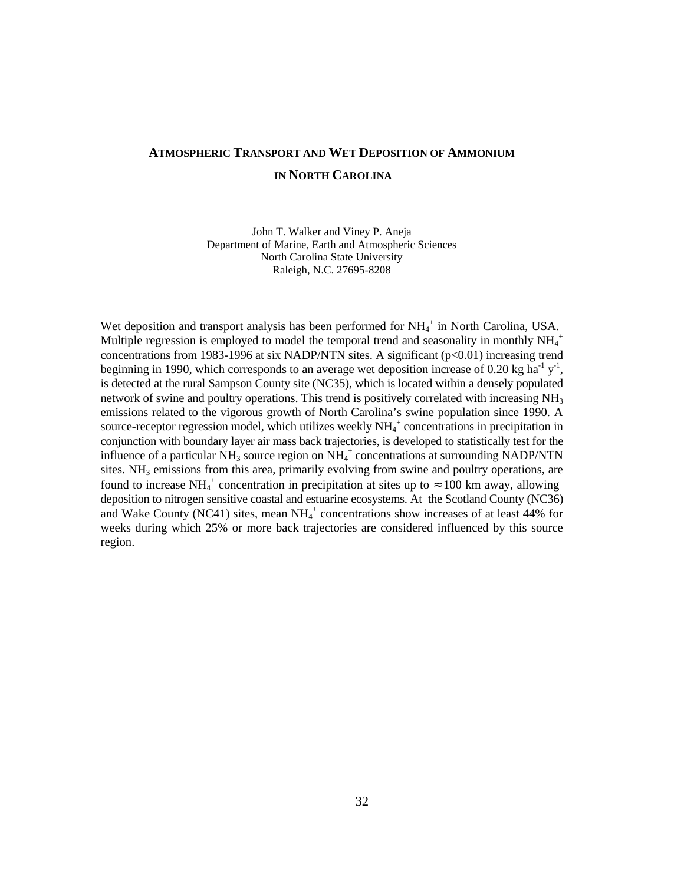# ATMOSPHERIC TRANSPORT AND WET DEPOSITION OF AMMONIUM IN NORTH CAROLINA

John T. Walker and Viney P. Aneja
Department of Marine, Earth and Atmospheric Sciences
North Carolina State University
Raleigh, N.C. 27695-8208

Wet deposition and transport analysis has been performed for $NH_4^+$ in North Carolina, USA. Multiple regression is employed to model the temporal trend and seasonality in monthly $NH_4^+$ concentrations from 1983-1996 at six NADP/NTN sites. A significant ($p<0.01$) increasing trend beginning in 1990, which corresponds to an average wet deposition increase of 0.20 kg $ha^{-1}$ $y^{-1}$, is detected at the rural Sampson County site (NC35), which is located within a densely populated network of swine and poultry operations. This trend is positively correlated with increasing $NH_3$ emissions related to the vigorous growth of North Carolina's swine population since 1990. A source-receptor regression model, which utilizes weekly $NH_4^+$ concentrations in precipitation in conjunction with boundary layer air mass back trajectories, is developed to statistically test for the influence of a particular $NH_3$ source region on $NH_4^+$ concentrations at surrounding NADP/NTN sites. $NH_3$ emissions from this area, primarily evolving from swine and poultry operations, are found to increase $NH_4^+$ concentration in precipitation at sites up to $\approx$100 km away, allowing deposition to nitrogen sensitive coastal and estuarine ecosystems. At the Scotland County (NC36) and Wake County (NC41) sites, mean $NH_4^+$ concentrations show increases of at least 44% for weeks during which 25% or more back trajectories are considered influenced by this source region.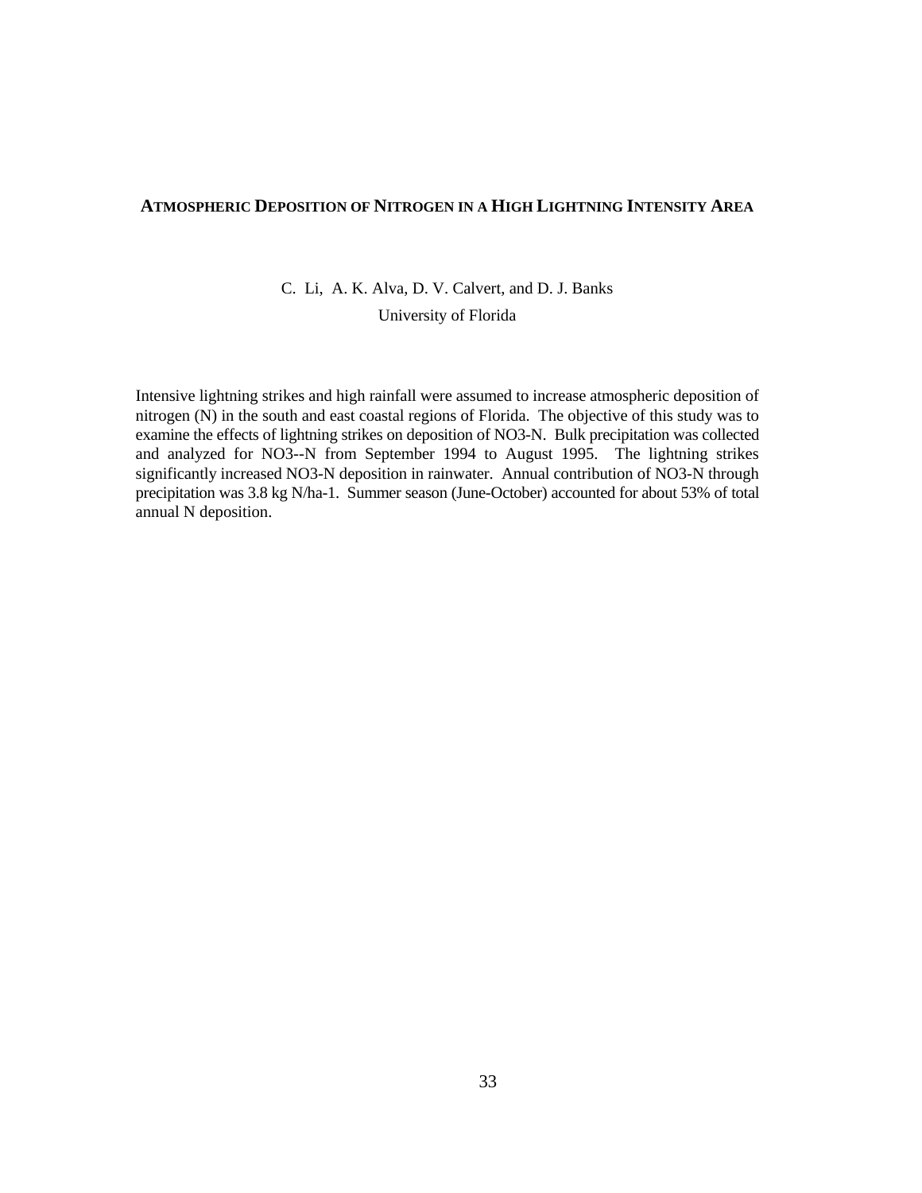## Atmospheric Deposition of Nitrogen in a High Lightning Intensity Area

C. Li, A. K. Alva, D. V. Calvert, and D. J. Banks
University of Florida

Intensive lightning strikes and high rainfall were assumed to increase atmospheric deposition of nitrogen (N) in the south and east coastal regions of Florida. The objective of this study was to examine the effects of lightning strikes on deposition of NO3-N. Bulk precipitation was collected and analyzed for NO3--N from September 1994 to August 1995. The lightning strikes significantly increased NO3-N deposition in rainwater. Annual contribution of NO3-N through precipitation was 3.8 kg N/ha-1. Summer season (June-October) accounted for about 53% of total annual N deposition.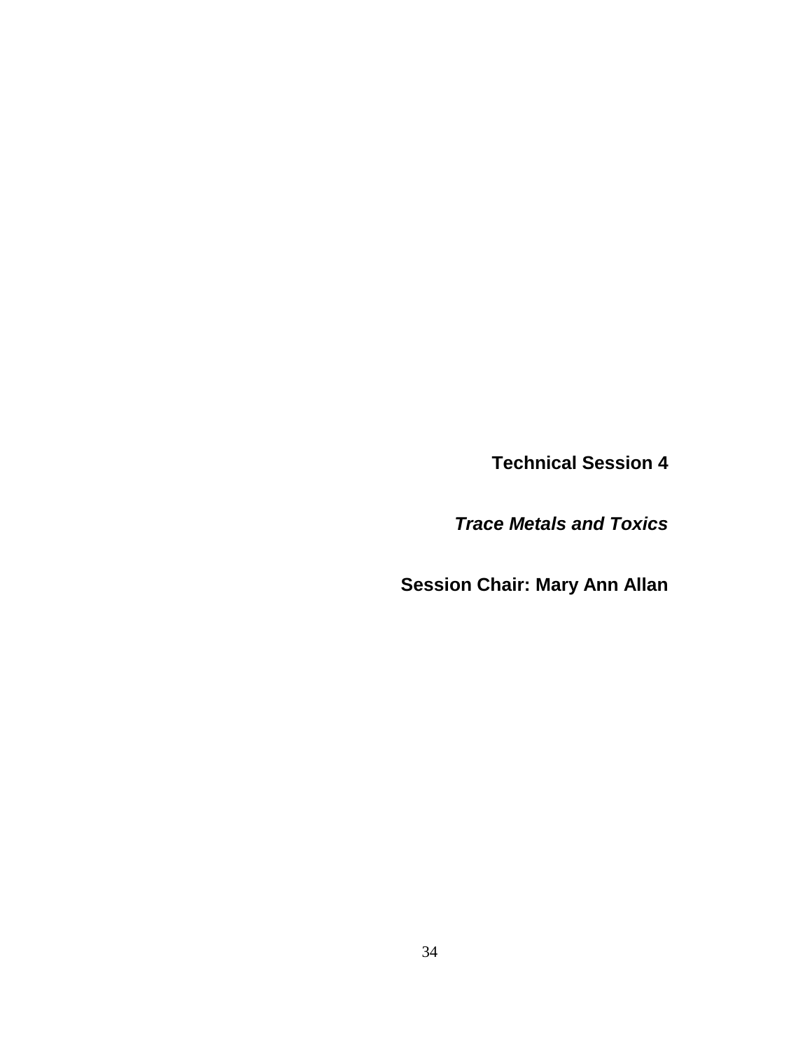# Technical Session 4

***Trace Metals and Toxics***

**Session Chair: Mary Ann Allan**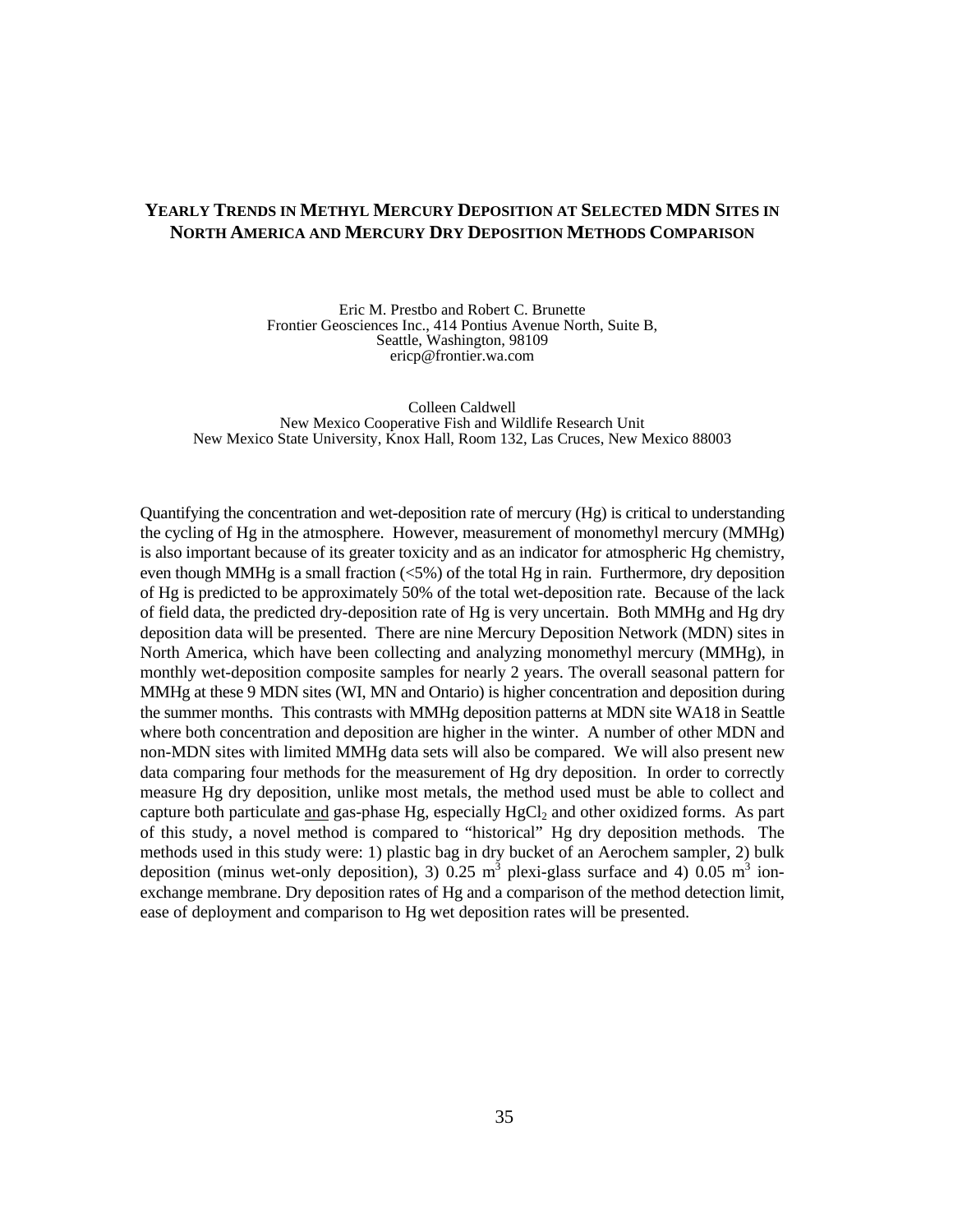## YEARLY TRENDS IN METHYL MERCURY DEPOSITION AT SELECTED MDN SITES IN NORTH AMERICA AND MERCURY DRY DEPOSITION METHODS COMPARISON

Eric M. Prestbo and Robert C. Brunette
Frontier Geosciences Inc., 414 Pontius Avenue North, Suite B,
Seattle, Washington, 98109
ericp@frontier.wa.com

Colleen Caldwell
New Mexico Cooperative Fish and Wildlife Research Unit
New Mexico State University, Knox Hall, Room 132, Las Cruces, New Mexico 88003

Quantifying the concentration and wet-deposition rate of mercury (Hg) is critical to understanding the cycling of Hg in the atmosphere. However, measurement of monomethyl mercury (MMHg) is also important because of its greater toxicity and as an indicator for atmospheric Hg chemistry, even though MMHg is a small fraction (<5%) of the total Hg in rain. Furthermore, dry deposition of Hg is predicted to be approximately 50% of the total wet-deposition rate. Because of the lack of field data, the predicted dry-deposition rate of Hg is very uncertain. Both MMHg and Hg dry deposition data will be presented. There are nine Mercury Deposition Network (MDN) sites in North America, which have been collecting and analyzing monomethyl mercury (MMHg), in monthly wet-deposition composite samples for nearly 2 years. The overall seasonal pattern for MMHg at these 9 MDN sites (WI, MN and Ontario) is higher concentration and deposition during the summer months. This contrasts with MMHg deposition patterns at MDN site WA18 in Seattle where both concentration and deposition are higher in the winter. A number of other MDN and non-MDN sites with limited MMHg data sets will also be compared. We will also present new data comparing four methods for the measurement of Hg dry deposition. In order to correctly measure Hg dry deposition, unlike most metals, the method used must be able to collect and capture both particulate <u>and</u> gas-phase Hg, especially $HgCl_2$ and other oxidized forms. As part of this study, a novel method is compared to "historical" Hg dry deposition methods. The methods used in this study were: 1) plastic bag in dry bucket of an Aerochem sampler, 2) bulk deposition (minus wet-only deposition), 3) 0.25 $m^3$ plexi-glass surface and 4) 0.05 $m^3$ ion-exchange membrane. Dry deposition rates of Hg and a comparison of the method detection limit, ease of deployment and comparison to Hg wet deposition rates will be presented.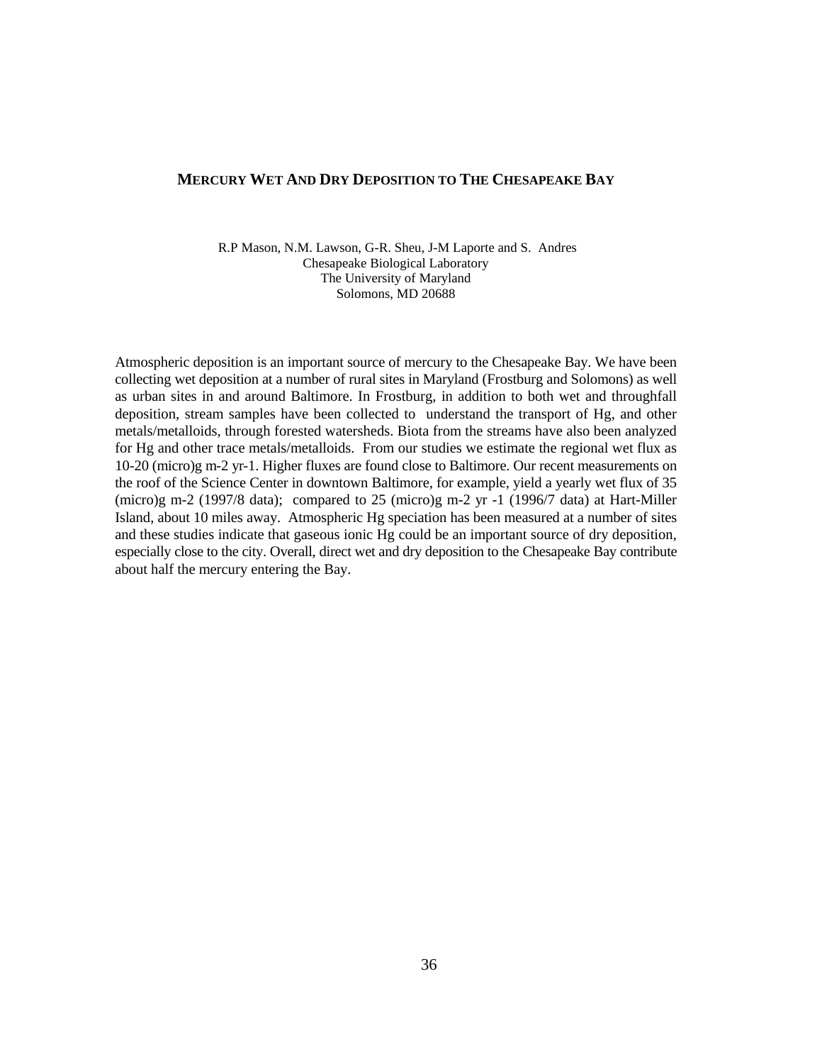## MERCURY WET AND DRY DEPOSITION TO THE CHESAPEAKE BAY

R.P Mason, N.M. Lawson, G-R. Sheu, J-M Laporte and S. Andres
Chesapeake Biological Laboratory
The University of Maryland
Solomons, MD 20688

Atmospheric deposition is an important source of mercury to the Chesapeake Bay. We have been collecting wet deposition at a number of rural sites in Maryland (Frostburg and Solomons) as well as urban sites in and around Baltimore. In Frostburg, in addition to both wet and throughfall deposition, stream samples have been collected to understand the transport of Hg, and other metals/metalloids, through forested watersheds. Biota from the streams have also been analyzed for Hg and other trace metals/metalloids. From our studies we estimate the regional wet flux as 10-20 (micro)g m-2 yr-1. Higher fluxes are found close to Baltimore. Our recent measurements on the roof of the Science Center in downtown Baltimore, for example, yield a yearly wet flux of 35 (micro)g m-2 (1997/8 data); compared to 25 (micro)g m-2 yr -1 (1996/7 data) at Hart-Miller Island, about 10 miles away. Atmospheric Hg speciation has been measured at a number of sites and these studies indicate that gaseous ionic Hg could be an important source of dry deposition, especially close to the city. Overall, direct wet and dry deposition to the Chesapeake Bay contribute about half the mercury entering the Bay.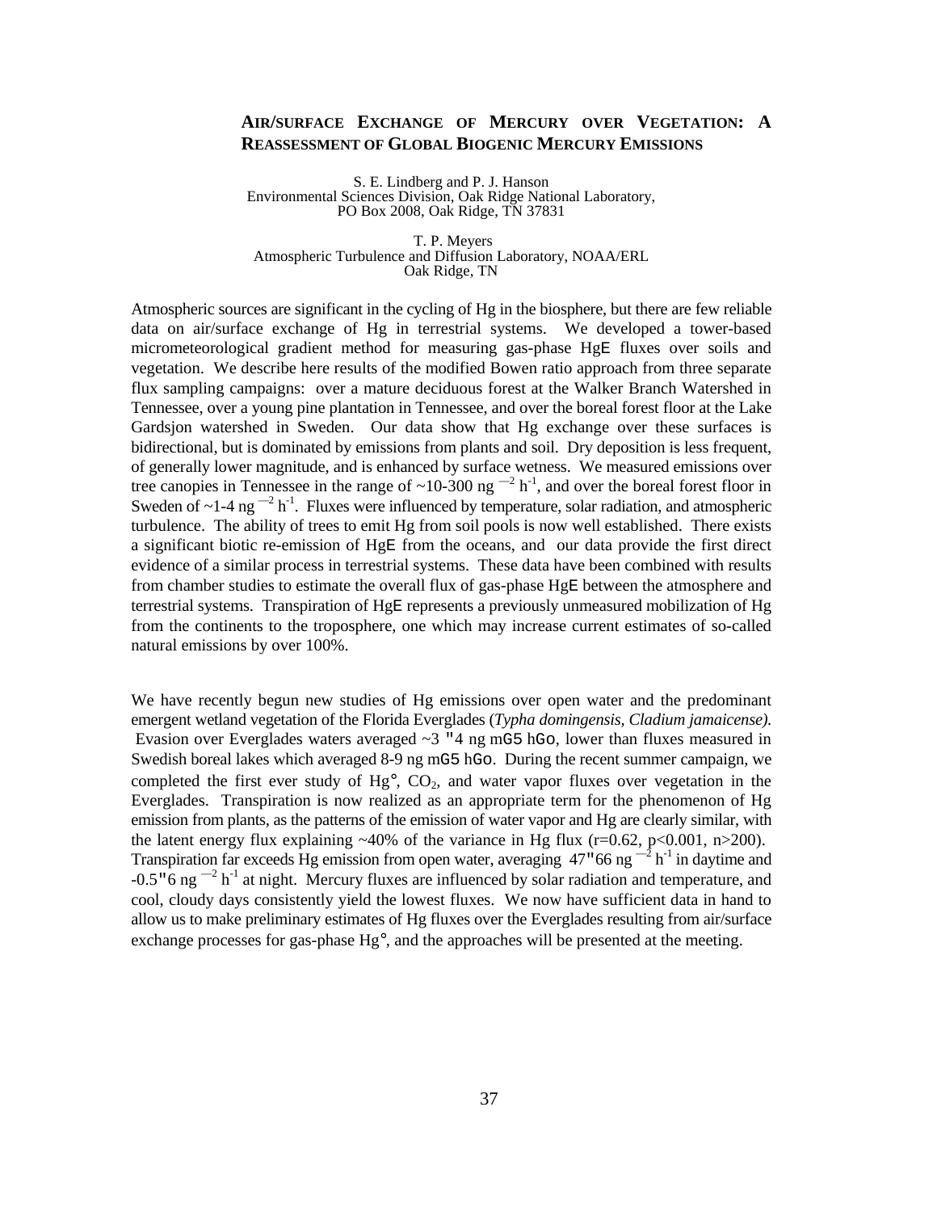## AIR/SURFACE EXCHANGE OF MERCURY OVER VEGETATION: A REASSESSMENT OF GLOBAL BIOGENIC MERCURY EMISSIONS

S. E. Lindberg and P. J. Hanson
Environmental Sciences Division, Oak Ridge National Laboratory,
PO Box 2008, Oak Ridge, TN 37831

T. P. Meyers
Atmospheric Turbulence and Diffusion Laboratory, NOAA/ERL
Oak Ridge, TN

Atmospheric sources are significant in the cycling of Hg in the biosphere, but there are few reliable data on air/surface exchange of Hg in terrestrial systems. We developed a tower-based micrometeorological gradient method for measuring gas-phase HgE fluxes over soils and vegetation. We describe here results of the modified Bowen ratio approach from three separate flux sampling campaigns: over a mature deciduous forest at the Walker Branch Watershed in Tennessee, over a young pine plantation in Tennessee, and over the boreal forest floor at the Lake Gardsjon watershed in Sweden. Our data show that Hg exchange over these surfaces is bidirectional, but is dominated by emissions from plants and soil. Dry deposition is less frequent, of generally lower magnitude, and is enhanced by surface wetness. We measured emissions over tree canopies in Tennessee in the range of ~10-300 ng $^{-2}$ h$^{-1}$, and over the boreal forest floor in Sweden of ~1-4 ng $^{-2}$ h$^{-1}$. Fluxes were influenced by temperature, solar radiation, and atmospheric turbulence. The ability of trees to emit Hg from soil pools is now well established. There exists a significant biotic re-emission of HgE from the oceans, and our data provide the first direct evidence of a similar process in terrestrial systems. These data have been combined with results from chamber studies to estimate the overall flux of gas-phase HgE between the atmosphere and terrestrial systems. Transpiration of HgE represents a previously unmeasured mobilization of Hg from the continents to the troposphere, one which may increase current estimates of so-called natural emissions by over 100%.

We have recently begun new studies of Hg emissions over open water and the predominant emergent wetland vegetation of the Florida Everglades (*Typha domingensis, Cladium jamaicense).* Evasion over Everglades waters averaged ~3 "4 ng mG5 hGo, lower than fluxes measured in Swedish boreal lakes which averaged 8-9 ng mG5 hGo. During the recent summer campaign, we completed the first ever study of Hg°, $CO_2$, and water vapor fluxes over vegetation in the Everglades. Transpiration is now realized as an appropriate term for the phenomenon of Hg emission from plants, as the patterns of the emission of water vapor and Hg are clearly similar, with the latent energy flux explaining ~40% of the variance in Hg flux ($r=0.62$, $p<0.001$, $n>200$). Transpiration far exceeds Hg emission from open water, averaging 47"66 ng $^{-2}$ h$^{-1}$ in daytime and -0.5"6 ng $^{-2}$ h$^{-1}$ at night. Mercury fluxes are influenced by solar radiation and temperature, and cool, cloudy days consistently yield the lowest fluxes. We now have sufficient data in hand to allow us to make preliminary estimates of Hg fluxes over the Everglades resulting from air/surface exchange processes for gas-phase Hg°, and the approaches will be presented at the meeting.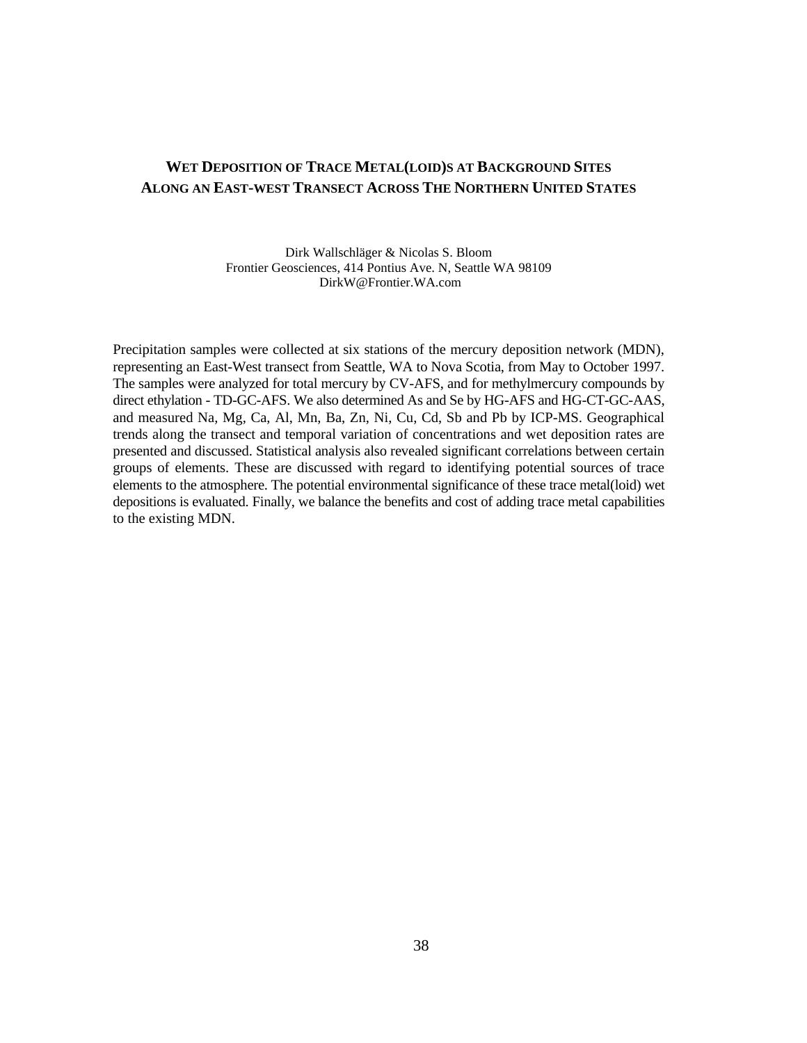## WET DEPOSITION OF TRACE METAL(LOID)S AT BACKGROUND SITES ALONG AN EAST-WEST TRANSECT ACROSS THE NORTHERN UNITED STATES

Dirk Wallschläger & Nicolas S. Bloom
Frontier Geosciences, 414 Pontius Ave. N, Seattle WA 98109
DirkW@Frontier.WA.com

Precipitation samples were collected at six stations of the mercury deposition network (MDN), representing an East-West transect from Seattle, WA to Nova Scotia, from May to October 1997. The samples were analyzed for total mercury by CV-AFS, and for methylmercury compounds by direct ethylation - TD-GC-AFS. We also determined As and Se by HG-AFS and HG-CT-GC-AAS, and measured Na, Mg, Ca, Al, Mn, Ba, Zn, Ni, Cu, Cd, Sb and Pb by ICP-MS. Geographical trends along the transect and temporal variation of concentrations and wet deposition rates are presented and discussed. Statistical analysis also revealed significant correlations between certain groups of elements. These are discussed with regard to identifying potential sources of trace elements to the atmosphere. The potential environmental significance of these trace metal(loid) wet depositions is evaluated. Finally, we balance the benefits and cost of adding trace metal capabilities to the existing MDN.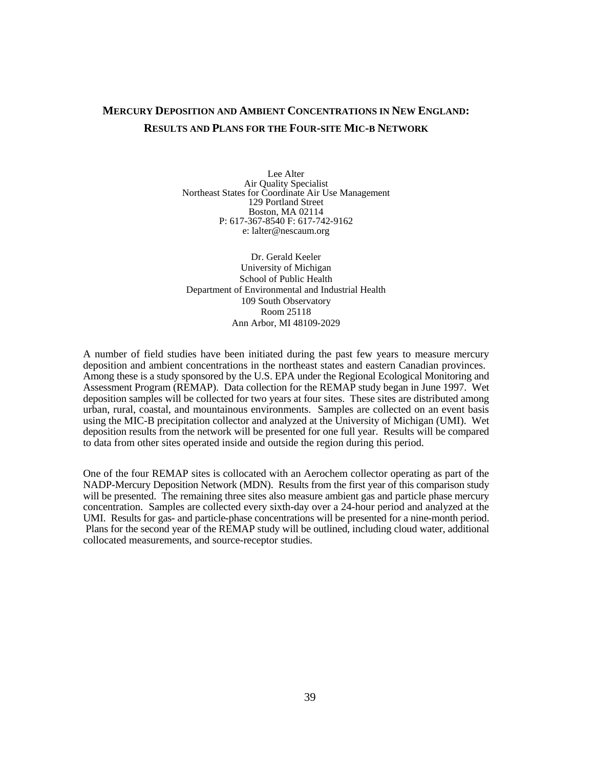## **MERCURY DEPOSITION AND AMBIENT CONCENTRATIONS IN NEW ENGLAND: RESULTS AND PLANS FOR THE FOUR-SITE MIC-B NETWORK**

Lee Alter
Air Quality Specialist
Northeast States for Coordinate Air Use Management
129 Portland Street
Boston, MA 02114
P: 617-367-8540 F: 617-742-9162
e: lalter@nescaum.org

Dr. Gerald Keeler
University of Michigan
School of Public Health
Department of Environmental and Industrial Health
109 South Observatory
Room 25118
Ann Arbor, MI 48109-2029

A number of field studies have been initiated during the past few years to measure mercury deposition and ambient concentrations in the northeast states and eastern Canadian provinces. Among these is a study sponsored by the U.S. EPA under the Regional Ecological Monitoring and Assessment Program (REMAP). Data collection for the REMAP study began in June 1997. Wet deposition samples will be collected for two years at four sites. These sites are distributed among urban, rural, coastal, and mountainous environments. Samples are collected on an event basis using the MIC-B precipitation collector and analyzed at the University of Michigan (UMI). Wet deposition results from the network will be presented for one full year. Results will be compared to data from other sites operated inside and outside the region during this period.

One of the four REMAP sites is collocated with an Aerochem collector operating as part of the NADP-Mercury Deposition Network (MDN). Results from the first year of this comparison study will be presented. The remaining three sites also measure ambient gas and particle phase mercury concentration. Samples are collected every sixth-day over a 24-hour period and analyzed at the UMI. Results for gas- and particle-phase concentrations will be presented for a nine-month period. Plans for the second year of the REMAP study will be outlined, including cloud water, additional collocated measurements, and source-receptor studies.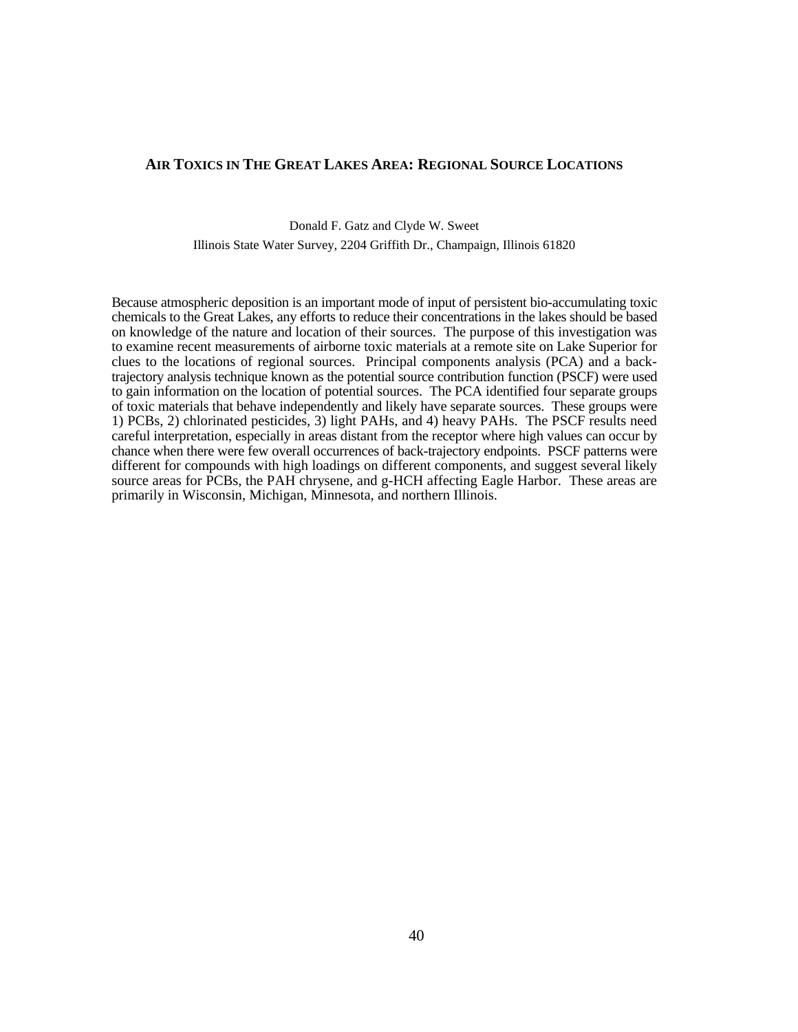## AIR TOXICS IN THE GREAT LAKES AREA: REGIONAL SOURCE LOCATIONS

Donald F. Gatz and Clyde W. Sweet

Illinois State Water Survey, 2204 Griffith Dr., Champaign, Illinois 61820

Because atmospheric deposition is an important mode of input of persistent bio-accumulating toxic chemicals to the Great Lakes, any efforts to reduce their concentrations in the lakes should be based on knowledge of the nature and location of their sources. The purpose of this investigation was to examine recent measurements of airborne toxic materials at a remote site on Lake Superior for clues to the locations of regional sources. Principal components analysis (PCA) and a back-trajectory analysis technique known as the potential source contribution function (PSCF) were used to gain information on the location of potential sources. The PCA identified four separate groups of toxic materials that behave independently and likely have separate sources. These groups were 1) PCBs, 2) chlorinated pesticides, 3) light PAHs, and 4) heavy PAHs. The PSCF results need careful interpretation, especially in areas distant from the receptor where high values can occur by chance when there were few overall occurrences of back-trajectory endpoints. PSCF patterns were different for compounds with high loadings on different components, and suggest several likely source areas for PCBs, the PAH chrysene, and g-HCH affecting Eagle Harbor. These areas are primarily in Wisconsin, Michigan, Minnesota, and northern Illinois.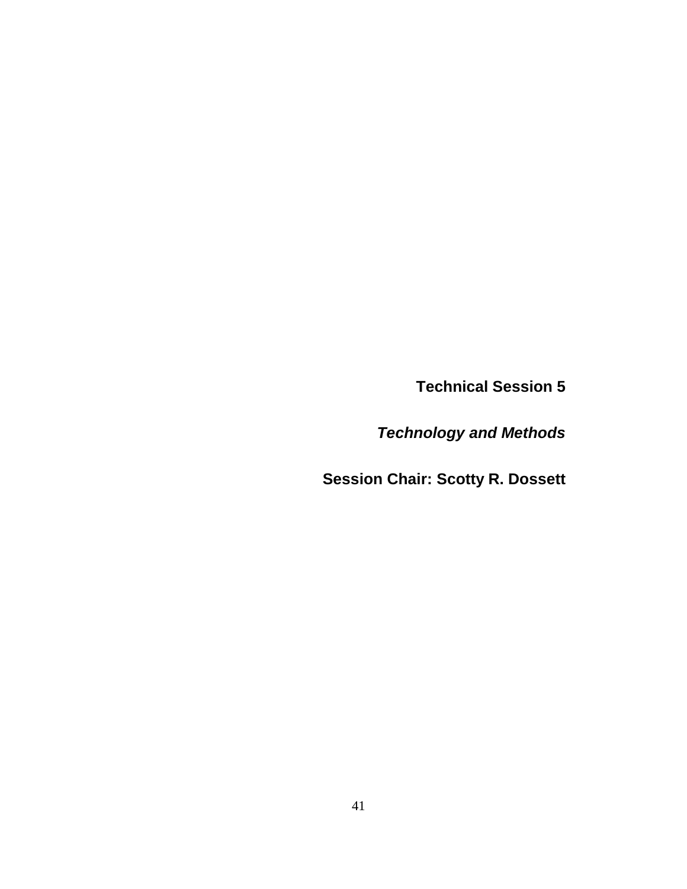# Technical Session 5

## *Technology and Methods*

**Session Chair: Scotty R. Dossett**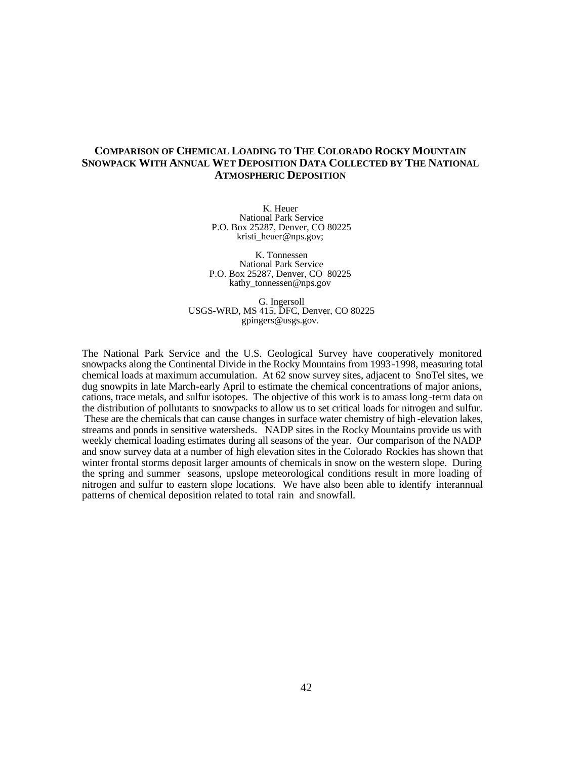# Comparison of Chemical Loading to The Colorado Rocky Mountain Snowpack With Annual Wet Deposition Data Collected by The National Atmospheric Deposition

K. Heuer
National Park Service
P.O. Box 25287, Denver, CO 80225
kristi_heuer@nps.gov;

K. Tonnessen
National Park Service
P.O. Box 25287, Denver, CO 80225
kathy_tonnessen@nps.gov

G. Ingersoll
USGS-WRD, MS 415, DFC, Denver, CO 80225
gpingers@usgs.gov.

The National Park Service and the U.S. Geological Survey have cooperatively monitored snowpacks along the Continental Divide in the Rocky Mountains from 1993-1998, measuring total chemical loads at maximum accumulation. At 62 snow survey sites, adjacent to SnoTel sites, we dug snowpits in late March-early April to estimate the chemical concentrations of major anions, cations, trace metals, and sulfur isotopes. The objective of this work is to amass long-term data on the distribution of pollutants to snowpacks to allow us to set critical loads for nitrogen and sulfur. These are the chemicals that can cause changes in surface water chemistry of high-elevation lakes, streams and ponds in sensitive watersheds. NADP sites in the Rocky Mountains provide us with weekly chemical loading estimates during all seasons of the year. Our comparison of the NADP and snow survey data at a number of high elevation sites in the Colorado Rockies has shown that winter frontal storms deposit larger amounts of chemicals in snow on the western slope. During the spring and summer seasons, upslope meteorological conditions result in more loading of nitrogen and sulfur to eastern slope locations. We have also been able to identify interannual patterns of chemical deposition related to total rain and snowfall.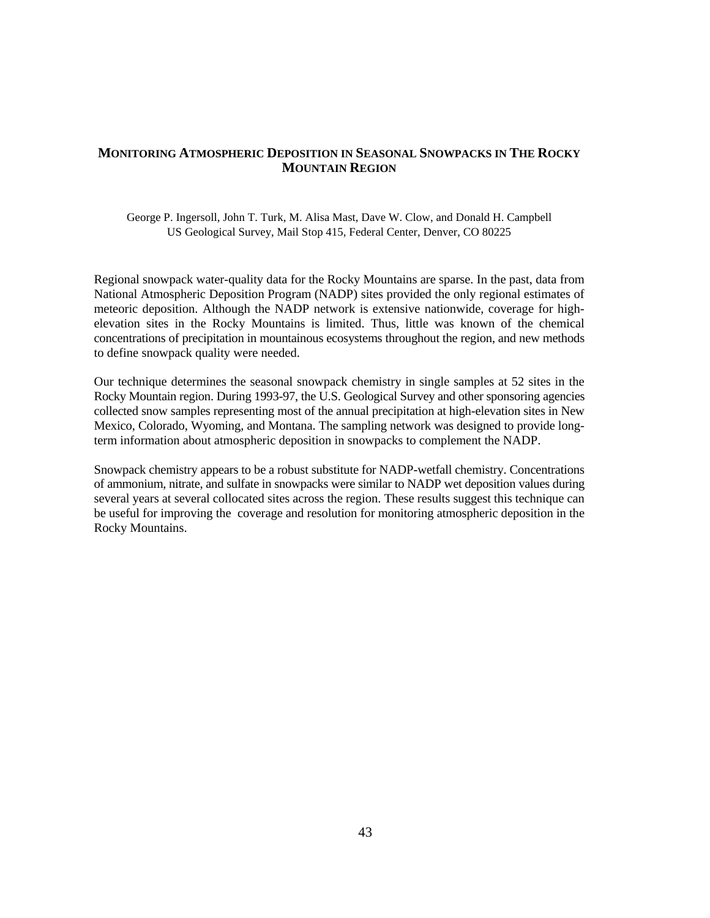## MONITORING ATMOSPHERIC DEPOSITION IN SEASONAL SNOWPACKS IN THE ROCKY MOUNTAIN REGION

George P. Ingersoll, John T. Turk, M. Alisa Mast, Dave W. Clow, and Donald H. Campbell
US Geological Survey, Mail Stop 415, Federal Center, Denver, CO 80225

Regional snowpack water-quality data for the Rocky Mountains are sparse. In the past, data from National Atmospheric Deposition Program (NADP) sites provided the only regional estimates of meteoric deposition. Although the NADP network is extensive nationwide, coverage for high-elevation sites in the Rocky Mountains is limited. Thus, little was known of the chemical concentrations of precipitation in mountainous ecosystems throughout the region, and new methods to define snowpack quality were needed.

Our technique determines the seasonal snowpack chemistry in single samples at 52 sites in the Rocky Mountain region. During 1993-97, the U.S. Geological Survey and other sponsoring agencies collected snow samples representing most of the annual precipitation at high-elevation sites in New Mexico, Colorado, Wyoming, and Montana. The sampling network was designed to provide long-term information about atmospheric deposition in snowpacks to complement the NADP.

Snowpack chemistry appears to be a robust substitute for NADP-wetfall chemistry. Concentrations of ammonium, nitrate, and sulfate in snowpacks were similar to NADP wet deposition values during several years at several collocated sites across the region. These results suggest this technique can be useful for improving the coverage and resolution for monitoring atmospheric deposition in the Rocky Mountains.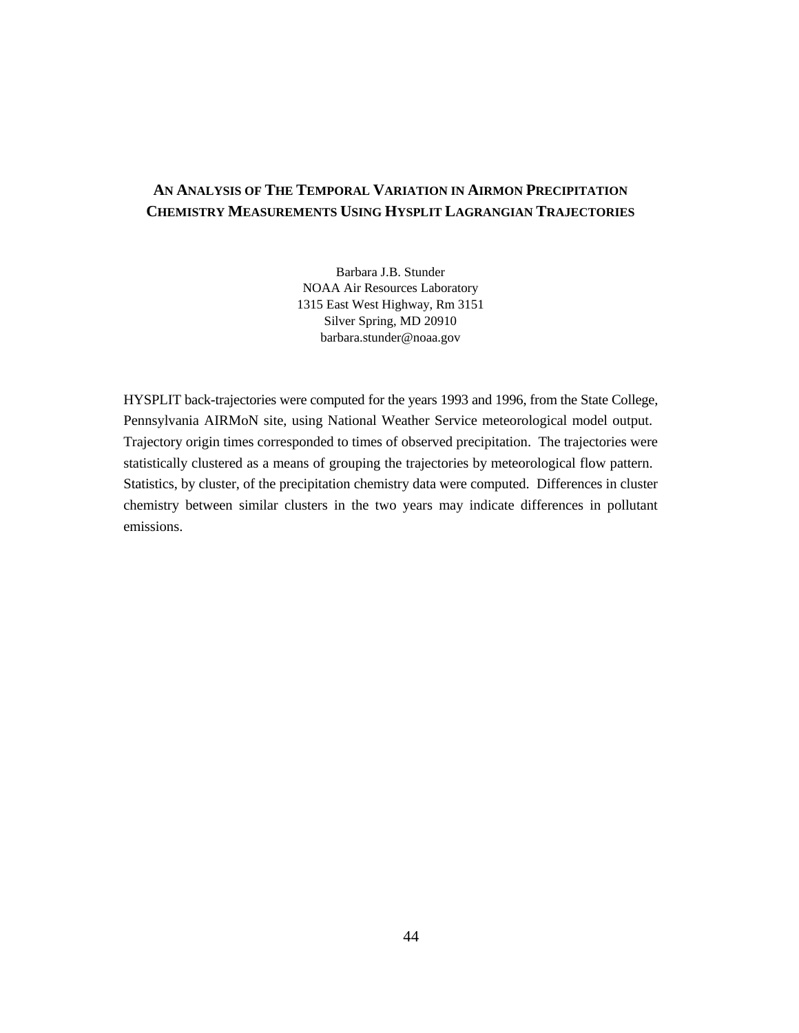# AN ANALYSIS OF THE TEMPORAL VARIATION IN AIRMON PRECIPITATION CHEMISTRY MEASUREMENTS USING HYSPLIT LAGRANGIAN TRAJECTORIES

Barbara J.B. Stunder
NOAA Air Resources Laboratory
1315 East West Highway, Rm 3151
Silver Spring, MD 20910
barbara.stunder@noaa.gov

HYSPLIT back-trajectories were computed for the years 1993 and 1996, from the State College, Pennsylvania AIRMoN site, using National Weather Service meteorological model output. Trajectory origin times corresponded to times of observed precipitation. The trajectories were statistically clustered as a means of grouping the trajectories by meteorological flow pattern. Statistics, by cluster, of the precipitation chemistry data were computed. Differences in cluster chemistry between similar clusters in the two years may indicate differences in pollutant emissions.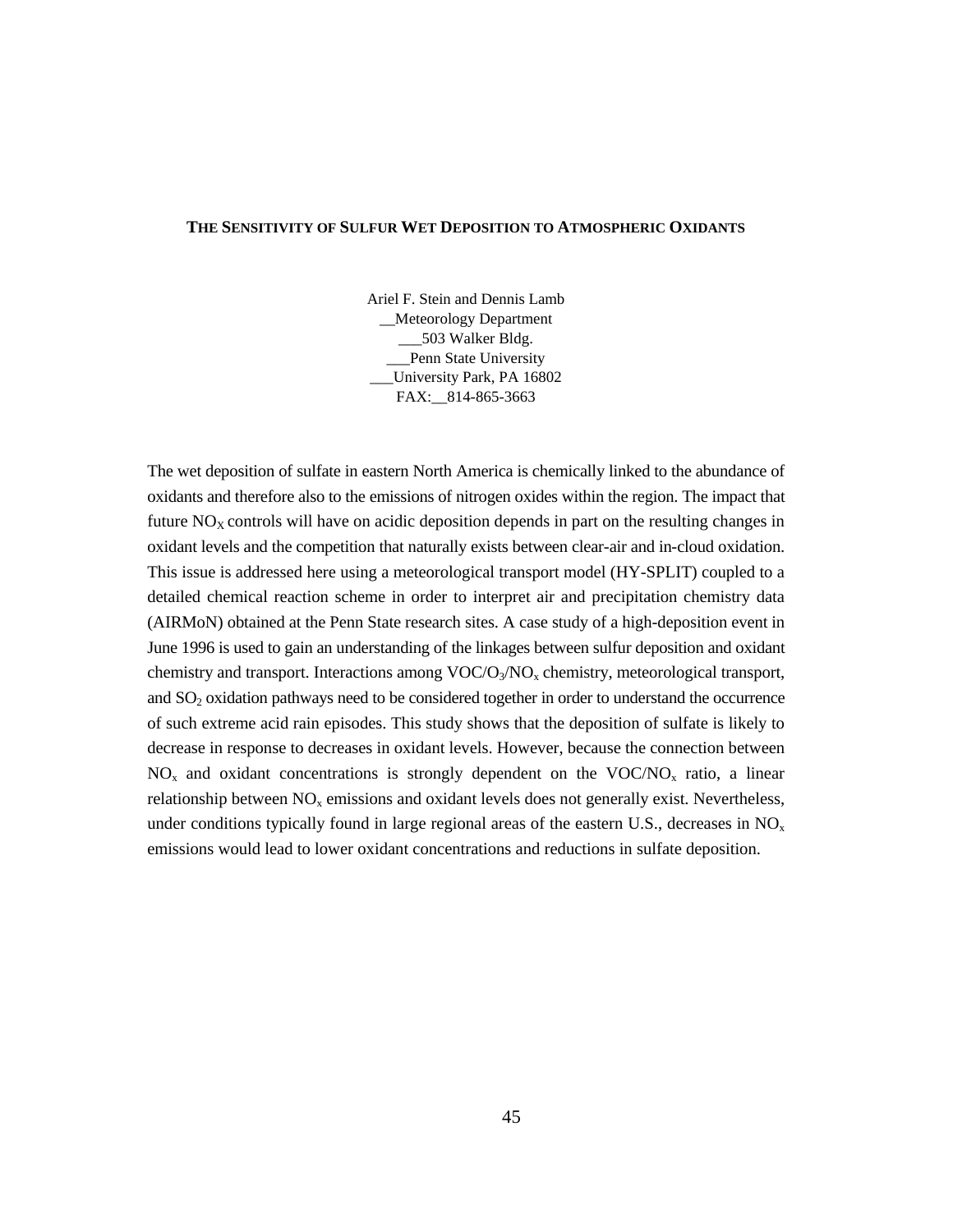#### THE SENSITIVITY OF SULFUR WET DEPOSITION TO ATMOSPHERIC OXIDANTS

Ariel F. Stein and Dennis Lamb
__Meteorology Department
___503 Walker Bldg.
___Penn State University
___University Park, PA 16802
FAX:__814-865-3663

The wet deposition of sulfate in eastern North America is chemically linked to the abundance of oxidants and therefore also to the emissions of nitrogen oxides within the region. The impact that future $NO_X$ controls will have on acidic deposition depends in part on the resulting changes in oxidant levels and the competition that naturally exists between clear-air and in-cloud oxidation. This issue is addressed here using a meteorological transport model (HY-SPLIT) coupled to a detailed chemical reaction scheme in order to interpret air and precipitation chemistry data (AIRMoN) obtained at the Penn State research sites. A case study of a high-deposition event in June 1996 is used to gain an understanding of the linkages between sulfur deposition and oxidant chemistry and transport. Interactions among $VOC/O_3/NO_x$ chemistry, meteorological transport, and $SO_2$ oxidation pathways need to be considered together in order to understand the occurrence of such extreme acid rain episodes. This study shows that the deposition of sulfate is likely to decrease in response to decreases in oxidant levels. However, because the connection between $NO_x$ and oxidant concentrations is strongly dependent on the $VOC/NO_x$ ratio, a linear relationship between $NO_x$ emissions and oxidant levels does not generally exist. Nevertheless, under conditions typically found in large regional areas of the eastern U.S., decreases in $NO_x$ emissions would lead to lower oxidant concentrations and reductions in sulfate deposition.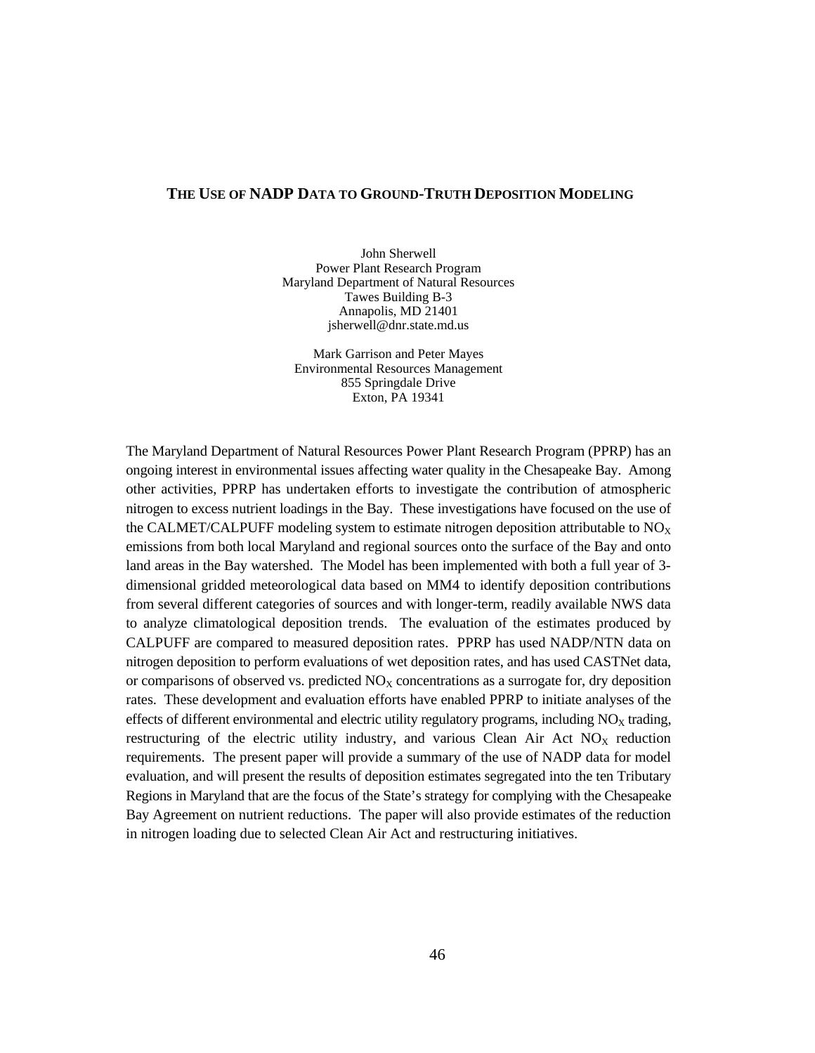## THE USE OF NADP DATA TO GROUND-TRUTH DEPOSITION MODELING

John Sherwell
Power Plant Research Program
Maryland Department of Natural Resources
Tawes Building B-3
Annapolis, MD 21401
jsherwell@dnr.state.md.us

Mark Garrison and Peter Mayes
Environmental Resources Management
855 Springdale Drive
Exton, PA 19341

The Maryland Department of Natural Resources Power Plant Research Program (PPRP) has an ongoing interest in environmental issues affecting water quality in the Chesapeake Bay. Among other activities, PPRP has undertaken efforts to investigate the contribution of atmospheric nitrogen to excess nutrient loadings in the Bay. These investigations have focused on the use of the CALMET/CALPUFF modeling system to estimate nitrogen deposition attributable to $NO_X$ emissions from both local Maryland and regional sources onto the surface of the Bay and onto land areas in the Bay watershed. The Model has been implemented with both a full year of 3-dimensional gridded meteorological data based on MM4 to identify deposition contributions from several different categories of sources and with longer-term, readily available NWS data to analyze climatological deposition trends. The evaluation of the estimates produced by CALPUFF are compared to measured deposition rates. PPRP has used NADP/NTN data on nitrogen deposition to perform evaluations of wet deposition rates, and has used CASTNet data, or comparisons of observed vs. predicted $NO_X$ concentrations as a surrogate for, dry deposition rates. These development and evaluation efforts have enabled PPRP to initiate analyses of the effects of different environmental and electric utility regulatory programs, including $NO_X$ trading, restructuring of the electric utility industry, and various Clean Air Act $NO_X$ reduction requirements. The present paper will provide a summary of the use of NADP data for model evaluation, and will present the results of deposition estimates segregated into the ten Tributary Regions in Maryland that are the focus of the State's strategy for complying with the Chesapeake Bay Agreement on nutrient reductions. The paper will also provide estimates of the reduction in nitrogen loading due to selected Clean Air Act and restructuring initiatives.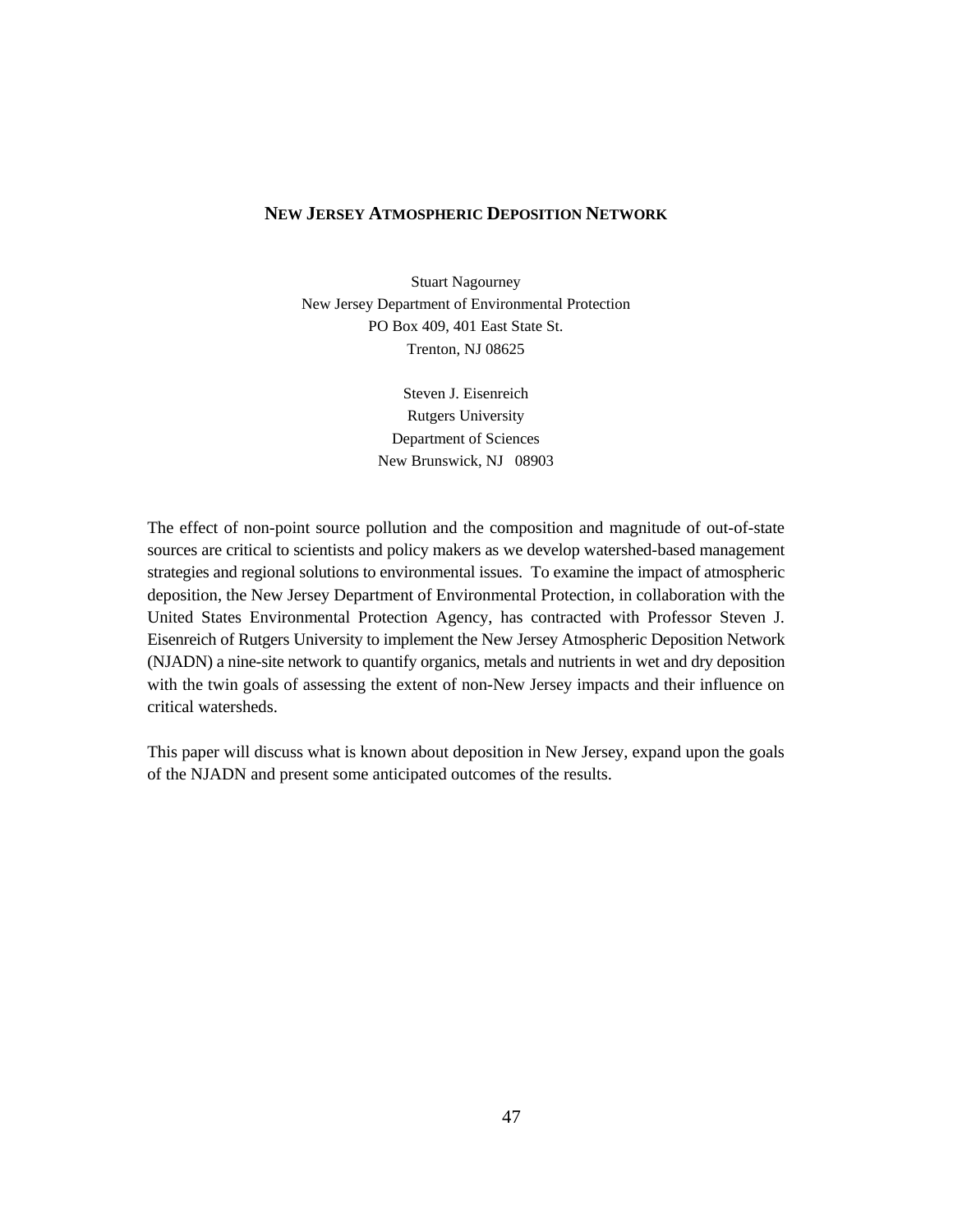## NEW JERSEY ATMOSPHERIC DEPOSITION NETWORK

Stuart Nagourney
New Jersey Department of Environmental Protection
PO Box 409, 401 East State St.
Trenton, NJ 08625

Steven J. Eisenreich
Rutgers University
Department of Sciences
New Brunswick, NJ 08903

The effect of non-point source pollution and the composition and magnitude of out-of-state sources are critical to scientists and policy makers as we develop watershed-based management strategies and regional solutions to environmental issues. To examine the impact of atmospheric deposition, the New Jersey Department of Environmental Protection, in collaboration with the United States Environmental Protection Agency, has contracted with Professor Steven J. Eisenreich of Rutgers University to implement the New Jersey Atmospheric Deposition Network (NJADN) a nine-site network to quantify organics, metals and nutrients in wet and dry deposition with the twin goals of assessing the extent of non-New Jersey impacts and their influence on critical watersheds.

This paper will discuss what is known about deposition in New Jersey, expand upon the goals of the NJADN and present some anticipated outcomes of the results.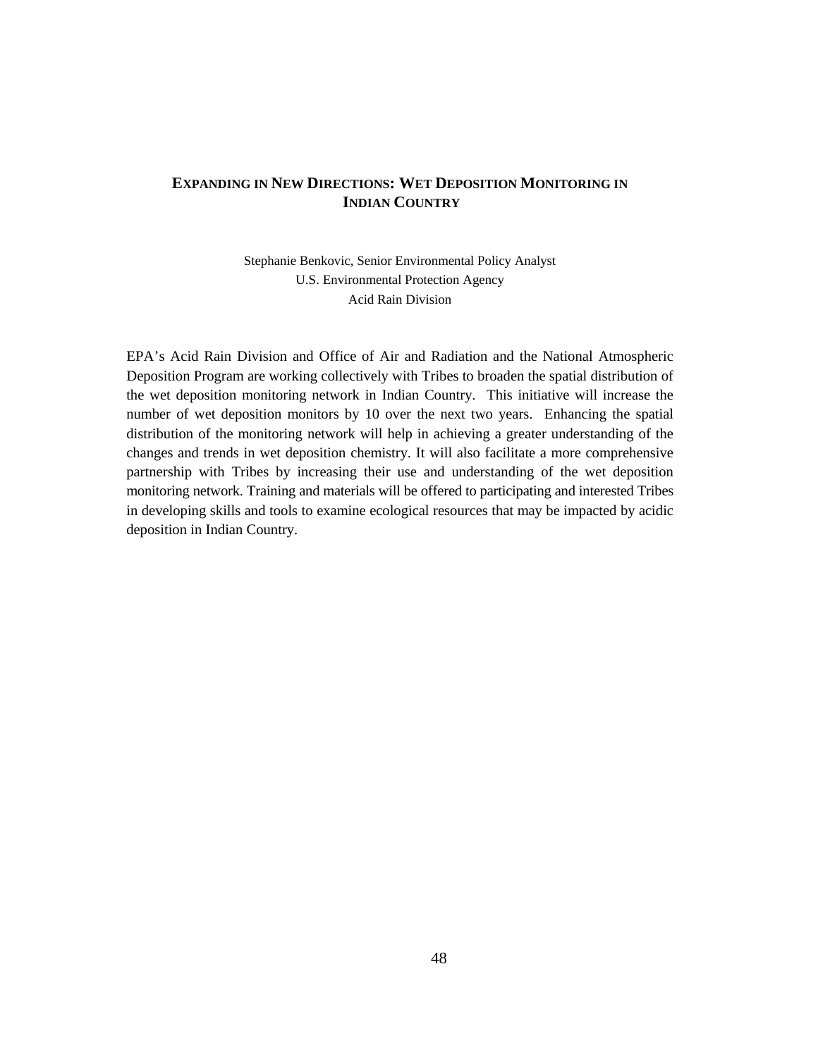## Expanding in New Directions: Wet Deposition Monitoring in Indian Country

Stephanie Benkovic, Senior Environmental Policy Analyst
U.S. Environmental Protection Agency
Acid Rain Division

EPA's Acid Rain Division and Office of Air and Radiation and the National Atmospheric Deposition Program are working collectively with Tribes to broaden the spatial distribution of the wet deposition monitoring network in Indian Country. This initiative will increase the number of wet deposition monitors by 10 over the next two years. Enhancing the spatial distribution of the monitoring network will help in achieving a greater understanding of the changes and trends in wet deposition chemistry. It will also facilitate a more comprehensive partnership with Tribes by increasing their use and understanding of the wet deposition monitoring network. Training and materials will be offered to participating and interested Tribes in developing skills and tools to examine ecological resources that may be impacted by acidic deposition in Indian Country.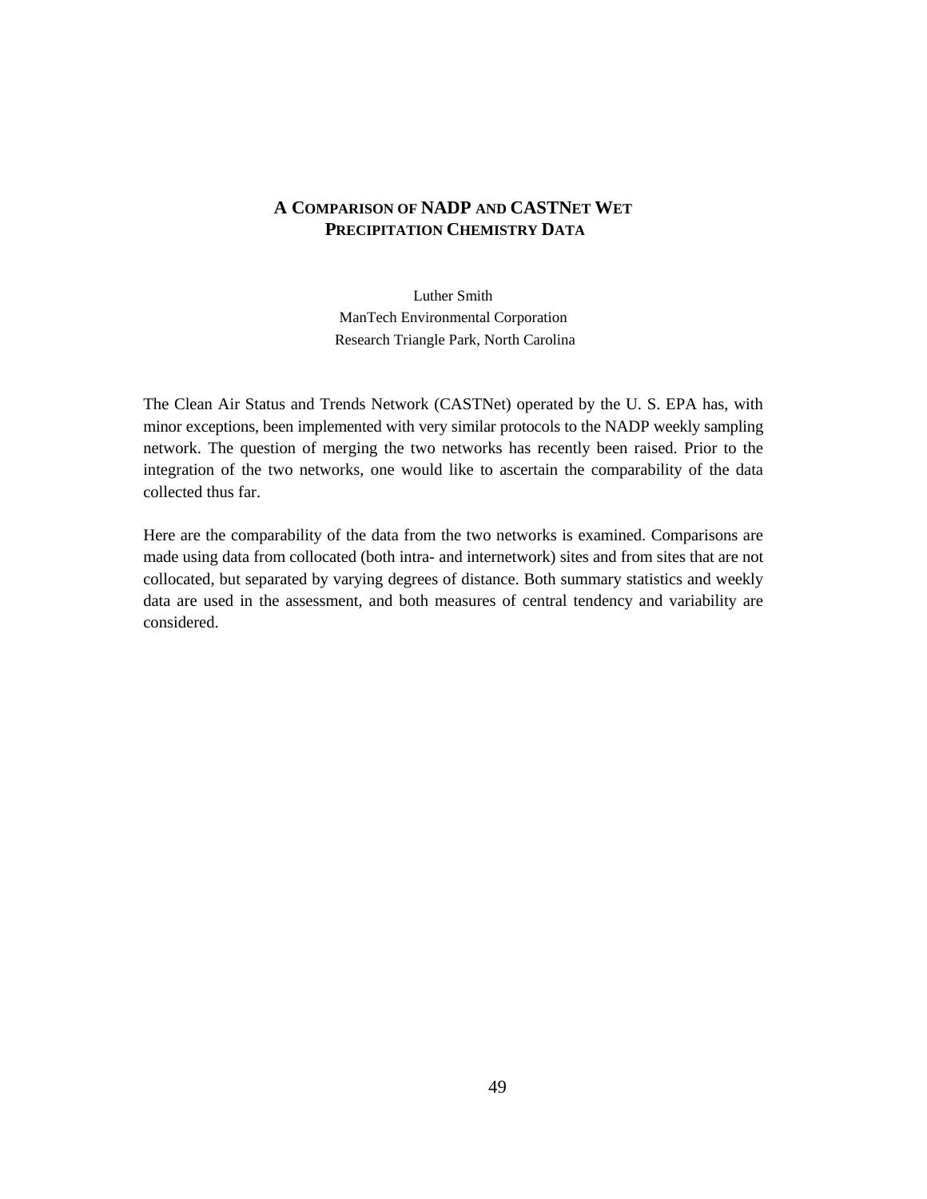# A Comparison of NADP and CASTNet Wet Precipitation Chemistry Data

Luther Smith
ManTech Environmental Corporation
Research Triangle Park, North Carolina

The Clean Air Status and Trends Network (CASTNet) operated by the U. S. EPA has, with minor exceptions, been implemented with very similar protocols to the NADP weekly sampling network. The question of merging the two networks has recently been raised. Prior to the integration of the two networks, one would like to ascertain the comparability of the data collected thus far.

Here are the comparability of the data from the two networks is examined. Comparisons are made using data from collocated (both intra- and internetwork) sites and from sites that are not collocated, but separated by varying degrees of distance. Both summary statistics and weekly data are used in the assessment, and both measures of central tendency and variability are considered.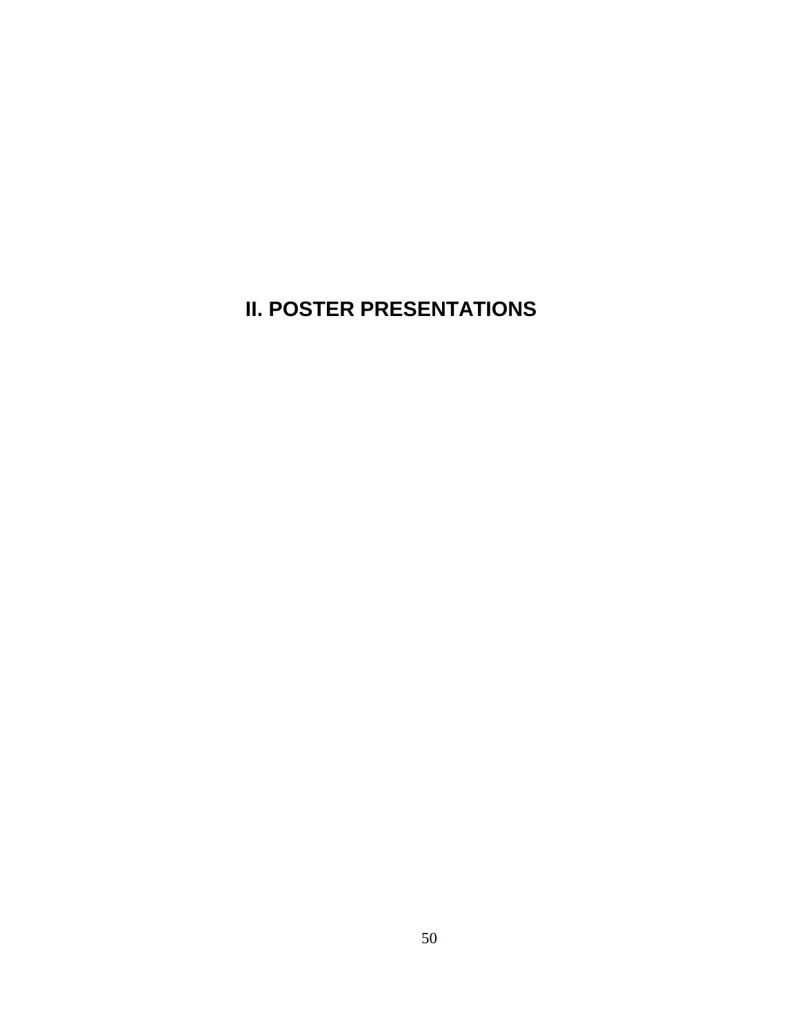# II. POSTER PRESENTATIONS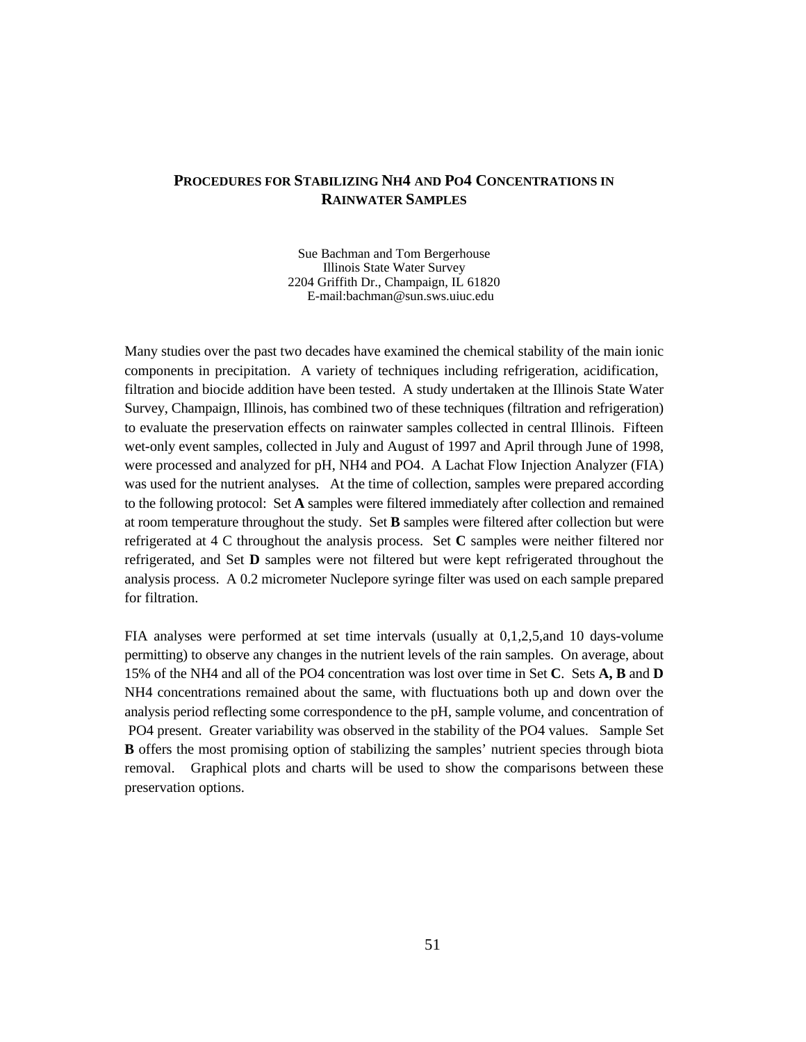# PROCEDURES FOR STABILIZING NH4 AND PO4 CONCENTRATIONS IN RAINWATER SAMPLES

Sue Bachman and Tom Bergerhouse
Illinois State Water Survey
2204 Griffith Dr., Champaign, IL 61820
E-mail:bachman@sun.sws.uiuc.edu

Many studies over the past two decades have examined the chemical stability of the main ionic components in precipitation. A variety of techniques including refrigeration, acidification, filtration and biocide addition have been tested. A study undertaken at the Illinois State Water Survey, Champaign, Illinois, has combined two of these techniques (filtration and refrigeration) to evaluate the preservation effects on rainwater samples collected in central Illinois. Fifteen wet-only event samples, collected in July and August of 1997 and April through June of 1998, were processed and analyzed for pH, NH4 and PO4. A Lachat Flow Injection Analyzer (FIA) was used for the nutrient analyses. At the time of collection, samples were prepared according to the following protocol: Set **A** samples were filtered immediately after collection and remained at room temperature throughout the study. Set **B** samples were filtered after collection but were refrigerated at 4 C throughout the analysis process. Set **C** samples were neither filtered nor refrigerated, and Set **D** samples were not filtered but were kept refrigerated throughout the analysis process. A 0.2 micrometer Nuclepore syringe filter was used on each sample prepared for filtration.

FIA analyses were performed at set time intervals (usually at 0,1,2,5,and 10 days-volume permitting) to observe any changes in the nutrient levels of the rain samples. On average, about 15% of the NH4 and all of the PO4 concentration was lost over time in Set **C**. Sets **A, B** and **D** NH4 concentrations remained about the same, with fluctuations both up and down over the analysis period reflecting some correspondence to the pH, sample volume, and concentration of PO4 present. Greater variability was observed in the stability of the PO4 values. Sample Set **B** offers the most promising option of stabilizing the samples' nutrient species through biota removal. Graphical plots and charts will be used to show the comparisons between these preservation options.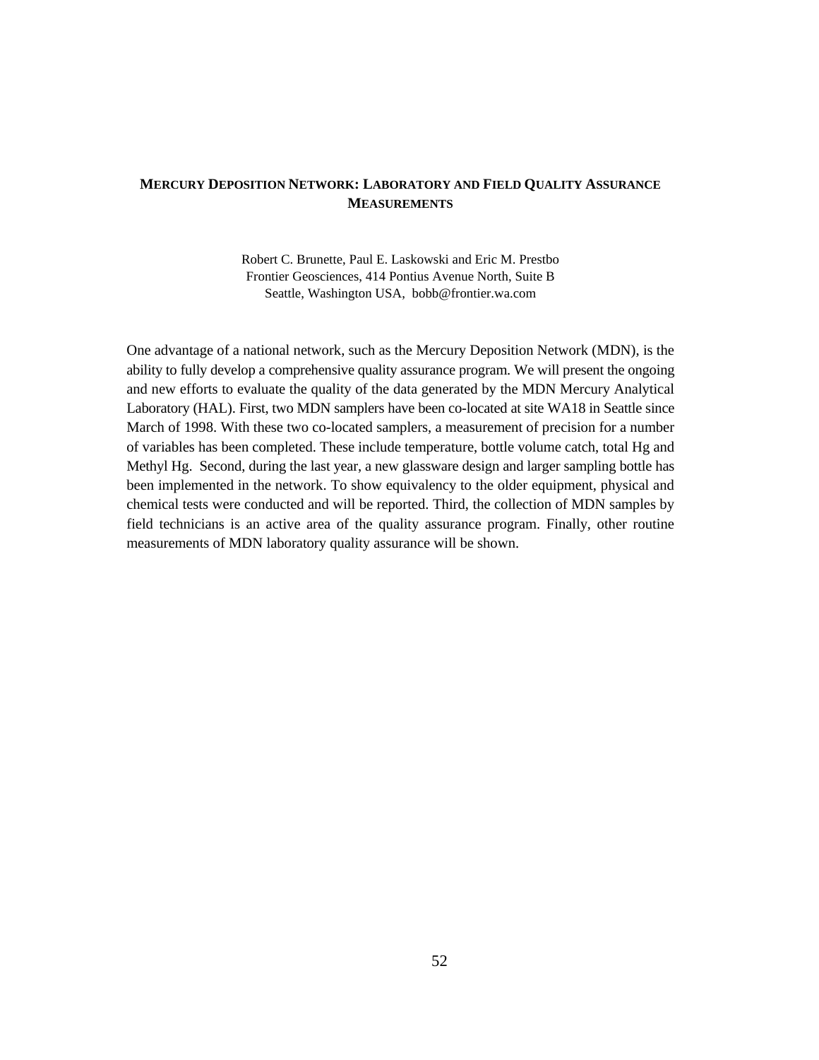## Mercury Deposition Network: Laboratory and Field Quality Assurance Measurements

Robert C. Brunette, Paul E. Laskowski and Eric M. Prestbo
Frontier Geosciences, 414 Pontius Avenue North, Suite B
Seattle, Washington USA, bobb@frontier.wa.com

One advantage of a national network, such as the Mercury Deposition Network (MDN), is the ability to fully develop a comprehensive quality assurance program. We will present the ongoing and new efforts to evaluate the quality of the data generated by the MDN Mercury Analytical Laboratory (HAL). First, two MDN samplers have been co-located at site WA18 in Seattle since March of 1998. With these two co-located samplers, a measurement of precision for a number of variables has been completed. These include temperature, bottle volume catch, total Hg and Methyl Hg. Second, during the last year, a new glassware design and larger sampling bottle has been implemented in the network. To show equivalency to the older equipment, physical and chemical tests were conducted and will be reported. Third, the collection of MDN samples by field technicians is an active area of the quality assurance program. Finally, other routine measurements of MDN laboratory quality assurance will be shown.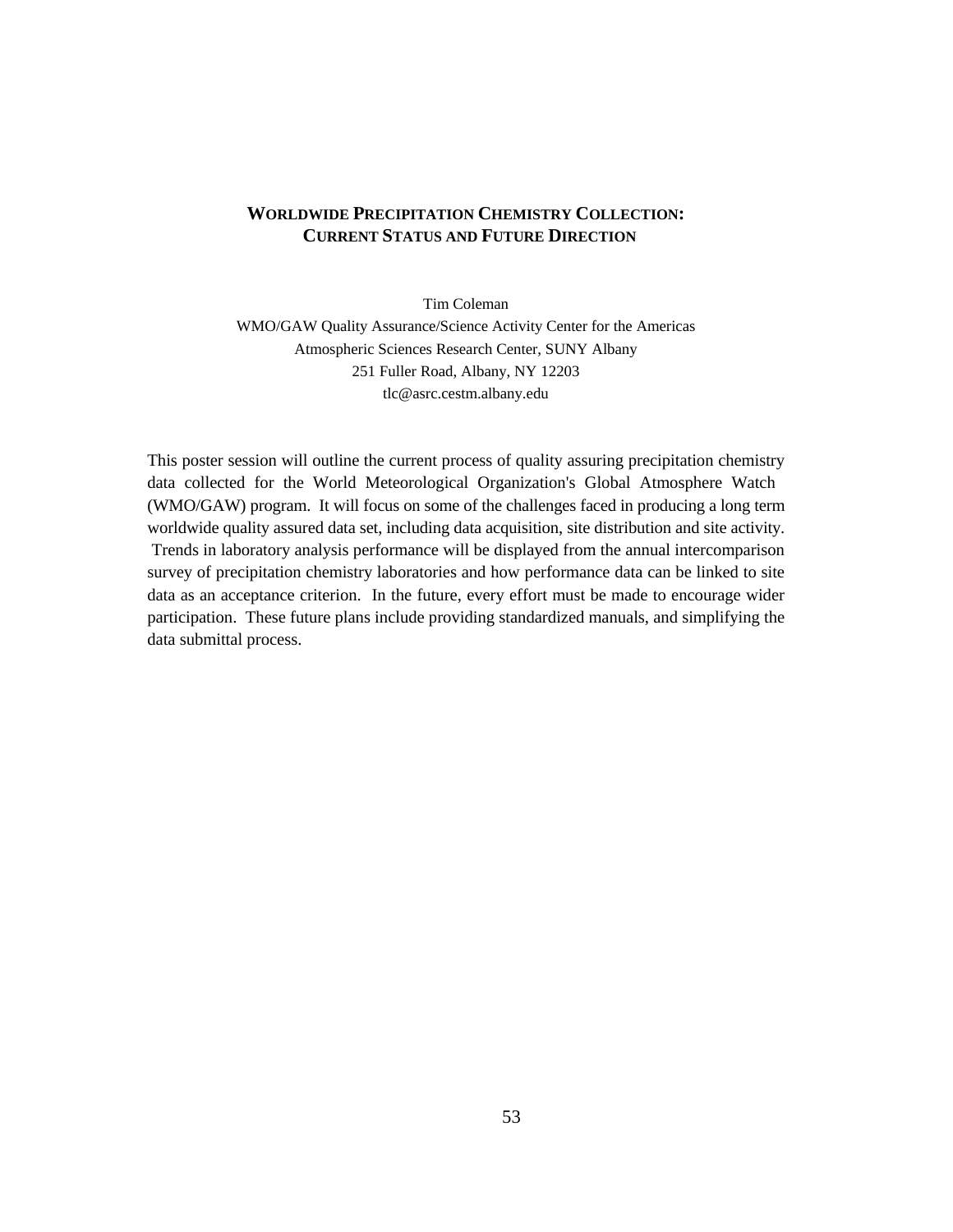## WORLDWIDE PRECIPITATION CHEMISTRY COLLECTION: CURRENT STATUS AND FUTURE DIRECTION

Tim Coleman
WMO/GAW Quality Assurance/Science Activity Center for the Americas
Atmospheric Sciences Research Center, SUNY Albany
251 Fuller Road, Albany, NY 12203
tlc@asrc.cestm.albany.edu

This poster session will outline the current process of quality assuring precipitation chemistry data collected for the World Meteorological Organization's Global Atmosphere Watch (WMO/GAW) program. It will focus on some of the challenges faced in producing a long term worldwide quality assured data set, including data acquisition, site distribution and site activity. Trends in laboratory analysis performance will be displayed from the annual intercomparison survey of precipitation chemistry laboratories and how performance data can be linked to site data as an acceptance criterion. In the future, every effort must be made to encourage wider participation. These future plans include providing standardized manuals, and simplifying the data submittal process.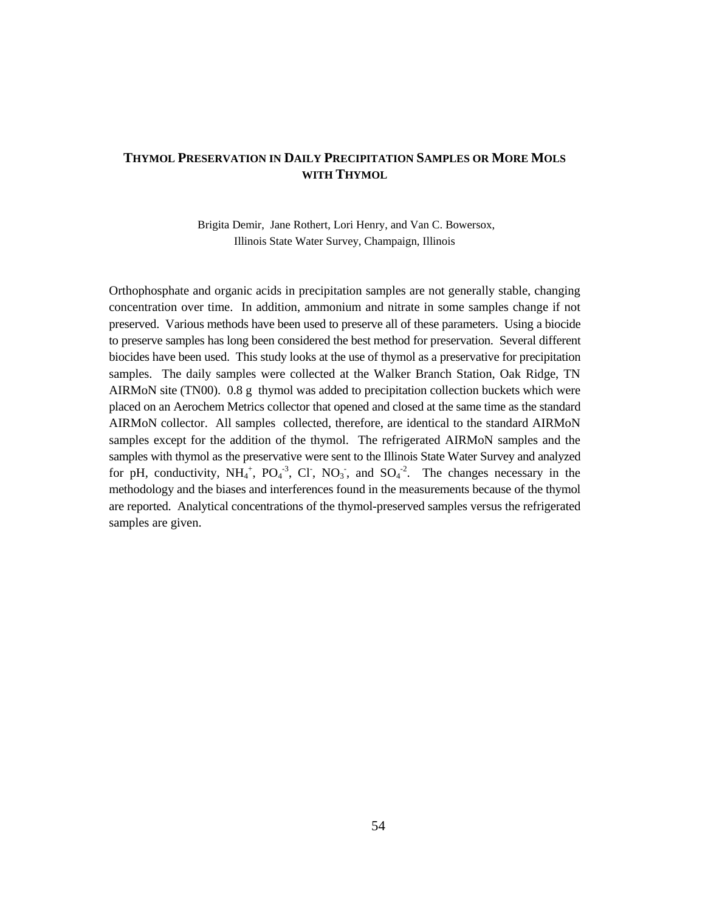## THYMOL PRESERVATION IN DAILY PRECIPITATION SAMPLES OR MORE MOLS WITH THYMOL

Brigita Demir, Jane Rothert, Lori Henry, and Van C. Bowersox,
Illinois State Water Survey, Champaign, Illinois

Orthophosphate and organic acids in precipitation samples are not generally stable, changing concentration over time. In addition, ammonium and nitrate in some samples change if not preserved. Various methods have been used to preserve all of these parameters. Using a biocide to preserve samples has long been considered the best method for preservation. Several different biocides have been used. This study looks at the use of thymol as a preservative for precipitation samples. The daily samples were collected at the Walker Branch Station, Oak Ridge, TN AIRMoN site (TN00). 0.8 g thymol was added to precipitation collection buckets which were placed on an Aerochem Metrics collector that opened and closed at the same time as the standard AIRMoN collector. All samples collected, therefore, are identical to the standard AIRMoN samples except for the addition of the thymol. The refrigerated AIRMoN samples and the samples with thymol as the preservative were sent to the Illinois State Water Survey and analyzed for pH, conductivity, $NH_4^+$, $PO_4^{-3}$, $Cl^-$, $NO_3^-$, and $SO_4^{-2}$. The changes necessary in the methodology and the biases and interferences found in the measurements because of the thymol are reported. Analytical concentrations of the thymol-preserved samples versus the refrigerated samples are given.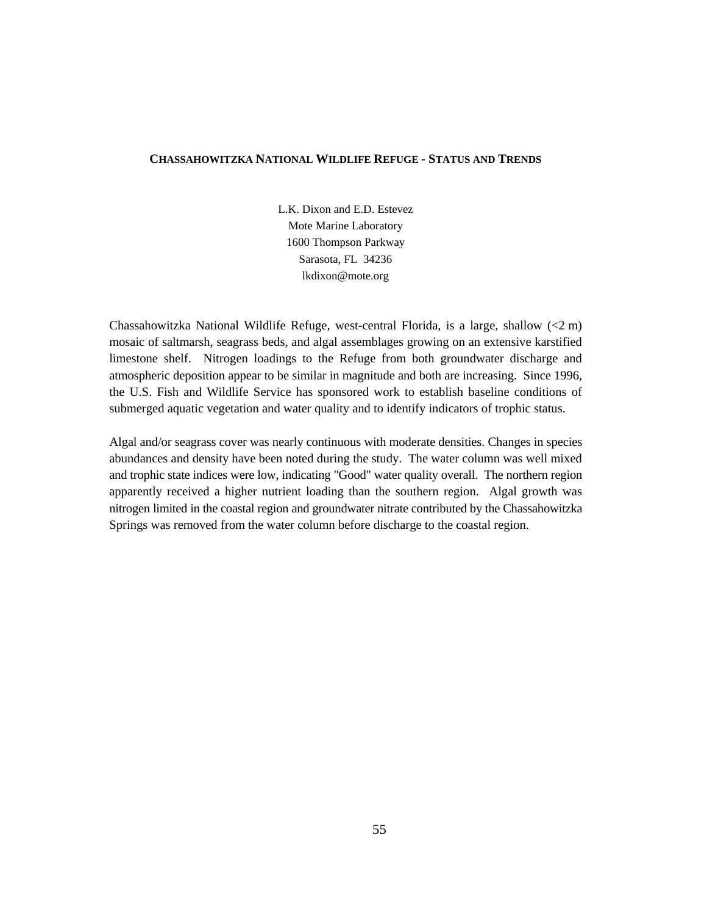## CHASSAHOWITZKA NATIONAL WILDLIFE REFUGE - STATUS AND TRENDS

L.K. Dixon and E.D. Estevez
Mote Marine Laboratory
1600 Thompson Parkway
Sarasota, FL 34236
lkdixon@mote.org

Chassahowitzka National Wildlife Refuge, west-central Florida, is a large, shallow (<2 m) mosaic of saltmarsh, seagrass beds, and algal assemblages growing on an extensive karstified limestone shelf. Nitrogen loadings to the Refuge from both groundwater discharge and atmospheric deposition appear to be similar in magnitude and both are increasing. Since 1996, the U.S. Fish and Wildlife Service has sponsored work to establish baseline conditions of submerged aquatic vegetation and water quality and to identify indicators of trophic status.

Algal and/or seagrass cover was nearly continuous with moderate densities. Changes in species abundances and density have been noted during the study. The water column was well mixed and trophic state indices were low, indicating "Good" water quality overall. The northern region apparently received a higher nutrient loading than the southern region. Algal growth was nitrogen limited in the coastal region and groundwater nitrate contributed by the Chassahowitzka Springs was removed from the water column before discharge to the coastal region.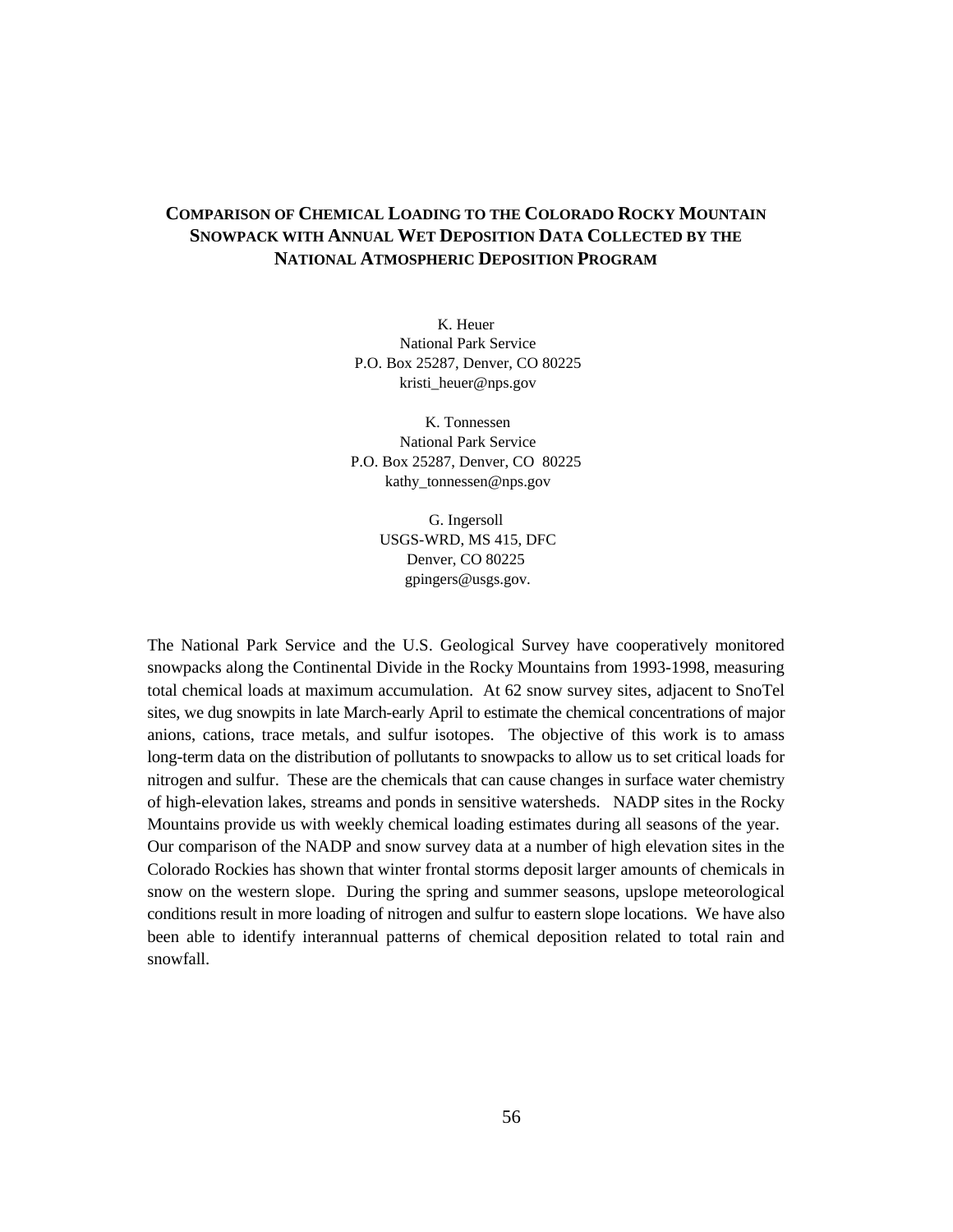# Comparison of Chemical Loading to the Colorado Rocky Mountain Snowpack with Annual Wet Deposition Data Collected by the National Atmospheric Deposition Program

K. Heuer
National Park Service
P.O. Box 25287, Denver, CO 80225
kristi_heuer@nps.gov

K. Tonnessen
National Park Service
P.O. Box 25287, Denver, CO 80225
kathy_tonnessen@nps.gov

G. Ingersoll
USGS-WRD, MS 415, DFC
Denver, CO 80225
gpingers@usgs.gov.

The National Park Service and the U.S. Geological Survey have cooperatively monitored snowpacks along the Continental Divide in the Rocky Mountains from 1993-1998, measuring total chemical loads at maximum accumulation. At 62 snow survey sites, adjacent to SnoTel sites, we dug snowpits in late March-early April to estimate the chemical concentrations of major anions, cations, trace metals, and sulfur isotopes. The objective of this work is to amass long-term data on the distribution of pollutants to snowpacks to allow us to set critical loads for nitrogen and sulfur. These are the chemicals that can cause changes in surface water chemistry of high-elevation lakes, streams and ponds in sensitive watersheds. NADP sites in the Rocky Mountains provide us with weekly chemical loading estimates during all seasons of the year. Our comparison of the NADP and snow survey data at a number of high elevation sites in the Colorado Rockies has shown that winter frontal storms deposit larger amounts of chemicals in snow on the western slope. During the spring and summer seasons, upslope meteorological conditions result in more loading of nitrogen and sulfur to eastern slope locations. We have also been able to identify interannual patterns of chemical deposition related to total rain and snowfall.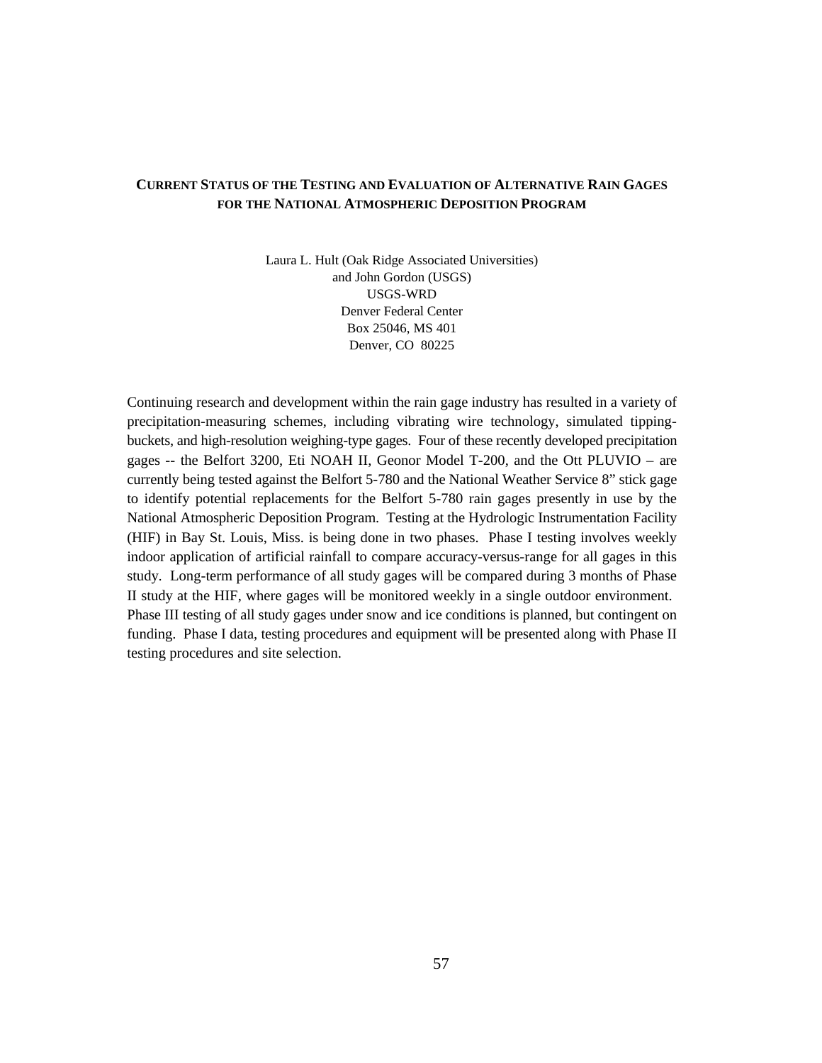## CURRENT STATUS OF THE TESTING AND EVALUATION OF ALTERNATIVE RAIN GAGES FOR THE NATIONAL ATMOSPHERIC DEPOSITION PROGRAM

Laura L. Hult (Oak Ridge Associated Universities)
and John Gordon (USGS)
USGS-WRD
Denver Federal Center
Box 25046, MS 401
Denver, CO 80225

Continuing research and development within the rain gage industry has resulted in a variety of precipitation-measuring schemes, including vibrating wire technology, simulated tipping-buckets, and high-resolution weighing-type gages. Four of these recently developed precipitation gages -- the Belfort 3200, Eti NOAH II, Geonor Model T-200, and the Ott PLUVIO – are currently being tested against the Belfort 5-780 and the National Weather Service 8" stick gage to identify potential replacements for the Belfort 5-780 rain gages presently in use by the National Atmospheric Deposition Program. Testing at the Hydrologic Instrumentation Facility (HIF) in Bay St. Louis, Miss. is being done in two phases. Phase I testing involves weekly indoor application of artificial rainfall to compare accuracy-versus-range for all gages in this study. Long-term performance of all study gages will be compared during 3 months of Phase II study at the HIF, where gages will be monitored weekly in a single outdoor environment. Phase III testing of all study gages under snow and ice conditions is planned, but contingent on funding. Phase I data, testing procedures and equipment will be presented along with Phase II testing procedures and site selection.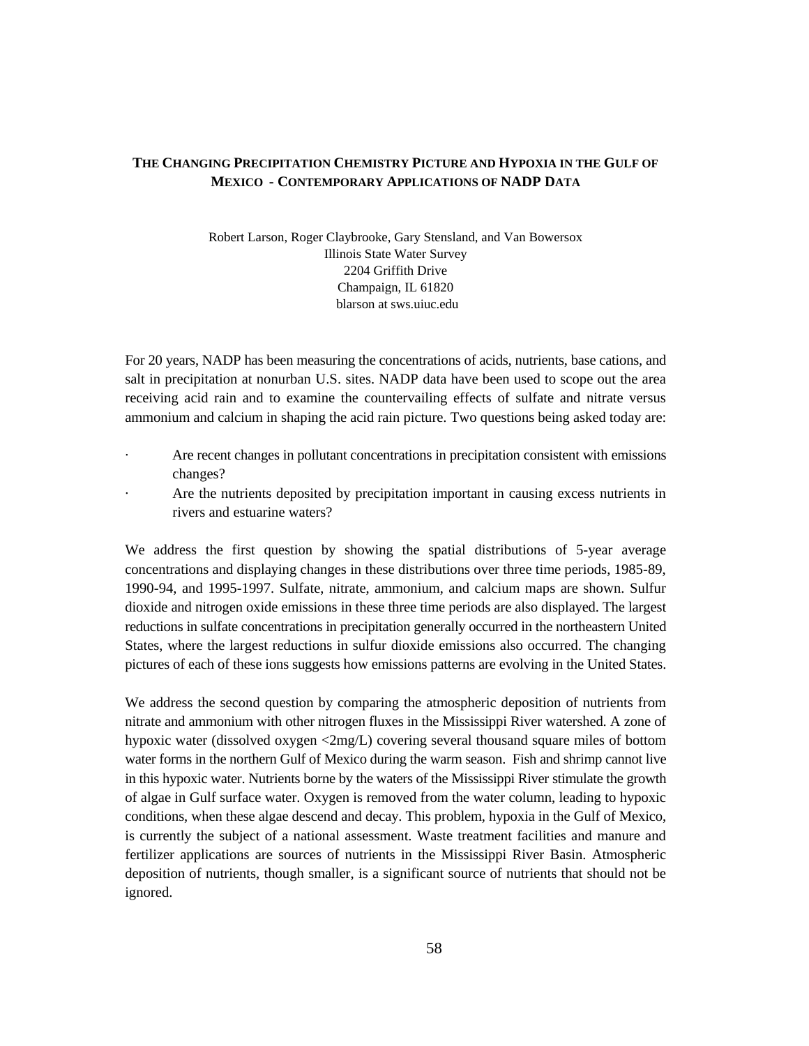## THE CHANGING PRECIPITATION CHEMISTRY PICTURE AND HYPOXIA IN THE GULF OF MEXICO - CONTEMPORARY APPLICATIONS OF NADP DATA

Robert Larson, Roger Claybrooke, Gary Stensland, and Van Bowersox
Illinois State Water Survey
2204 Griffith Drive
Champaign, IL 61820
blarson at sws.uiuc.edu

For 20 years, NADP has been measuring the concentrations of acids, nutrients, base cations, and salt in precipitation at nonurban U.S. sites. NADP data have been used to scope out the area receiving acid rain and to examine the countervailing effects of sulfate and nitrate versus ammonium and calcium in shaping the acid rain picture. Two questions being asked today are:

- Are recent changes in pollutant concentrations in precipitation consistent with emissions changes?
- Are the nutrients deposited by precipitation important in causing excess nutrients in rivers and estuarine waters?

We address the first question by showing the spatial distributions of 5-year average concentrations and displaying changes in these distributions over three time periods, 1985-89, 1990-94, and 1995-1997. Sulfate, nitrate, ammonium, and calcium maps are shown. Sulfur dioxide and nitrogen oxide emissions in these three time periods are also displayed. The largest reductions in sulfate concentrations in precipitation generally occurred in the northeastern United States, where the largest reductions in sulfur dioxide emissions also occurred. The changing pictures of each of these ions suggests how emissions patterns are evolving in the United States.

We address the second question by comparing the atmospheric deposition of nutrients from nitrate and ammonium with other nitrogen fluxes in the Mississippi River watershed. A zone of hypoxic water (dissolved oxygen <2mg/L) covering several thousand square miles of bottom water forms in the northern Gulf of Mexico during the warm season. Fish and shrimp cannot live in this hypoxic water. Nutrients borne by the waters of the Mississippi River stimulate the growth of algae in Gulf surface water. Oxygen is removed from the water column, leading to hypoxic conditions, when these algae descend and decay. This problem, hypoxia in the Gulf of Mexico, is currently the subject of a national assessment. Waste treatment facilities and manure and fertilizer applications are sources of nutrients in the Mississippi River Basin. Atmospheric deposition of nutrients, though smaller, is a significant source of nutrients that should not be ignored.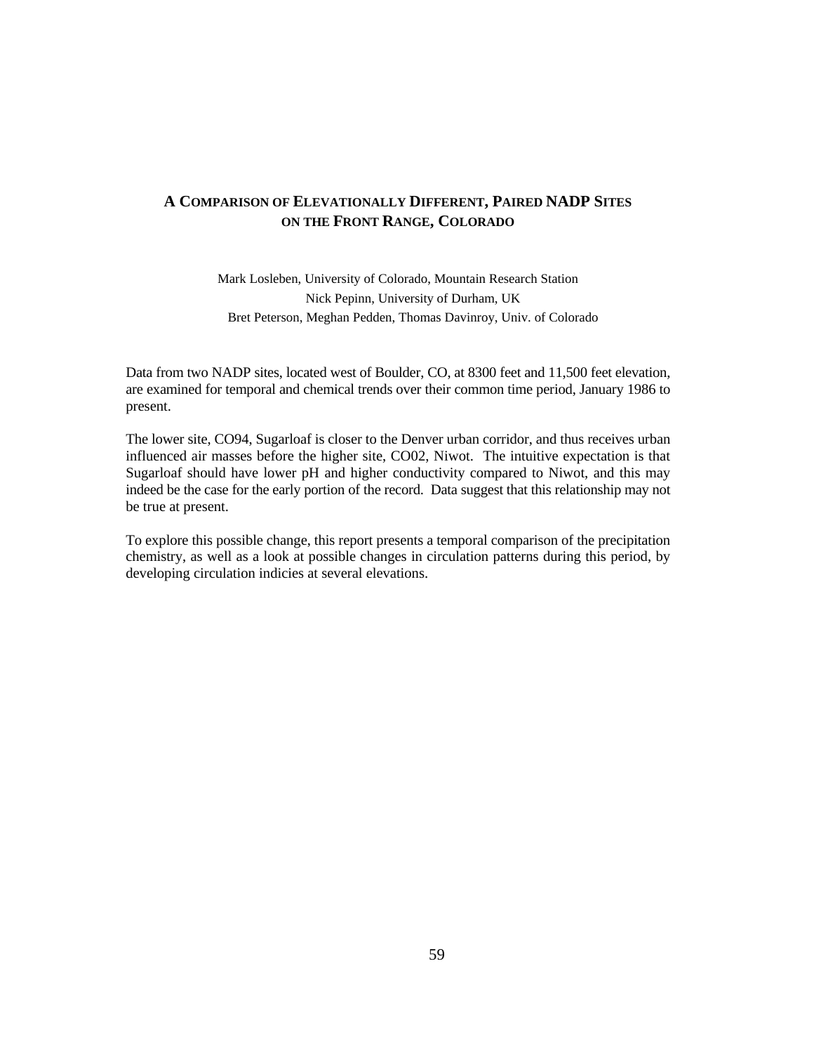# A Comparison of Elevationally Different, Paired NADP Sites on the Front Range, Colorado

Mark Losleben, University of Colorado, Mountain Research Station
Nick Pepinn, University of Durham, UK
Bret Peterson, Meghan Pedden, Thomas Davinroy, Univ. of Colorado

Data from two NADP sites, located west of Boulder, CO, at 8300 feet and 11,500 feet elevation, are examined for temporal and chemical trends over their common time period, January 1986 to present.

The lower site, CO94, Sugarloaf is closer to the Denver urban corridor, and thus receives urban influenced air masses before the higher site, CO02, Niwot. The intuitive expectation is that Sugarloaf should have lower pH and higher conductivity compared to Niwot, and this may indeed be the case for the early portion of the record. Data suggest that this relationship may not be true at present.

To explore this possible change, this report presents a temporal comparison of the precipitation chemistry, as well as a look at possible changes in circulation patterns during this period, by developing circulation indicies at several elevations.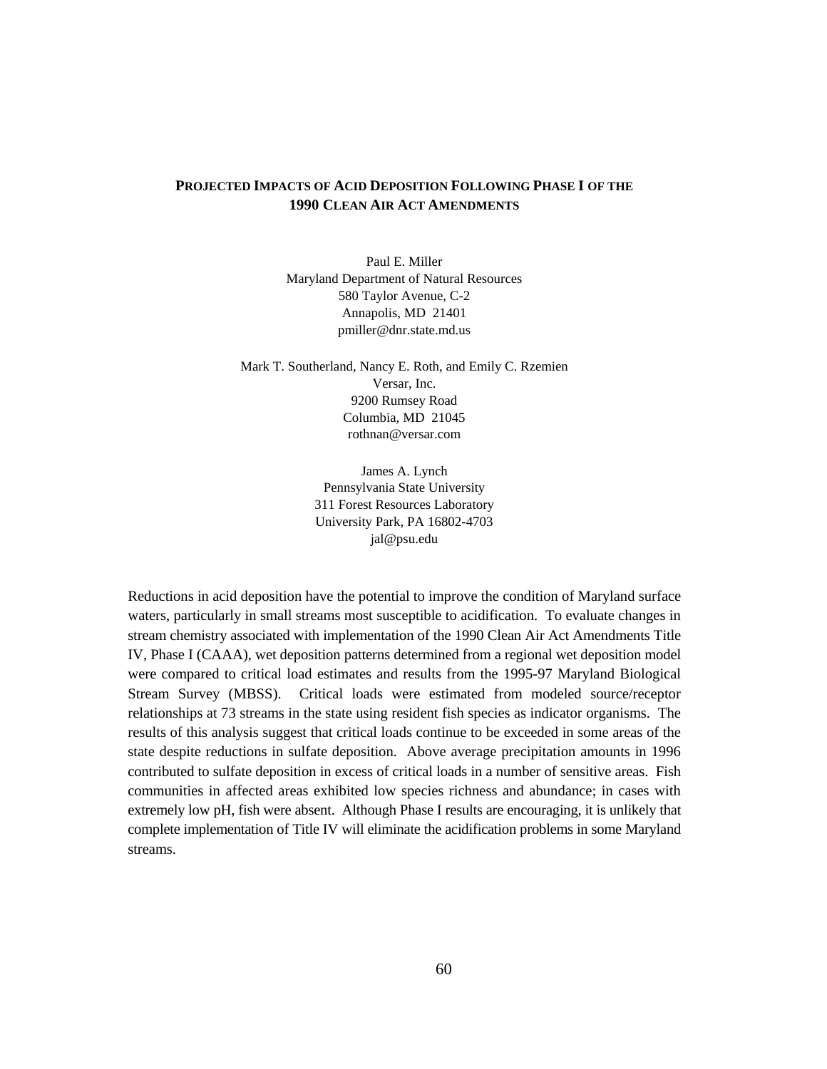# Projected Impacts of Acid Deposition Following Phase I of the 1990 Clean Air Act Amendments

Paul E. Miller
Maryland Department of Natural Resources
580 Taylor Avenue, C-2
Annapolis, MD 21401
pmiller@dnr.state.md.us

Mark T. Southerland, Nancy E. Roth, and Emily C. Rzemien
Versar, Inc.
9200 Rumsey Road
Columbia, MD 21045
rothnan@versar.com

James A. Lynch
Pennsylvania State University
311 Forest Resources Laboratory
University Park, PA 16802-4703
jal@psu.edu

Reductions in acid deposition have the potential to improve the condition of Maryland surface waters, particularly in small streams most susceptible to acidification. To evaluate changes in stream chemistry associated with implementation of the 1990 Clean Air Act Amendments Title IV, Phase I (CAAA), wet deposition patterns determined from a regional wet deposition model were compared to critical load estimates and results from the 1995-97 Maryland Biological Stream Survey (MBSS). Critical loads were estimated from modeled source/receptor relationships at 73 streams in the state using resident fish species as indicator organisms. The results of this analysis suggest that critical loads continue to be exceeded in some areas of the state despite reductions in sulfate deposition. Above average precipitation amounts in 1996 contributed to sulfate deposition in excess of critical loads in a number of sensitive areas. Fish communities in affected areas exhibited low species richness and abundance; in cases with extremely low pH, fish were absent. Although Phase I results are encouraging, it is unlikely that complete implementation of Title IV will eliminate the acidification problems in some Maryland streams.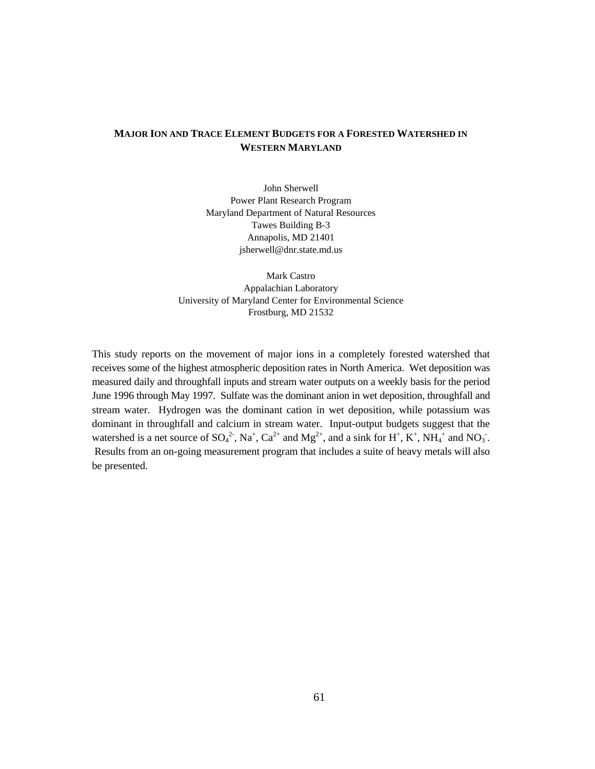## MAJOR ION AND TRACE ELEMENT BUDGETS FOR A FORESTED WATERSHED IN WESTERN MARYLAND

John Sherwell
Power Plant Research Program
Maryland Department of Natural Resources
Tawes Building B-3
Annapolis, MD 21401
jsherwell@dnr.state.md.us

Mark Castro
Appalachian Laboratory
University of Maryland Center for Environmental Science
Frostburg, MD 21532

This study reports on the movement of major ions in a completely forested watershed that receives some of the highest atmospheric deposition rates in North America. Wet deposition was measured daily and throughfall inputs and stream water outputs on a weekly basis for the period June 1996 through May 1997. Sulfate was the dominant anion in wet deposition, throughfall and stream water. Hydrogen was the dominant cation in wet deposition, while potassium was dominant in throughfall and calcium in stream water. Input-output budgets suggest that the watershed is a net source of $SO_4^{2-}$, $Na^+$, $Ca^{2+}$ and $Mg^{2+}$, and a sink for $H^+$, $K^+$, $NH_4^+$ and $NO_3^-$. Results from an on-going measurement program that includes a suite of heavy metals will also be presented.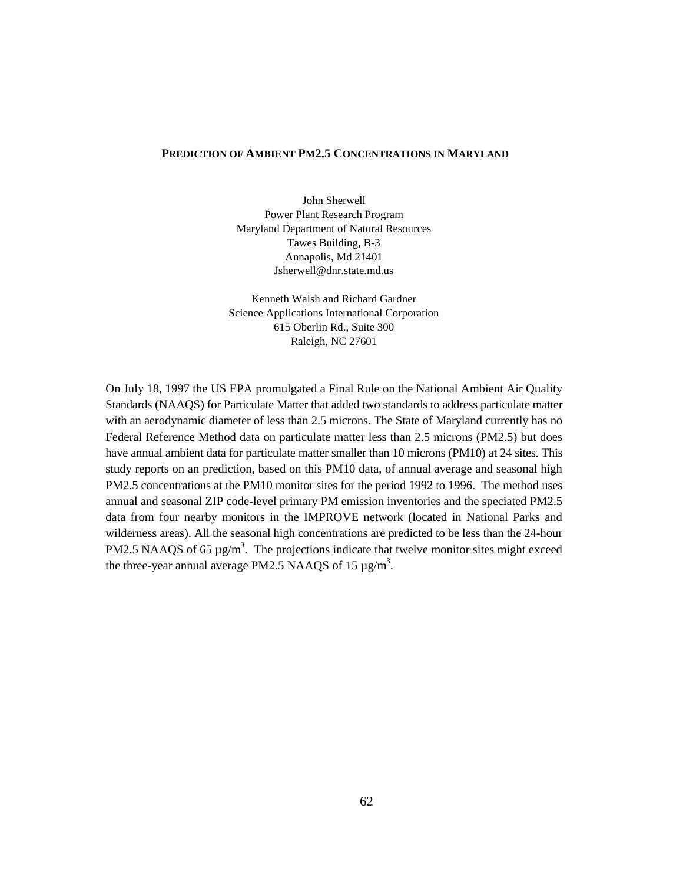**PREDICTION OF AMBIENT PM2.5 CONCENTRATIONS IN MARYLAND**

John Sherwell
Power Plant Research Program
Maryland Department of Natural Resources
Tawes Building, B-3
Annapolis, Md 21401
Jsherwell@dnr.state.md.us

Kenneth Walsh and Richard Gardner
Science Applications International Corporation
615 Oberlin Rd., Suite 300
Raleigh, NC 27601

On July 18, 1997 the US EPA promulgated a Final Rule on the National Ambient Air Quality Standards (NAAQS) for Particulate Matter that added two standards to address particulate matter with an aerodynamic diameter of less than 2.5 microns. The State of Maryland currently has no Federal Reference Method data on particulate matter less than 2.5 microns (PM2.5) but does have annual ambient data for particulate matter smaller than 10 microns (PM10) at 24 sites. This study reports on an prediction, based on this PM10 data, of annual average and seasonal high PM2.5 concentrations at the PM10 monitor sites for the period 1992 to 1996. The method uses annual and seasonal ZIP code-level primary PM emission inventories and the speciated PM2.5 data from four nearby monitors in the IMPROVE network (located in National Parks and wilderness areas). All the seasonal high concentrations are predicted to be less than the 24-hour PM2.5 NAAQS of 65 $\mu g/m^3$. The projections indicate that twelve monitor sites might exceed the three-year annual average PM2.5 NAAQS of 15 $\mu g/m^3$.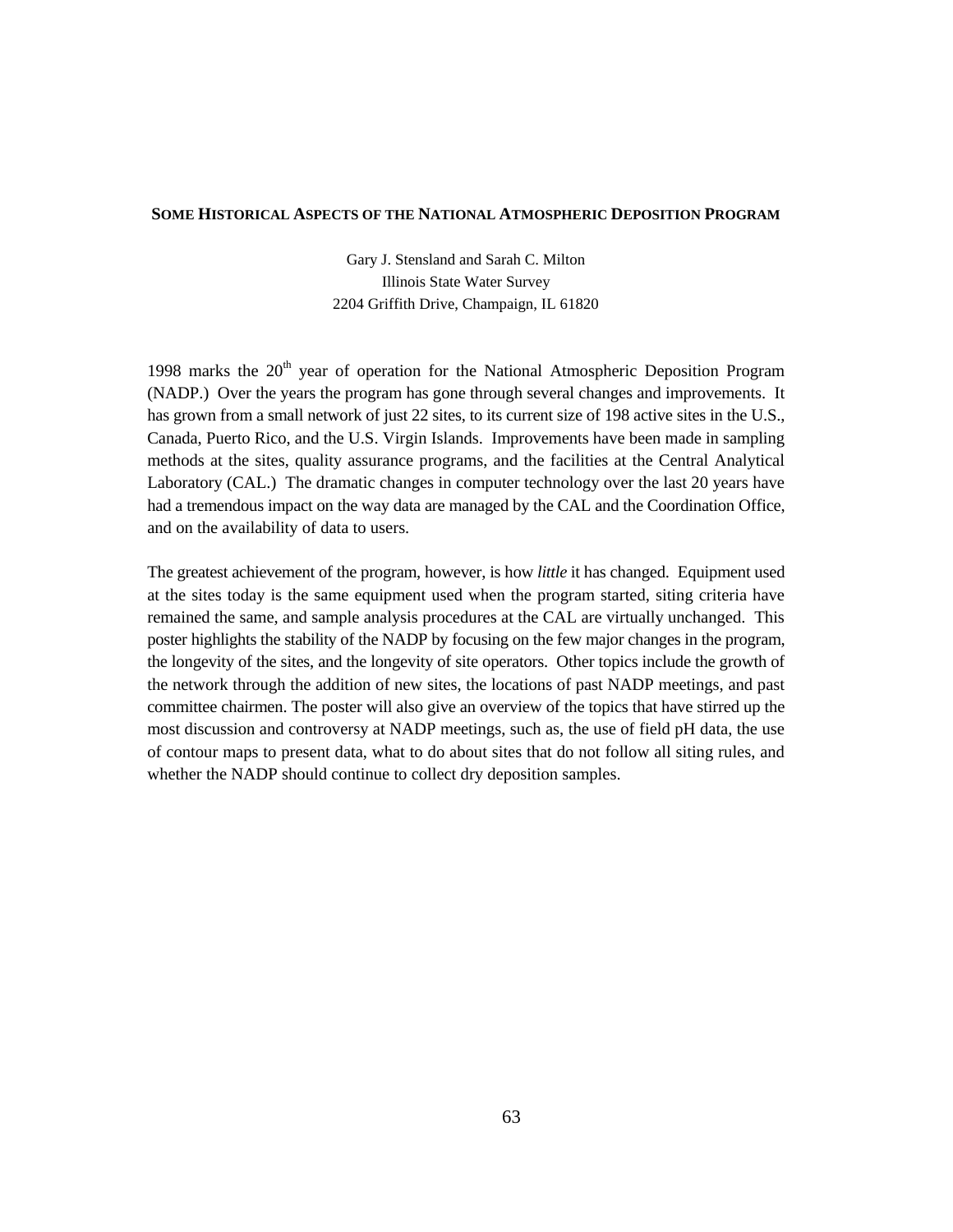## Some Historical Aspects of the National Atmospheric Deposition Program

Gary J. Stensland and Sarah C. Milton
Illinois State Water Survey
2204 Griffith Drive, Champaign, IL 61820

1998 marks the $20^{th}$ year of operation for the National Atmospheric Deposition Program (NADP.) Over the years the program has gone through several changes and improvements. It has grown from a small network of just 22 sites, to its current size of 198 active sites in the U.S., Canada, Puerto Rico, and the U.S. Virgin Islands. Improvements have been made in sampling methods at the sites, quality assurance programs, and the facilities at the Central Analytical Laboratory (CAL.) The dramatic changes in computer technology over the last 20 years have had a tremendous impact on the way data are managed by the CAL and the Coordination Office, and on the availability of data to users.

The greatest achievement of the program, however, is how *little* it has changed. Equipment used at the sites today is the same equipment used when the program started, siting criteria have remained the same, and sample analysis procedures at the CAL are virtually unchanged. This poster highlights the stability of the NADP by focusing on the few major changes in the program, the longevity of the sites, and the longevity of site operators. Other topics include the growth of the network through the addition of new sites, the locations of past NADP meetings, and past committee chairmen. The poster will also give an overview of the topics that have stirred up the most discussion and controversy at NADP meetings, such as, the use of field pH data, the use of contour maps to present data, what to do about sites that do not follow all siting rules, and whether the NADP should continue to collect dry deposition samples.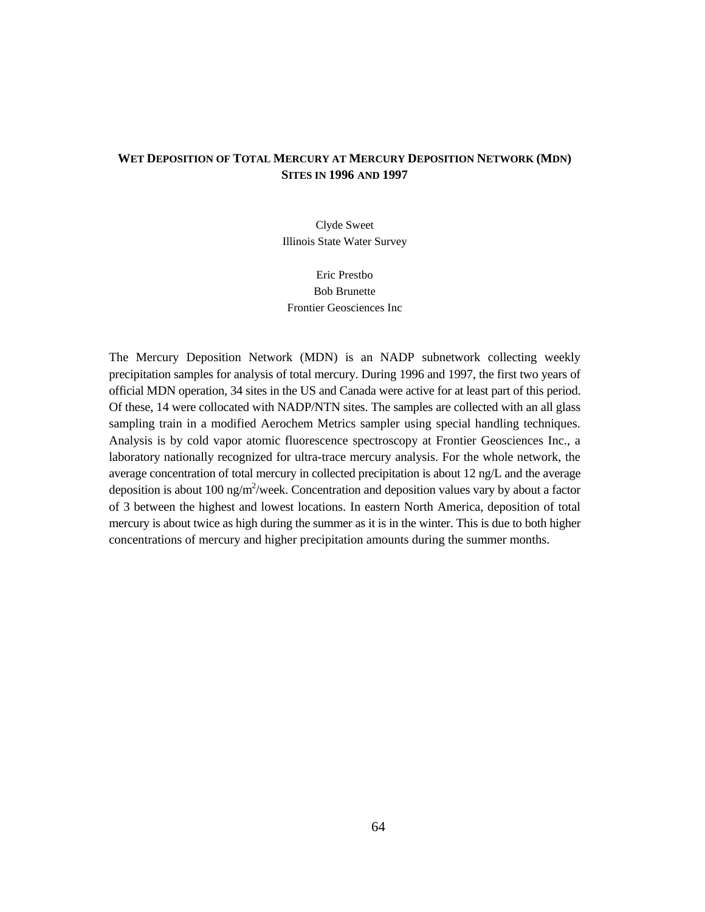## Wet Deposition of Total Mercury at Mercury Deposition Network (MDN) Sites in 1996 and 1997

Clyde Sweet
Illinois State Water Survey

Eric Prestbo
Bob Brunette
Frontier Geosciences Inc

The Mercury Deposition Network (MDN) is an NADP subnetwork collecting weekly precipitation samples for analysis of total mercury. During 1996 and 1997, the first two years of official MDN operation, 34 sites in the US and Canada were active for at least part of this period. Of these, 14 were collocated with NADP/NTN sites. The samples are collected with an all glass sampling train in a modified Aerochem Metrics sampler using special handling techniques. Analysis is by cold vapor atomic fluorescence spectroscopy at Frontier Geosciences Inc., a laboratory nationally recognized for ultra-trace mercury analysis. For the whole network, the average concentration of total mercury in collected precipitation is about 12 ng/L and the average deposition is about 100 ng/m$^2$/week. Concentration and deposition values vary by about a factor of 3 between the highest and lowest locations. In eastern North America, deposition of total mercury is about twice as high during the summer as it is in the winter. This is due to both higher concentrations of mercury and higher precipitation amounts during the summer months.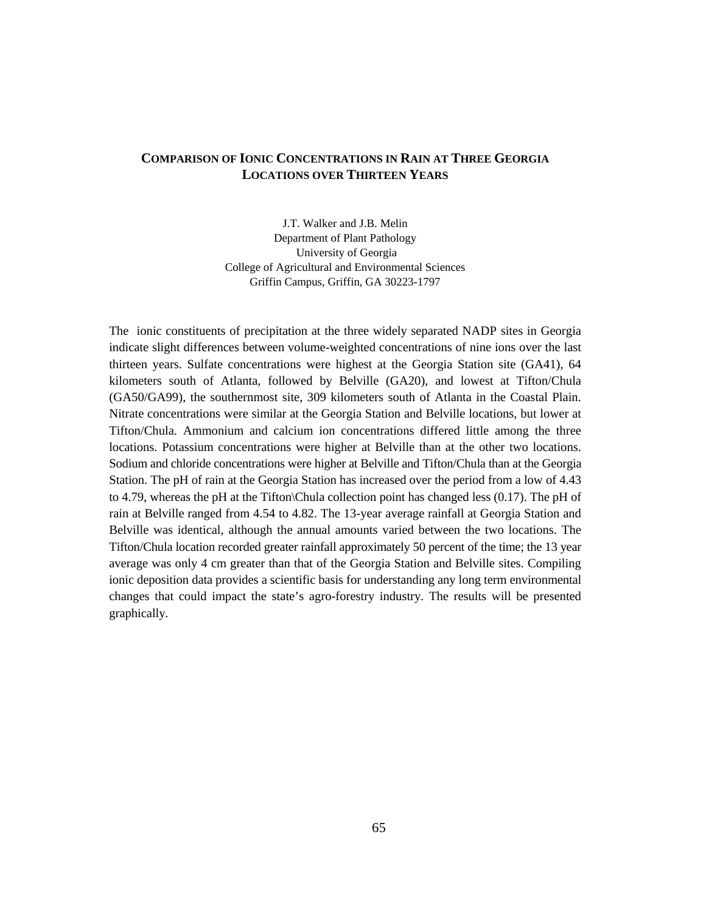# Comparison of Ionic Concentrations in Rain at Three Georgia Locations over Thirteen Years

J.T. Walker and J.B. Melin
Department of Plant Pathology
University of Georgia
College of Agricultural and Environmental Sciences
Griffin Campus, Griffin, GA 30223-1797

The ionic constituents of precipitation at the three widely separated NADP sites in Georgia indicate slight differences between volume-weighted concentrations of nine ions over the last thirteen years. Sulfate concentrations were highest at the Georgia Station site (GA41), 64 kilometers south of Atlanta, followed by Belville (GA20), and lowest at Tifton/Chula (GA50/GA99), the southernmost site, 309 kilometers south of Atlanta in the Coastal Plain. Nitrate concentrations were similar at the Georgia Station and Belville locations, but lower at Tifton/Chula. Ammonium and calcium ion concentrations differed little among the three locations. Potassium concentrations were higher at Belville than at the other two locations. Sodium and chloride concentrations were higher at Belville and Tifton/Chula than at the Georgia Station. The pH of rain at the Georgia Station has increased over the period from a low of 4.43 to 4.79, whereas the pH at the Tifton\Chula collection point has changed less (0.17). The pH of rain at Belville ranged from 4.54 to 4.82. The 13-year average rainfall at Georgia Station and Belville was identical, although the annual amounts varied between the two locations. The Tifton/Chula location recorded greater rainfall approximately 50 percent of the time; the 13 year average was only 4 cm greater than that of the Georgia Station and Belville sites. Compiling ionic deposition data provides a scientific basis for understanding any long term environmental changes that could impact the state's agro-forestry industry. The results will be presented graphically.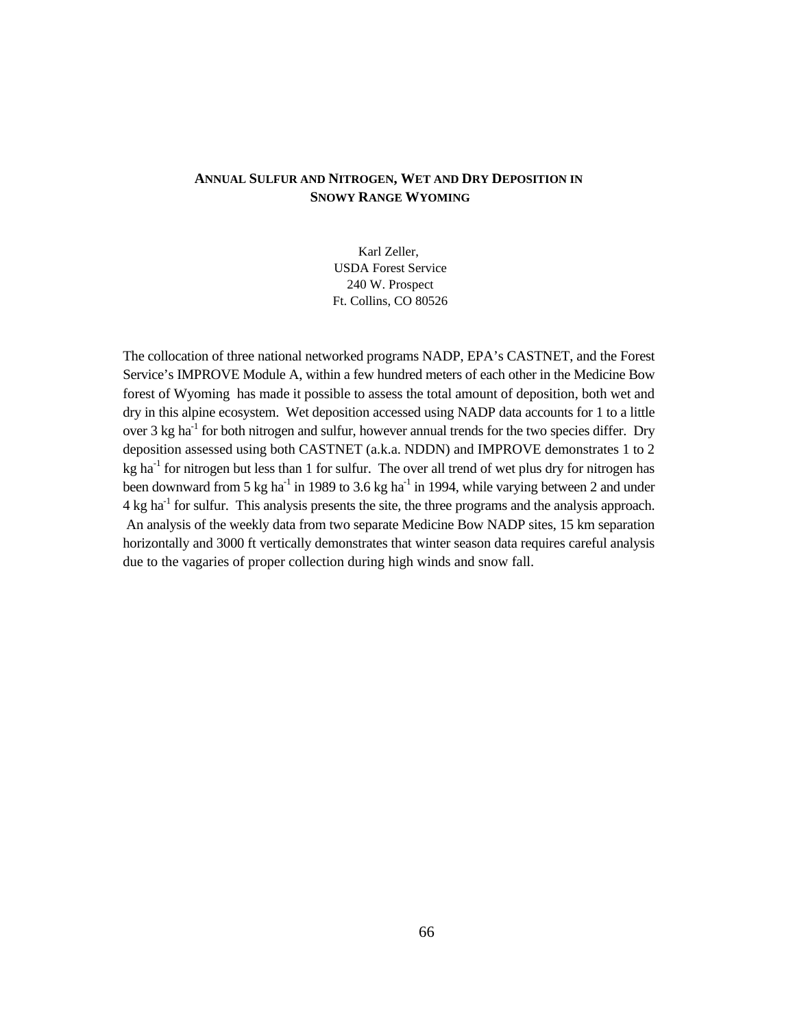# ANNUAL SULFUR AND NITROGEN, WET AND DRY DEPOSITION IN SNOWY RANGE WYOMING

Karl Zeller,
USDA Forest Service
240 W. Prospect
Ft. Collins, CO 80526

The collocation of three national networked programs NADP, EPA's CASTNET, and the Forest Service's IMPROVE Module A, within a few hundred meters of each other in the Medicine Bow forest of Wyoming has made it possible to assess the total amount of deposition, both wet and dry in this alpine ecosystem. Wet deposition accessed using NADP data accounts for 1 to a little over 3 kg $ha^{-1}$ for both nitrogen and sulfur, however annual trends for the two species differ. Dry deposition assessed using both CASTNET (a.k.a. NDDN) and IMPROVE demonstrates 1 to 2 kg $ha^{-1}$ for nitrogen but less than 1 for sulfur. The over all trend of wet plus dry for nitrogen has been downward from 5 kg $ha^{-1}$ in 1989 to 3.6 kg $ha^{-1}$ in 1994, while varying between 2 and under 4 kg $ha^{-1}$ for sulfur. This analysis presents the site, the three programs and the analysis approach. An analysis of the weekly data from two separate Medicine Bow NADP sites, 15 km separation horizontally and 3000 ft vertically demonstrates that winter season data requires careful analysis due to the vagaries of proper collection during high winds and snow fall.